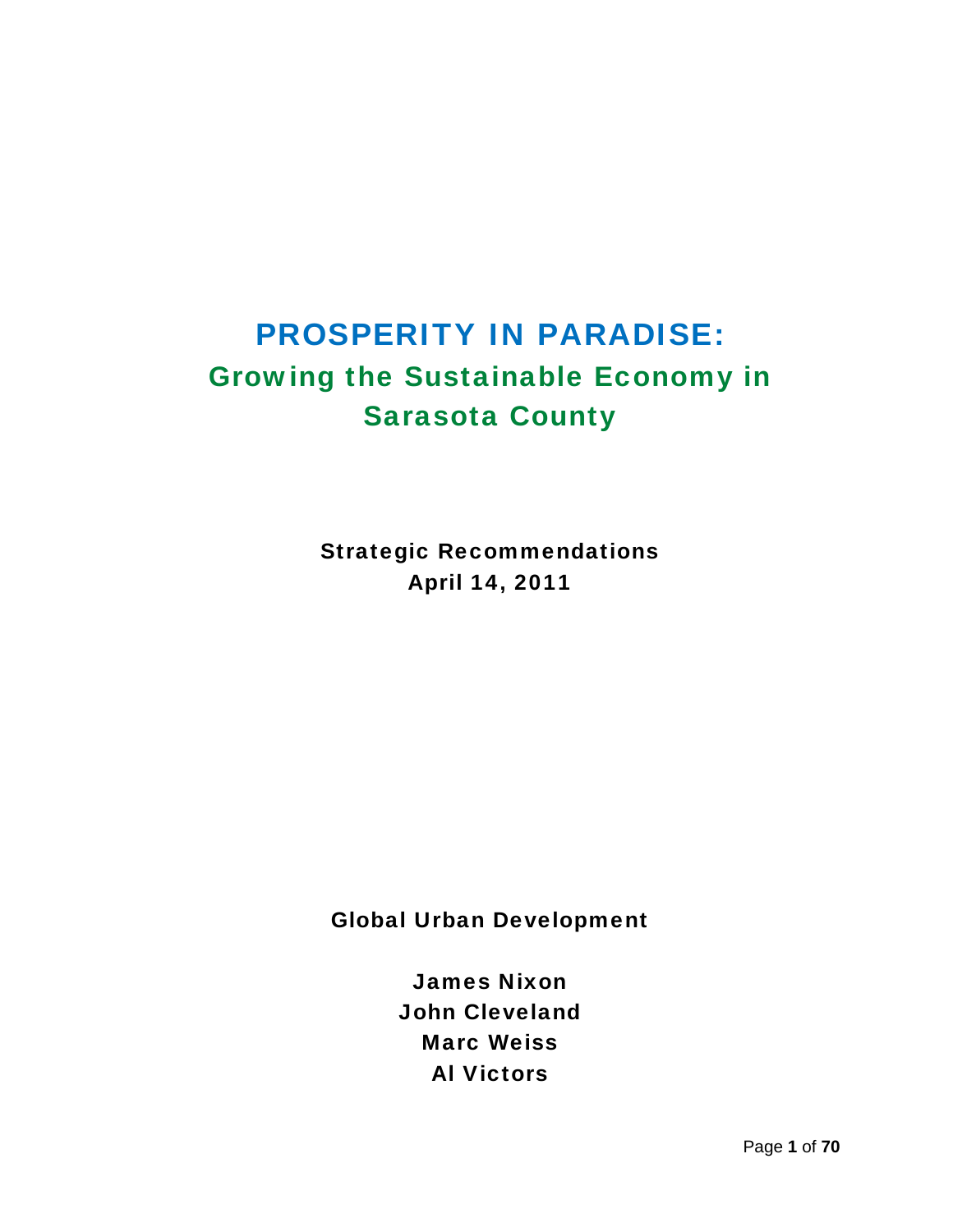# PROSPERITY IN PARADISE:

## Growing the Sustainable Economy in Sarasota County

**Strategic Recommendations**
**April 14, 2011**

**Global Urban Development**

**James Nixon**
**John Cleveland**
**Marc Weiss**
**Al Victors**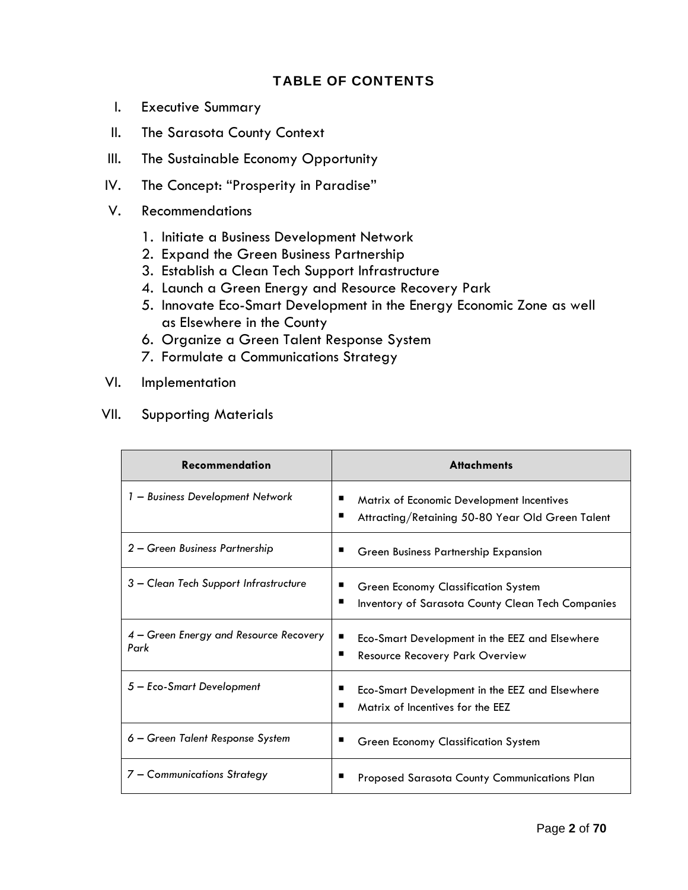# TABLE OF CONTENTS

I. Executive Summary

II. The Sarasota County Context

III. The Sustainable Economy Opportunity

IV. The Concept: "Prosperity in Paradise"

V. Recommendations

1. Initiate a Business Development Network
2. Expand the Green Business Partnership
3. Establish a Clean Tech Support Infrastructure
4. Launch a Green Energy and Resource Recovery Park
5. Innovate Eco-Smart Development in the Energy Economic Zone as well as Elsewhere in the County
6. Organize a Green Talent Response System
7. Formulate a Communications Strategy

VI. Implementation

VII. Supporting Materials

| Recommendation | Attachments |
|---|---|
| *1 – Business Development Network* | ▪ Matrix of Economic Development Incentives<br>▪ Attracting/Retaining 50-80 Year Old Green Talent |
| *2 – Green Business Partnership* | ▪ Green Business Partnership Expansion |
| *3 – Clean Tech Support Infrastructure* | ▪ Green Economy Classification System<br>▪ Inventory of Sarasota County Clean Tech Companies |
| *4 – Green Energy and Resource Recovery Park* | ▪ Eco-Smart Development in the EEZ and Elsewhere<br>▪ Resource Recovery Park Overview |
| *5 – Eco-Smart Development* | ▪ Eco-Smart Development in the EEZ and Elsewhere<br>▪ Matrix of Incentives for the EEZ |
| *6 – Green Talent Response System* | ▪ Green Economy Classification System |
| *7 – Communications Strategy* | ▪ Proposed Sarasota County Communications Plan |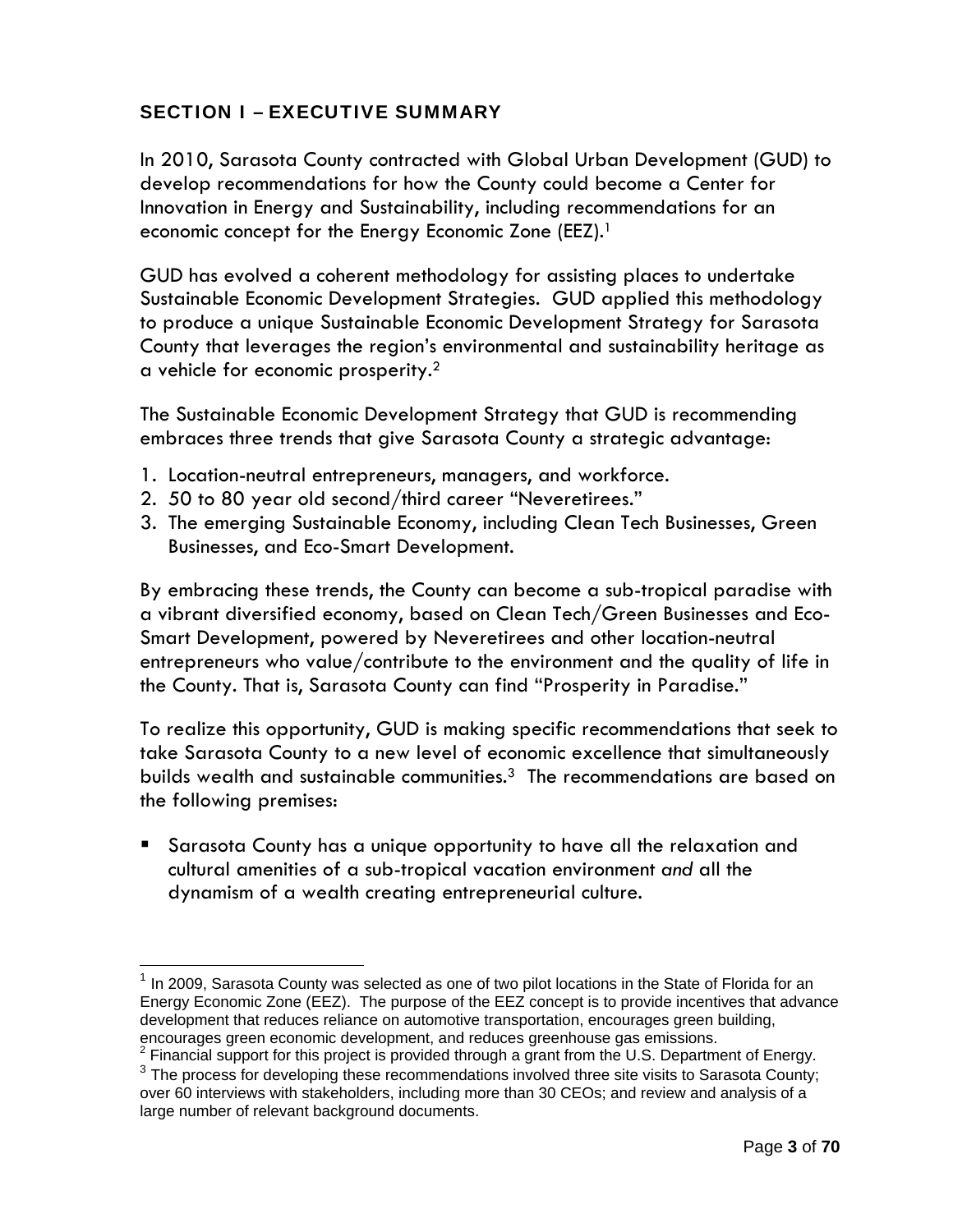## SECTION I – EXECUTIVE SUMMARY

In 2010, Sarasota County contracted with Global Urban Development (GUD) to develop recommendations for how the County could become a Center for Innovation in Energy and Sustainability, including recommendations for an economic concept for the Energy Economic Zone (EEZ).[1]

GUD has evolved a coherent methodology for assisting places to undertake Sustainable Economic Development Strategies. GUD applied this methodology to produce a unique Sustainable Economic Development Strategy for Sarasota County that leverages the region's environmental and sustainability heritage as a vehicle for economic prosperity.[2]

The Sustainable Economic Development Strategy that GUD is recommending embraces three trends that give Sarasota County a strategic advantage:

1. Location-neutral entrepreneurs, managers, and workforce.
2. 50 to 80 year old second/third career "Neveretirees."
3. The emerging Sustainable Economy, including Clean Tech Businesses, Green Businesses, and Eco-Smart Development.

By embracing these trends, the County can become a sub-tropical paradise with a vibrant diversified economy, based on Clean Tech/Green Businesses and Eco-Smart Development, powered by Neveretirees and other location-neutral entrepreneurs who value/contribute to the environment and the quality of life in the County. That is, Sarasota County can find "Prosperity in Paradise."

To realize this opportunity, GUD is making specific recommendations that seek to take Sarasota County to a new level of economic excellence that simultaneously builds wealth and sustainable communities.[3] The recommendations are based on the following premises:

- Sarasota County has a unique opportunity to have all the relaxation and cultural amenities of a sub-tropical vacation environment *and* all the dynamism of a wealth creating entrepreneurial culture.

---

[1] In 2009, Sarasota County was selected as one of two pilot locations in the State of Florida for an Energy Economic Zone (EEZ). The purpose of the EEZ concept is to provide incentives that advance development that reduces reliance on automotive transportation, encourages green building, encourages green economic development, and reduces greenhouse gas emissions.

[2] Financial support for this project is provided through a grant from the U.S. Department of Energy.

[3] The process for developing these recommendations involved three site visits to Sarasota County; over 60 interviews with stakeholders, including more than 30 CEOs; and review and analysis of a large number of relevant background documents.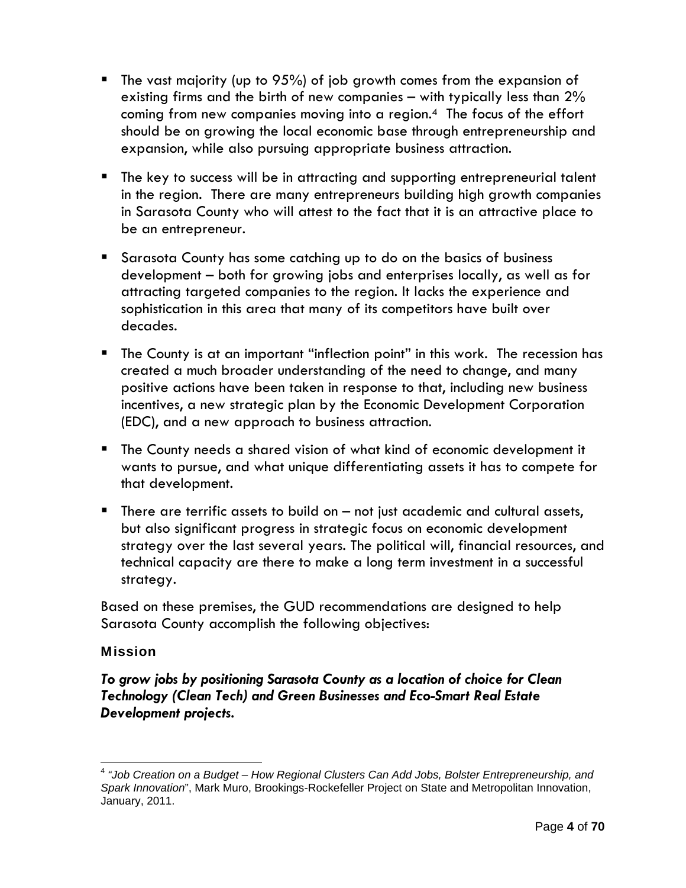- The vast majority (up to 95%) of job growth comes from the expansion of existing firms and the birth of new companies – with typically less than 2% coming from new companies moving into a region.[4] The focus of the effort should be on growing the local economic base through entrepreneurship and expansion, while also pursuing appropriate business attraction.

- The key to success will be in attracting and supporting entrepreneurial talent in the region. There are many entrepreneurs building high growth companies in Sarasota County who will attest to the fact that it is an attractive place to be an entrepreneur.

- Sarasota County has some catching up to do on the basics of business development – both for growing jobs and enterprises locally, as well as for attracting targeted companies to the region. It lacks the experience and sophistication in this area that many of its competitors have built over decades.

- The County is at an important "inflection point" in this work. The recession has created a much broader understanding of the need to change, and many positive actions have been taken in response to that, including new business incentives, a new strategic plan by the Economic Development Corporation (EDC), and a new approach to business attraction.

- The County needs a shared vision of what kind of economic development it wants to pursue, and what unique differentiating assets it has to compete for that development.

- There are terrific assets to build on – not just academic and cultural assets, but also significant progress in strategic focus on economic development strategy over the last several years. The political will, financial resources, and technical capacity are there to make a long term investment in a successful strategy.

Based on these premises, the GUD recommendations are designed to help Sarasota County accomplish the following objectives:

### Mission

***To grow jobs by positioning Sarasota County as a location of choice for Clean Technology (Clean Tech) and Green Businesses and Eco-Smart Real Estate Development projects.***

---

[4] *"Job Creation on a Budget – How Regional Clusters Can Add Jobs, Bolster Entrepreneurship, and Spark Innovation*", Mark Muro, Brookings-Rockefeller Project on State and Metropolitan Innovation, January, 2011.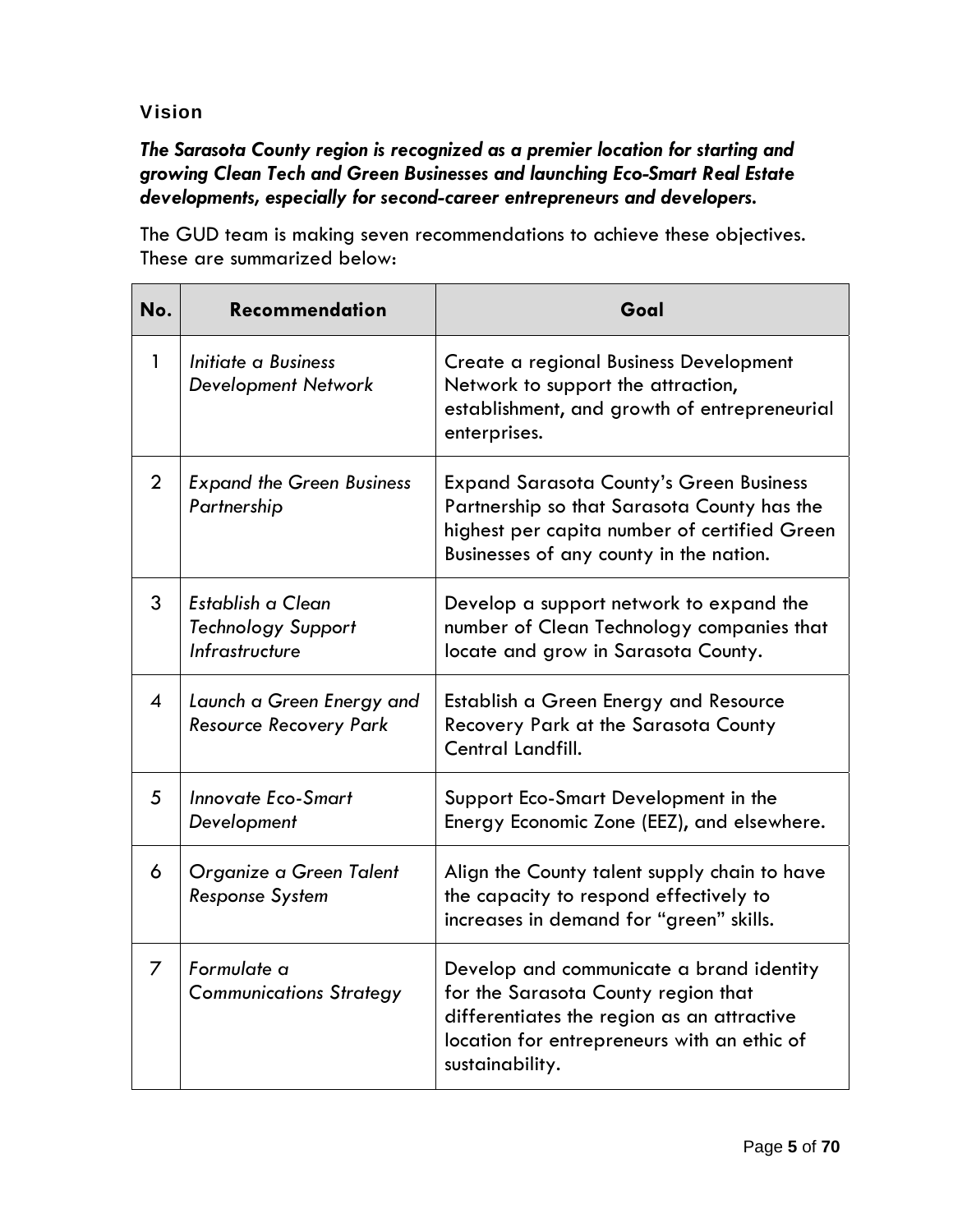## Vision

***The Sarasota County region is recognized as a premier location for starting and growing Clean Tech and Green Businesses and launching Eco-Smart Real Estate developments, especially for second-career entrepreneurs and developers.***

The GUD team is making seven recommendations to achieve these objectives. These are summarized below:

| No. | Recommendation | Goal |
|---|---|---|
| 1 | *Initiate a Business Development Network* | Create a regional Business Development Network to support the attraction, establishment, and growth of entrepreneurial enterprises. |
| 2 | *Expand the Green Business Partnership* | Expand Sarasota County's Green Business Partnership so that Sarasota County has the highest per capita number of certified Green Businesses of any county in the nation. |
| 3 | *Establish a Clean Technology Support Infrastructure* | Develop a support network to expand the number of Clean Technology companies that locate and grow in Sarasota County. |
| 4 | *Launch a Green Energy and Resource Recovery Park* | Establish a Green Energy and Resource Recovery Park at the Sarasota County Central Landfill. |
| 5 | *Innovate Eco-Smart Development* | Support Eco-Smart Development in the Energy Economic Zone (EEZ), and elsewhere. |
| 6 | *Organize a Green Talent Response System* | Align the County talent supply chain to have the capacity to respond effectively to increases in demand for "green" skills. |
| 7 | *Formulate a Communications Strategy* | Develop and communicate a brand identity for the Sarasota County region that differentiates the region as an attractive location for entrepreneurs with an ethic of sustainability. |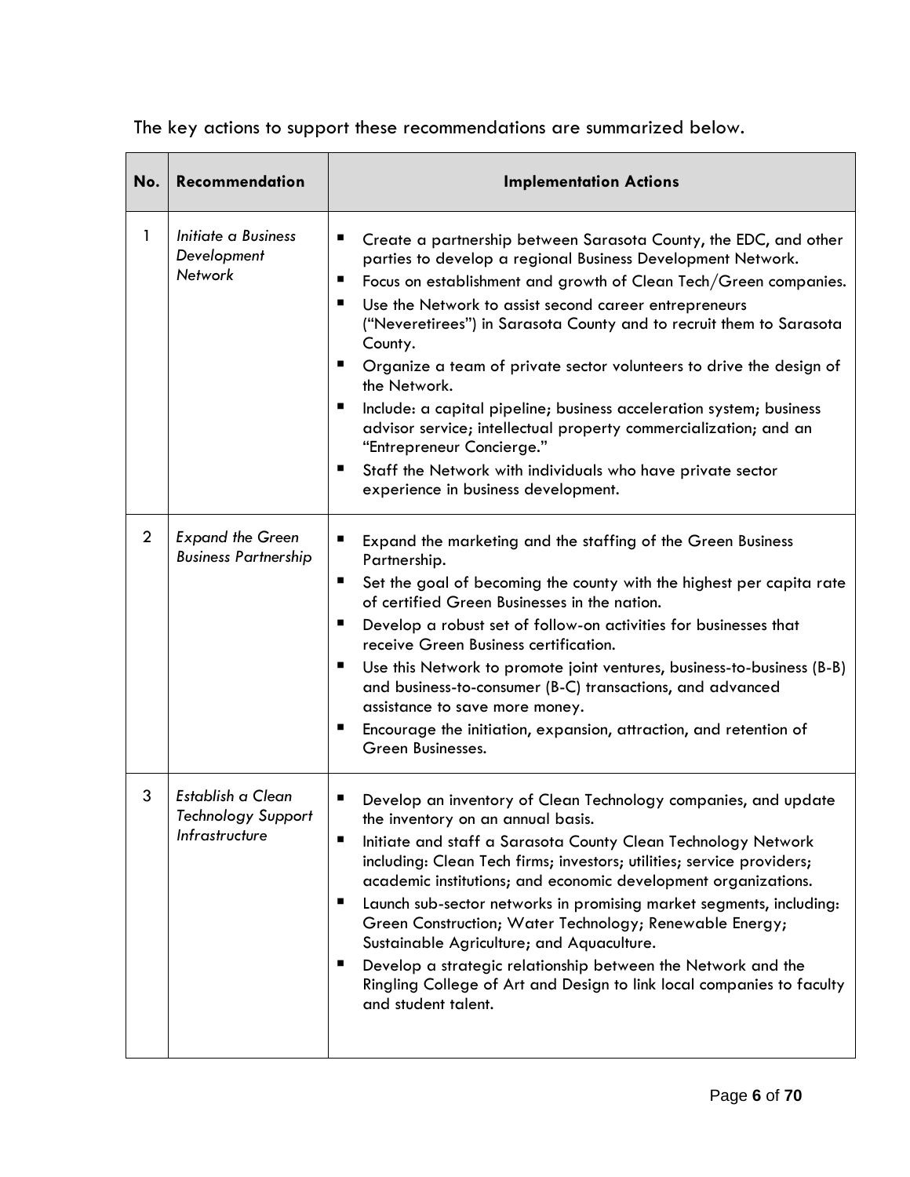The key actions to support these recommendations are summarized below.

| No. | Recommendation | Implementation Actions |
| --- | --- | --- |
| 1 | *Initiate a Business Development Network* | ▪ Create a partnership between Sarasota County, the EDC, and other parties to develop a regional Business Development Network.<br>▪ Focus on establishment and growth of Clean Tech/Green companies.<br>▪ Use the Network to assist second career entrepreneurs ("Neveretirees") in Sarasota County and to recruit them to Sarasota County.<br>▪ Organize a team of private sector volunteers to drive the design of the Network.<br>▪ Include: a capital pipeline; business acceleration system; business advisor service; intellectual property commercialization; and an "Entrepreneur Concierge."<br>▪ Staff the Network with individuals who have private sector experience in business development. |
| 2 | *Expand the Green Business Partnership* | ▪ Expand the marketing and the staffing of the Green Business Partnership.<br>▪ Set the goal of becoming the county with the highest per capita rate of certified Green Businesses in the nation.<br>▪ Develop a robust set of follow-on activities for businesses that receive Green Business certification.<br>▪ Use this Network to promote joint ventures, business-to-business (B-B) and business-to-consumer (B-C) transactions, and advanced assistance to save more money.<br>▪ Encourage the initiation, expansion, attraction, and retention of Green Businesses. |
| 3 | *Establish a Clean Technology Support Infrastructure* | ▪ Develop an inventory of Clean Technology companies, and update the inventory on an annual basis.<br>▪ Initiate and staff a Sarasota County Clean Technology Network including: Clean Tech firms; investors; utilities; service providers; academic institutions; and economic development organizations.<br>▪ Launch sub-sector networks in promising market segments, including: Green Construction; Water Technology; Renewable Energy; Sustainable Agriculture; and Aquaculture.<br>▪ Develop a strategic relationship between the Network and the Ringling College of Art and Design to link local companies to faculty and student talent. |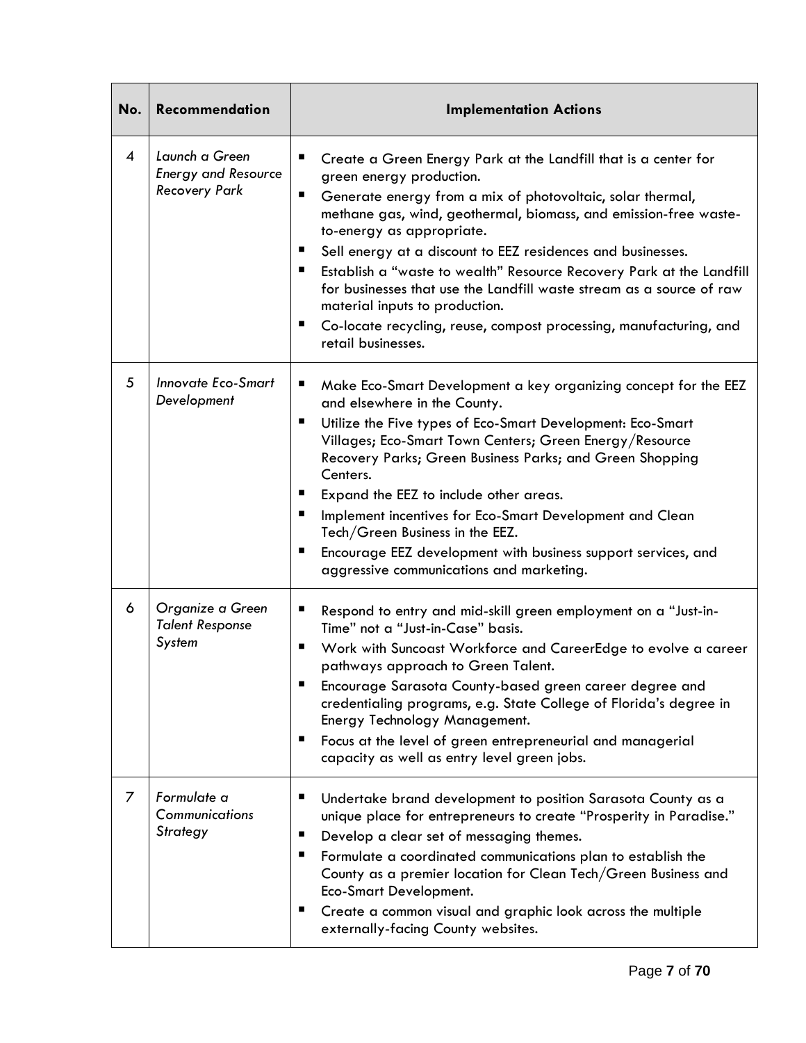| No. | Recommendation | Implementation Actions |
|---|---|---|
| 4 | *Launch a Green Energy and Resource Recovery Park* | ▪ Create a Green Energy Park at the Landfill that is a center for green energy production.<br>▪ Generate energy from a mix of photovoltaic, solar thermal, methane gas, wind, geothermal, biomass, and emission-free waste-to-energy as appropriate.<br>▪ Sell energy at a discount to EEZ residences and businesses.<br>▪ Establish a "waste to wealth" Resource Recovery Park at the Landfill for businesses that use the Landfill waste stream as a source of raw material inputs to production.<br>▪ Co-locate recycling, reuse, compost processing, manufacturing, and retail businesses. |
| 5 | *Innovate Eco-Smart Development* | ▪ Make Eco-Smart Development a key organizing concept for the EEZ and elsewhere in the County.<br>▪ Utilize the Five types of Eco-Smart Development: Eco-Smart Villages; Eco-Smart Town Centers; Green Energy/Resource Recovery Parks; Green Business Parks; and Green Shopping Centers.<br>▪ Expand the EEZ to include other areas.<br>▪ Implement incentives for Eco-Smart Development and Clean Tech/Green Business in the EEZ.<br>▪ Encourage EEZ development with business support services, and aggressive communications and marketing. |
| 6 | *Organize a Green Talent Response System* | ▪ Respond to entry and mid-skill green employment on a "Just-in-Time" not a "Just-in-Case" basis.<br>▪ Work with Suncoast Workforce and CareerEdge to evolve a career pathways approach to Green Talent.<br>▪ Encourage Sarasota County-based green career degree and credentialing programs, e.g. State College of Florida's degree in Energy Technology Management.<br>▪ Focus at the level of green entrepreneurial and managerial capacity as well as entry level green jobs. |
| 7 | *Formulate a Communications Strategy* | ▪ Undertake brand development to position Sarasota County as a unique place for entrepreneurs to create "Prosperity in Paradise."<br>▪ Develop a clear set of messaging themes.<br>▪ Formulate a coordinated communications plan to establish the County as a premier location for Clean Tech/Green Business and Eco-Smart Development.<br>▪ Create a common visual and graphic look across the multiple externally-facing County websites. |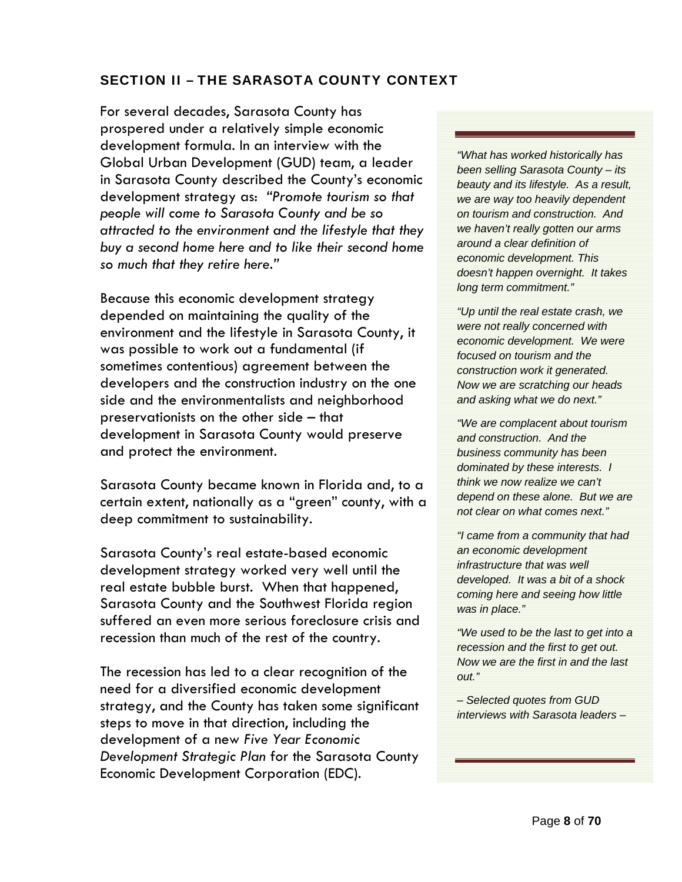## SECTION II – THE SARASOTA COUNTY CONTEXT

For several decades, Sarasota County has prospered under a relatively simple economic development formula. In an interview with the Global Urban Development (GUD) team, a leader in Sarasota County described the County's economic development strategy as: *"Promote tourism so that people will come to Sarasota County and be so attracted to the environment and the lifestyle that they buy a second home here and to like their second home so much that they retire here."*

Because this economic development strategy depended on maintaining the quality of the environment and the lifestyle in Sarasota County, it was possible to work out a fundamental (if sometimes contentious) agreement between the developers and the construction industry on the one side and the environmentalists and neighborhood preservationists on the other side – that development in Sarasota County would preserve and protect the environment.

Sarasota County became known in Florida and, to a certain extent, nationally as a "green" county, with a deep commitment to sustainability.

Sarasota County's real estate-based economic development strategy worked very well until the real estate bubble burst. When that happened, Sarasota County and the Southwest Florida region suffered an even more serious foreclosure crisis and recession than much of the rest of the country.

The recession has led to a clear recognition of the need for a diversified economic development strategy, and the County has taken some significant steps to move in that direction, including the development of a new *Five Year Economic Development Strategic Plan* for the Sarasota County Economic Development Corporation (EDC).

---

*"What has worked historically has been selling Sarasota County – its beauty and its lifestyle. As a result, we are way too heavily dependent on tourism and construction. And we haven't really gotten our arms around a clear definition of economic development. This doesn't happen overnight. It takes long term commitment."*

*"Up until the real estate crash, we were not really concerned with economic development. We were focused on tourism and the construction work it generated. Now we are scratching our heads and asking what we do next."*

*"We are complacent about tourism and construction. And the business community has been dominated by these interests. I think we now realize we can't depend on these alone. But we are not clear on what comes next."*

*"I came from a community that had an economic development infrastructure that was well developed. It was a bit of a shock coming here and seeing how little was in place."*

*"We used to be the last to get into a recession and the first to get out. Now we are the first in and the last out."*

*– Selected quotes from GUD interviews with Sarasota leaders –*

---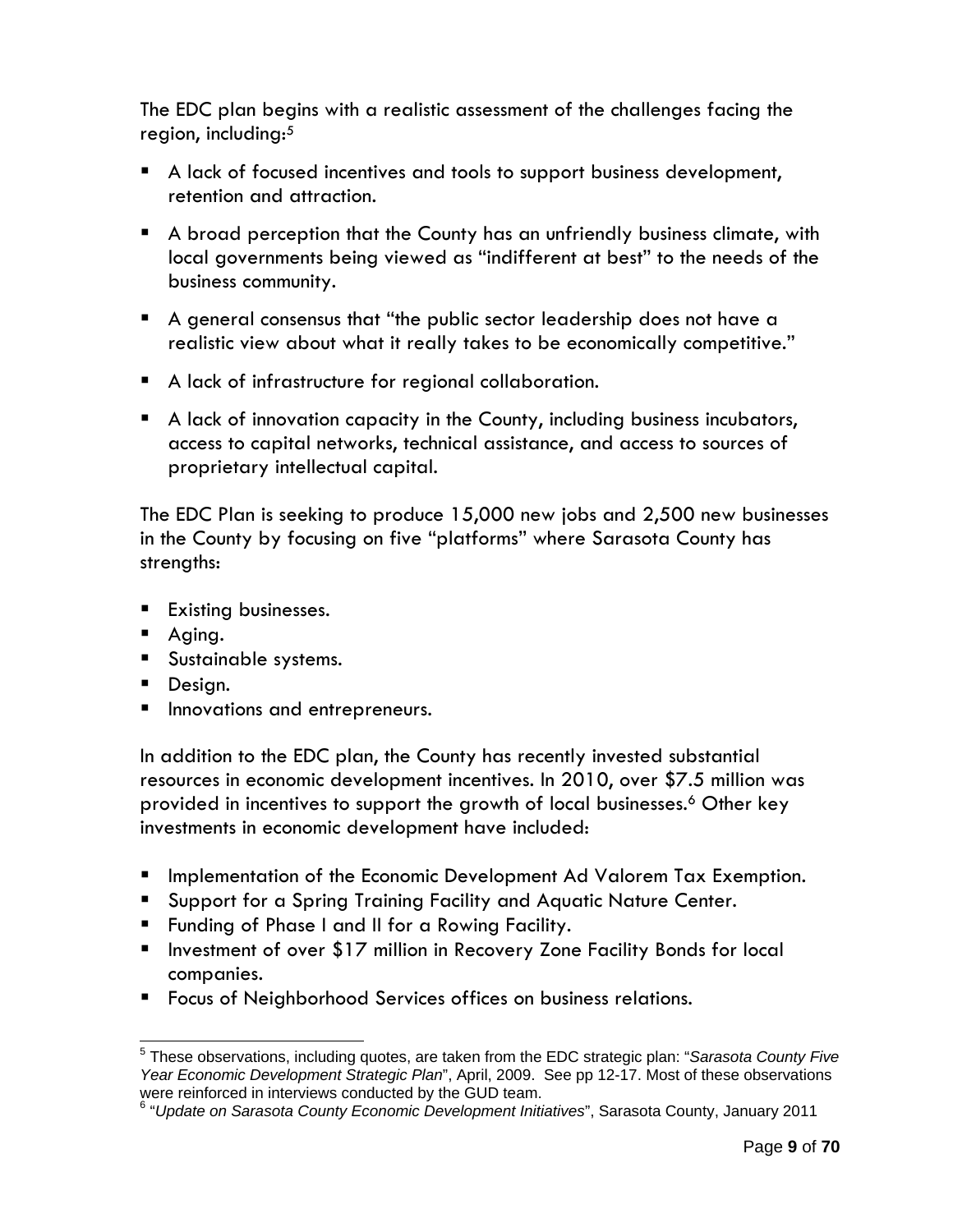The EDC plan begins with a realistic assessment of the challenges facing the region, including:[5]

- A lack of focused incentives and tools to support business development, retention and attraction.
- A broad perception that the County has an unfriendly business climate, with local governments being viewed as "indifferent at best" to the needs of the business community.
- A general consensus that "the public sector leadership does not have a realistic view about what it really takes to be economically competitive."
- A lack of infrastructure for regional collaboration.
- A lack of innovation capacity in the County, including business incubators, access to capital networks, technical assistance, and access to sources of proprietary intellectual capital.

The EDC Plan is seeking to produce 15,000 new jobs and 2,500 new businesses in the County by focusing on five "platforms" where Sarasota County has strengths:

- Existing businesses.
- Aging.
- Sustainable systems.
- Design.
- Innovations and entrepreneurs.

In addition to the EDC plan, the County has recently invested substantial resources in economic development incentives. In 2010, over $7.5 million was provided in incentives to support the growth of local businesses.[6] Other key investments in economic development have included:

- Implementation of the Economic Development Ad Valorem Tax Exemption.
- Support for a Spring Training Facility and Aquatic Nature Center.
- Funding of Phase I and II for a Rowing Facility.
- Investment of over $17 million in Recovery Zone Facility Bonds for local companies.
- Focus of Neighborhood Services offices on business relations.

---

[5] These observations, including quotes, are taken from the EDC strategic plan: "*Sarasota County Five Year Economic Development Strategic Plan*", April, 2009. See pp 12-17. Most of these observations were reinforced in interviews conducted by the GUD team.

[6] "*Update on Sarasota County Economic Development Initiatives*", Sarasota County, January 2011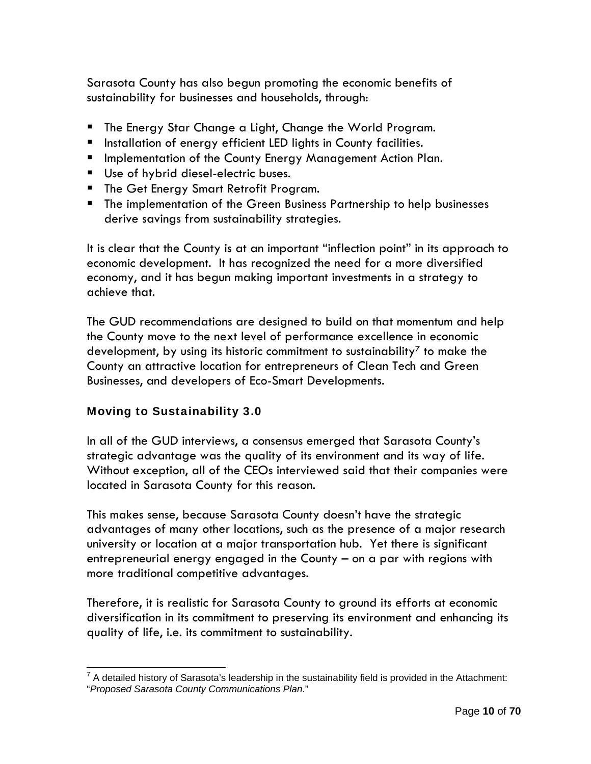Sarasota County has also begun promoting the economic benefits of sustainability for businesses and households, through:

- The Energy Star Change a Light, Change the World Program.
- Installation of energy efficient LED lights in County facilities.
- Implementation of the County Energy Management Action Plan.
- Use of hybrid diesel-electric buses.
- The Get Energy Smart Retrofit Program.
- The implementation of the Green Business Partnership to help businesses derive savings from sustainability strategies.

It is clear that the County is at an important "inflection point" in its approach to economic development. It has recognized the need for a more diversified economy, and it has begun making important investments in a strategy to achieve that.

The GUD recommendations are designed to build on that momentum and help the County move to the next level of performance excellence in economic development, by using its historic commitment to sustainability[7] to make the County an attractive location for entrepreneurs of Clean Tech and Green Businesses, and developers of Eco-Smart Developments.

### Moving to Sustainability 3.0

In all of the GUD interviews, a consensus emerged that Sarasota County's strategic advantage was the quality of its environment and its way of life. Without exception, all of the CEOs interviewed said that their companies were located in Sarasota County for this reason.

This makes sense, because Sarasota County doesn't have the strategic advantages of many other locations, such as the presence of a major research university or location at a major transportation hub. Yet there is significant entrepreneurial energy engaged in the County – on a par with regions with more traditional competitive advantages.

Therefore, it is realistic for Sarasota County to ground its efforts at economic diversification in its commitment to preserving its environment and enhancing its quality of life, i.e. its commitment to sustainability.

---

[7] A detailed history of Sarasota's leadership in the sustainability field is provided in the Attachment: "*Proposed Sarasota County Communications Plan*."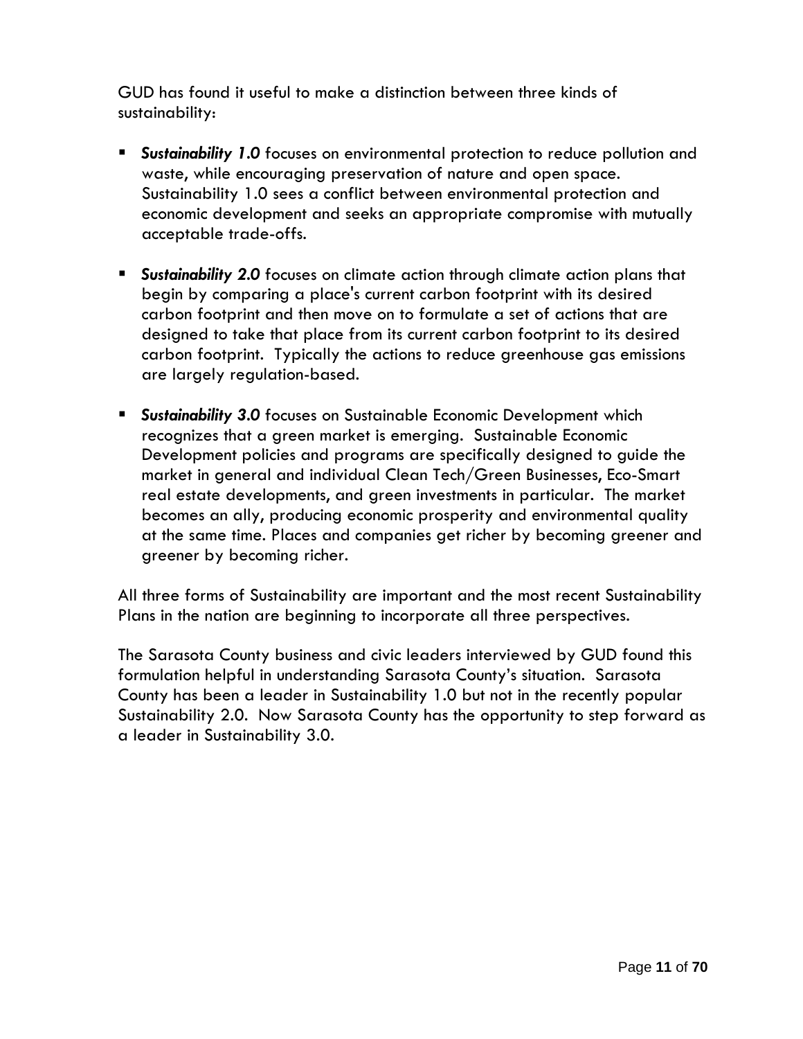GUD has found it useful to make a distinction between three kinds of sustainability:

- ***Sustainability 1.0*** focuses on environmental protection to reduce pollution and waste, while encouraging preservation of nature and open space. Sustainability 1.0 sees a conflict between environmental protection and economic development and seeks an appropriate compromise with mutually acceptable trade-offs.

- ***Sustainability 2.0*** focuses on climate action through climate action plans that begin by comparing a place's current carbon footprint with its desired carbon footprint and then move on to formulate a set of actions that are designed to take that place from its current carbon footprint to its desired carbon footprint. Typically the actions to reduce greenhouse gas emissions are largely regulation-based.

- ***Sustainability 3.0*** focuses on Sustainable Economic Development which recognizes that a green market is emerging. Sustainable Economic Development policies and programs are specifically designed to guide the market in general and individual Clean Tech/Green Businesses, Eco-Smart real estate developments, and green investments in particular. The market becomes an ally, producing economic prosperity and environmental quality at the same time. Places and companies get richer by becoming greener and greener by becoming richer.

All three forms of Sustainability are important and the most recent Sustainability Plans in the nation are beginning to incorporate all three perspectives.

The Sarasota County business and civic leaders interviewed by GUD found this formulation helpful in understanding Sarasota County's situation. Sarasota County has been a leader in Sustainability 1.0 but not in the recently popular Sustainability 2.0. Now Sarasota County has the opportunity to step forward as a leader in Sustainability 3.0.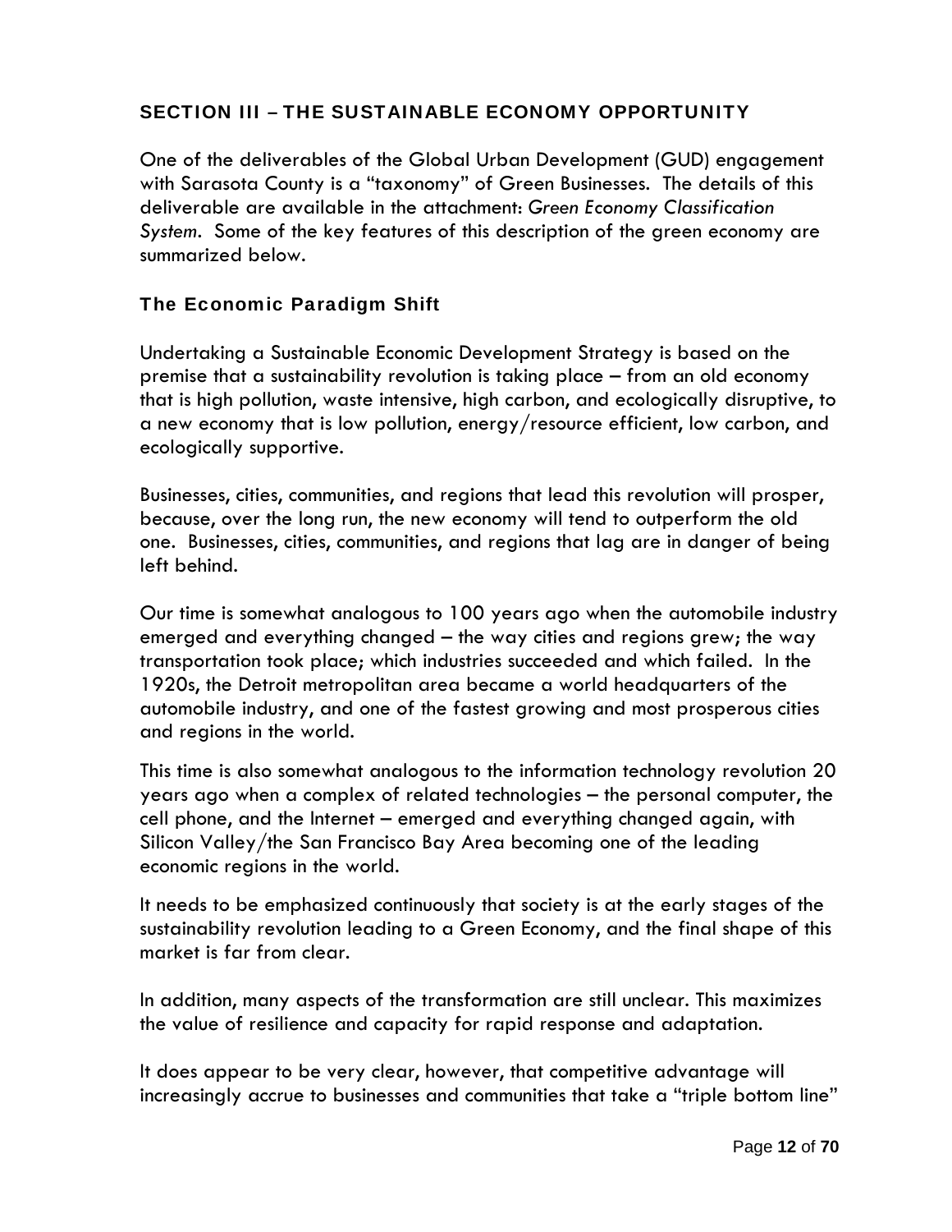## SECTION III – THE SUSTAINABLE ECONOMY OPPORTUNITY

One of the deliverables of the Global Urban Development (GUD) engagement with Sarasota County is a "taxonomy" of Green Businesses. The details of this deliverable are available in the attachment: *Green Economy Classification System*. Some of the key features of this description of the green economy are summarized below.

### The Economic Paradigm Shift

Undertaking a Sustainable Economic Development Strategy is based on the premise that a sustainability revolution is taking place – from an old economy that is high pollution, waste intensive, high carbon, and ecologically disruptive, to a new economy that is low pollution, energy/resource efficient, low carbon, and ecologically supportive.

Businesses, cities, communities, and regions that lead this revolution will prosper, because, over the long run, the new economy will tend to outperform the old one. Businesses, cities, communities, and regions that lag are in danger of being left behind.

Our time is somewhat analogous to 100 years ago when the automobile industry emerged and everything changed – the way cities and regions grew; the way transportation took place; which industries succeeded and which failed. In the 1920s, the Detroit metropolitan area became a world headquarters of the automobile industry, and one of the fastest growing and most prosperous cities and regions in the world.

This time is also somewhat analogous to the information technology revolution 20 years ago when a complex of related technologies – the personal computer, the cell phone, and the Internet – emerged and everything changed again, with Silicon Valley/the San Francisco Bay Area becoming one of the leading economic regions in the world.

It needs to be emphasized continuously that society is at the early stages of the sustainability revolution leading to a Green Economy, and the final shape of this market is far from clear.

In addition, many aspects of the transformation are still unclear. This maximizes the value of resilience and capacity for rapid response and adaptation.

It does appear to be very clear, however, that competitive advantage will increasingly accrue to businesses and communities that take a "triple bottom line"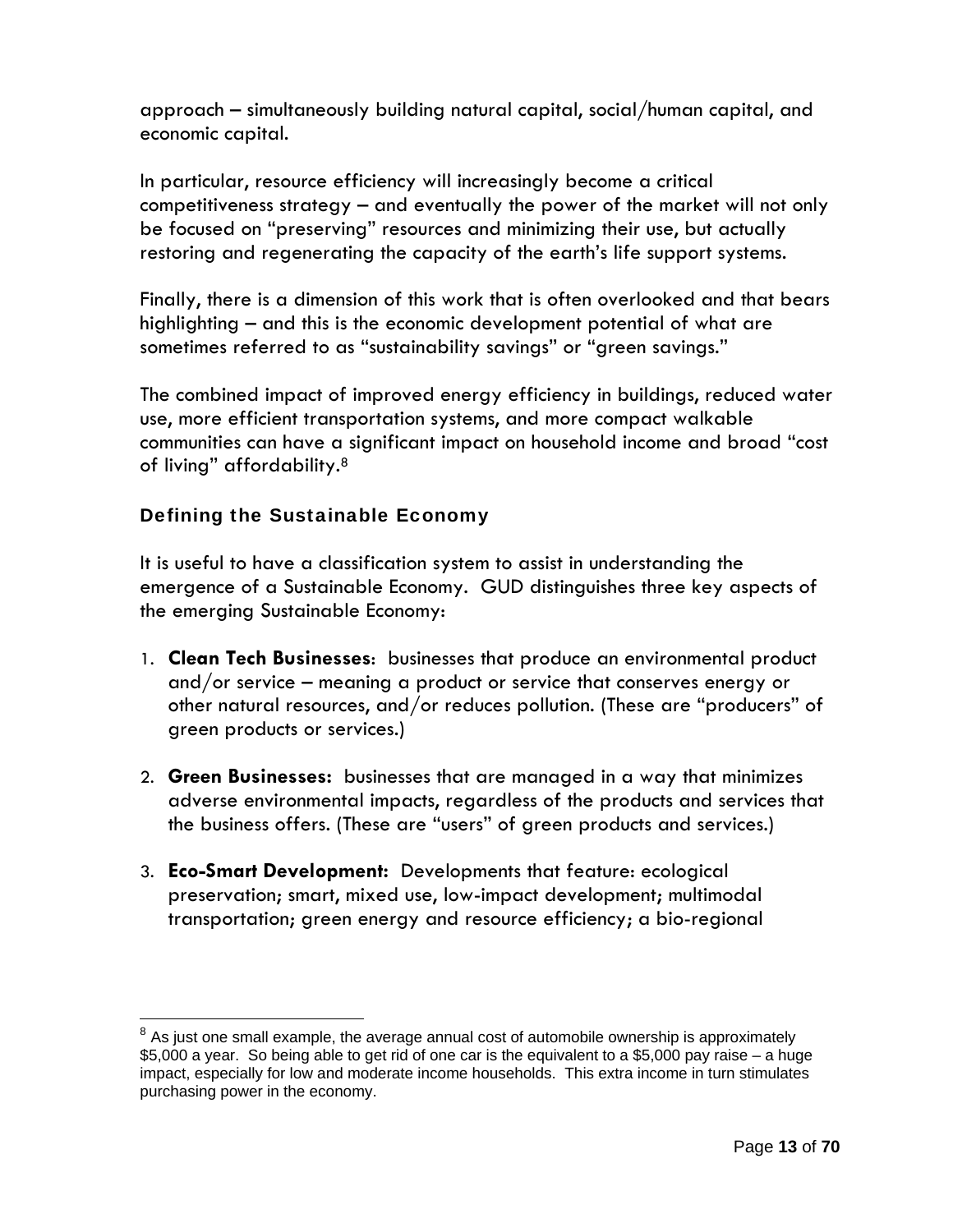approach – simultaneously building natural capital, social/human capital, and economic capital.

In particular, resource efficiency will increasingly become a critical competitiveness strategy – and eventually the power of the market will not only be focused on "preserving" resources and minimizing their use, but actually restoring and regenerating the capacity of the earth's life support systems.

Finally, there is a dimension of this work that is often overlooked and that bears highlighting – and this is the economic development potential of what are sometimes referred to as "sustainability savings" or "green savings."

The combined impact of improved energy efficiency in buildings, reduced water use, more efficient transportation systems, and more compact walkable communities can have a significant impact on household income and broad "cost of living" affordability.[8]

## Defining the Sustainable Economy

It is useful to have a classification system to assist in understanding the emergence of a Sustainable Economy. GUD distinguishes three key aspects of the emerging Sustainable Economy:

1. **Clean Tech Businesses**: businesses that produce an environmental product and/or service – meaning a product or service that conserves energy or other natural resources, and/or reduces pollution. (These are "producers" of green products or services.)

2. **Green Businesses:** businesses that are managed in a way that minimizes adverse environmental impacts, regardless of the products and services that the business offers. (These are "users" of green products and services.)

3. **Eco-Smart Development:** Developments that feature: ecological preservation; smart, mixed use, low-impact development; multimodal transportation; green energy and resource efficiency; a bio-regional

---

[8] As just one small example, the average annual cost of automobile ownership is approximately $5,000 a year. So being able to get rid of one car is the equivalent to a $5,000 pay raise – a huge impact, especially for low and moderate income households. This extra income in turn stimulates purchasing power in the economy.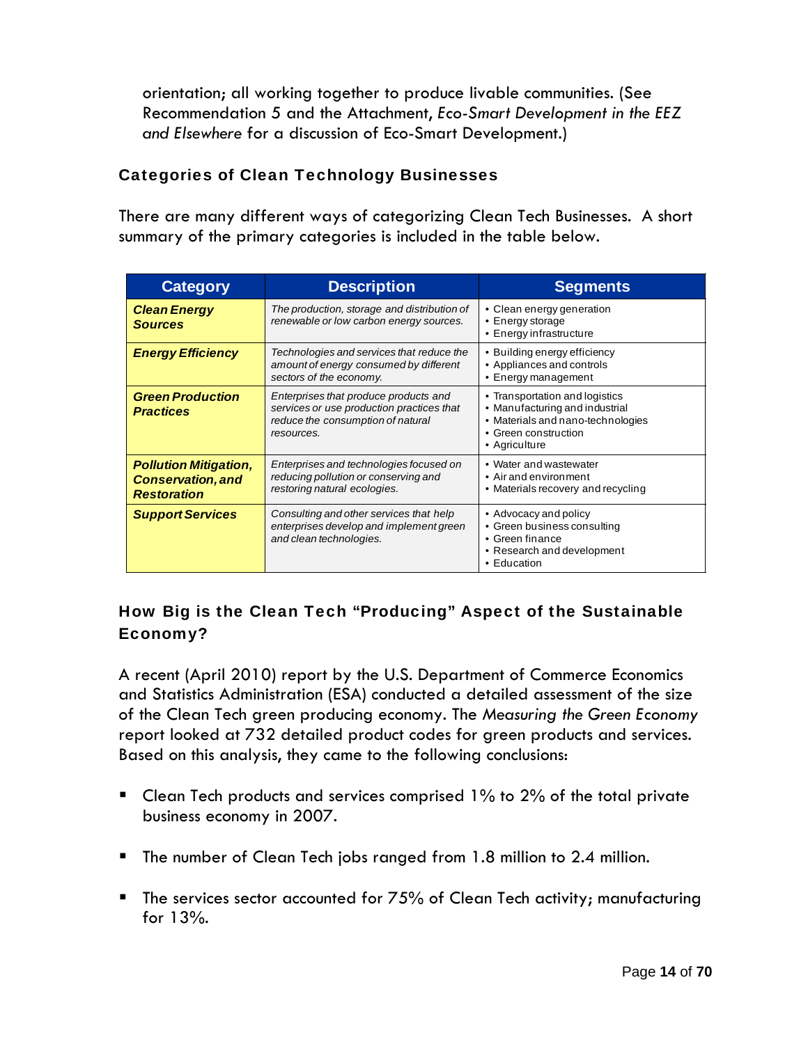orientation; all working together to produce livable communities. (See Recommendation 5 and the Attachment, *Eco-Smart Development in the EEZ and Elsewhere* for a discussion of Eco-Smart Development.)

### Categories of Clean Technology Businesses

There are many different ways of categorizing Clean Tech Businesses. A short summary of the primary categories is included in the table below.

| Category | Description | Segments |
|---|---|---|
| ***Clean Energy Sources*** | *The production, storage and distribution of renewable or low carbon energy sources.* | • Clean energy generation<br>• Energy storage<br>• Energy infrastructure |
| ***Energy Efficiency*** | *Technologies and services that reduce the amount of energy consumed by different sectors of the economy.* | • Building energy efficiency<br>• Appliances and controls<br>• Energy management |
| ***Green Production Practices*** | *Enterprises that produce products and services or use production practices that reduce the consumption of natural resources.* | • Transportation and logistics<br>• Manufacturing and industrial<br>• Materials and nano-technologies<br>• Green construction<br>• Agriculture |
| ***Pollution Mitigation, Conservation, and Restoration*** | *Enterprises and technologies focused on reducing pollution or conserving and restoring natural ecologies.* | • Water and wastewater<br>• Air and environment<br>• Materials recovery and recycling |
| ***Support Services*** | *Consulting and other services that help enterprises develop and implement green and clean technologies.* | • Advocacy and policy<br>• Green business consulting<br>• Green finance<br>• Research and development<br>• Education |

### How Big is the Clean Tech "Producing" Aspect of the Sustainable Economy?

A recent (April 2010) report by the U.S. Department of Commerce Economics and Statistics Administration (ESA) conducted a detailed assessment of the size of the Clean Tech green producing economy. The *Measuring the Green Economy* report looked at 732 detailed product codes for green products and services. Based on this analysis, they came to the following conclusions:

- Clean Tech products and services comprised 1% to 2% of the total private business economy in 2007.
- The number of Clean Tech jobs ranged from 1.8 million to 2.4 million.
- The services sector accounted for 75% of Clean Tech activity; manufacturing for 13%.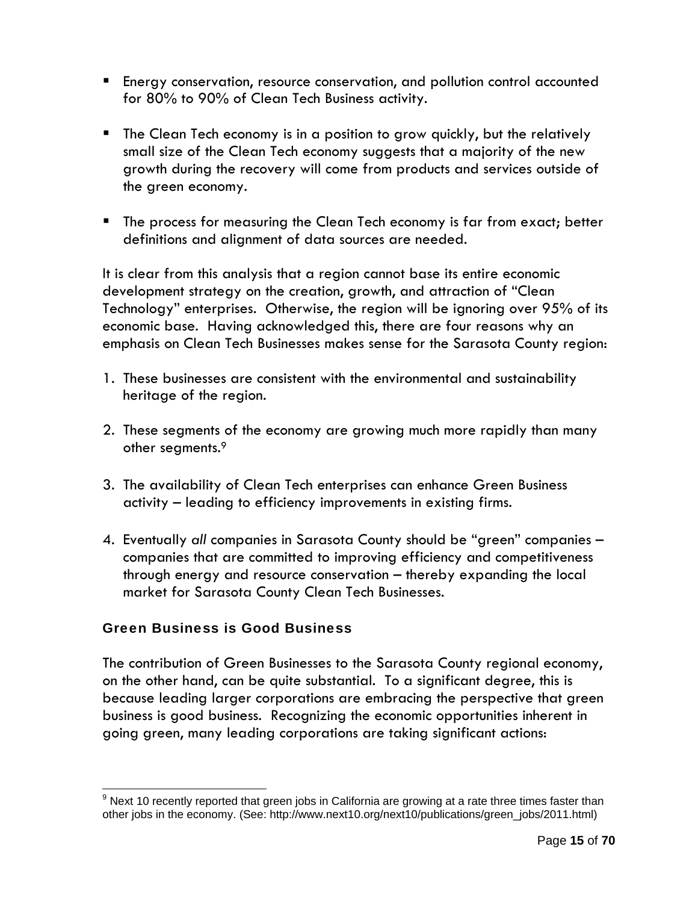- Energy conservation, resource conservation, and pollution control accounted for 80% to 90% of Clean Tech Business activity.
- The Clean Tech economy is in a position to grow quickly, but the relatively small size of the Clean Tech economy suggests that a majority of the new growth during the recovery will come from products and services outside of the green economy.
- The process for measuring the Clean Tech economy is far from exact; better definitions and alignment of data sources are needed.

It is clear from this analysis that a region cannot base its entire economic development strategy on the creation, growth, and attraction of "Clean Technology" enterprises. Otherwise, the region will be ignoring over 95% of its economic base. Having acknowledged this, there are four reasons why an emphasis on Clean Tech Businesses makes sense for the Sarasota County region:

1. These businesses are consistent with the environmental and sustainability heritage of the region.
2. These segments of the economy are growing much more rapidly than many other segments.[9]
3. The availability of Clean Tech enterprises can enhance Green Business activity – leading to efficiency improvements in existing firms.
4. Eventually *all* companies in Sarasota County should be "green" companies – companies that are committed to improving efficiency and competitiveness through energy and resource conservation – thereby expanding the local market for Sarasota County Clean Tech Businesses.

### Green Business is Good Business

The contribution of Green Businesses to the Sarasota County regional economy, on the other hand, can be quite substantial. To a significant degree, this is because leading larger corporations are embracing the perspective that green business is good business. Recognizing the economic opportunities inherent in going green, many leading corporations are taking significant actions:

---

[9] Next 10 recently reported that green jobs in California are growing at a rate three times faster than other jobs in the economy. (See: http://www.next10.org/next10/publications/green_jobs/2011.html)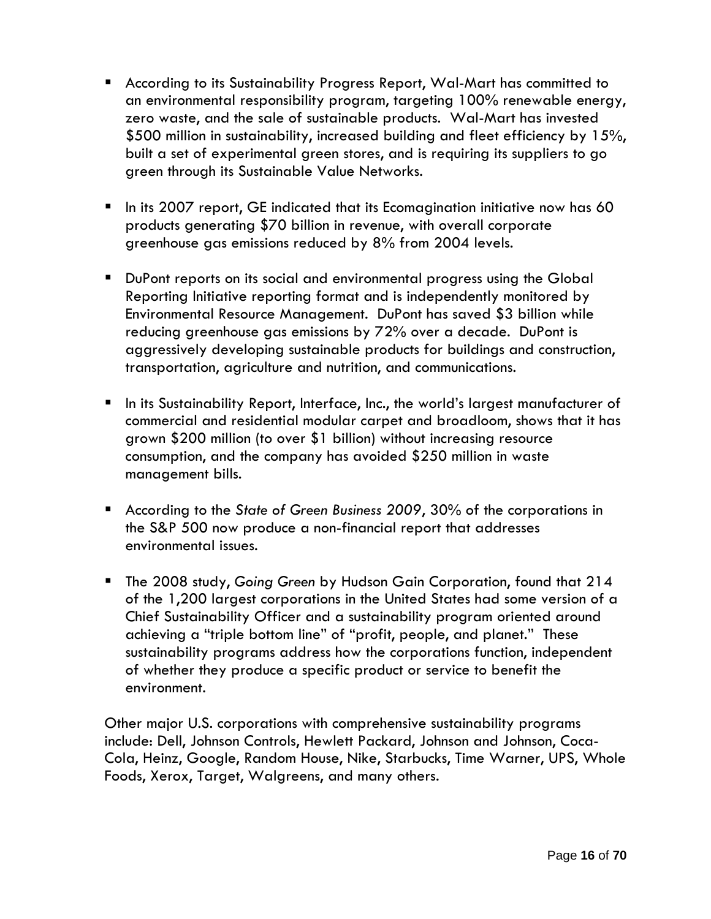- According to its Sustainability Progress Report, Wal-Mart has committed to an environmental responsibility program, targeting 100% renewable energy, zero waste, and the sale of sustainable products. Wal-Mart has invested $500 million in sustainability, increased building and fleet efficiency by 15%, built a set of experimental green stores, and is requiring its suppliers to go green through its Sustainable Value Networks.

- In its 2007 report, GE indicated that its Ecomagination initiative now has 60 products generating $70 billion in revenue, with overall corporate greenhouse gas emissions reduced by 8% from 2004 levels.

- DuPont reports on its social and environmental progress using the Global Reporting Initiative reporting format and is independently monitored by Environmental Resource Management. DuPont has saved $3 billion while reducing greenhouse gas emissions by 72% over a decade. DuPont is aggressively developing sustainable products for buildings and construction, transportation, agriculture and nutrition, and communications.

- In its Sustainability Report, Interface, Inc., the world's largest manufacturer of commercial and residential modular carpet and broadloom, shows that it has grown $200 million (to over $1 billion) without increasing resource consumption, and the company has avoided $250 million in waste management bills.

- According to the *State of Green Business 2009*, 30% of the corporations in the S&P 500 now produce a non-financial report that addresses environmental issues.

- The 2008 study, *Going Green* by Hudson Gain Corporation, found that 214 of the 1,200 largest corporations in the United States had some version of a Chief Sustainability Officer and a sustainability program oriented around achieving a "triple bottom line" of "profit, people, and planet." These sustainability programs address how the corporations function, independent of whether they produce a specific product or service to benefit the environment.

Other major U.S. corporations with comprehensive sustainability programs include: Dell, Johnson Controls, Hewlett Packard, Johnson and Johnson, Coca-Cola, Heinz, Google, Random House, Nike, Starbucks, Time Warner, UPS, Whole Foods, Xerox, Target, Walgreens, and many others.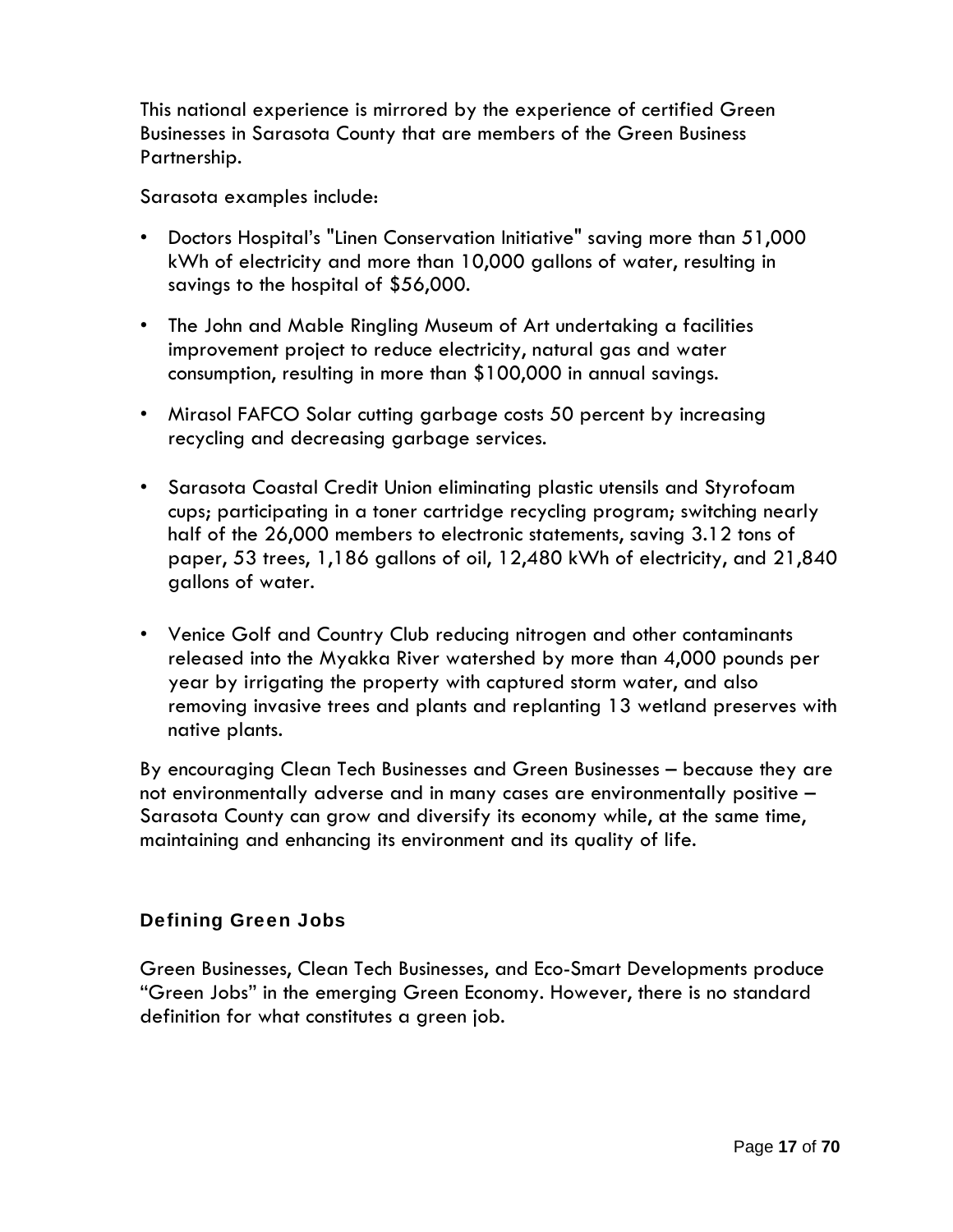This national experience is mirrored by the experience of certified Green Businesses in Sarasota County that are members of the Green Business Partnership.

Sarasota examples include:

- Doctors Hospital's "Linen Conservation Initiative" saving more than 51,000 kWh of electricity and more than 10,000 gallons of water, resulting in savings to the hospital of $56,000.
- The John and Mable Ringling Museum of Art undertaking a facilities improvement project to reduce electricity, natural gas and water consumption, resulting in more than $100,000 in annual savings.
- Mirasol FAFCO Solar cutting garbage costs 50 percent by increasing recycling and decreasing garbage services.
- Sarasota Coastal Credit Union eliminating plastic utensils and Styrofoam cups; participating in a toner cartridge recycling program; switching nearly half of the 26,000 members to electronic statements, saving 3.12 tons of paper, 53 trees, 1,186 gallons of oil, 12,480 kWh of electricity, and 21,840 gallons of water.
- Venice Golf and Country Club reducing nitrogen and other contaminants released into the Myakka River watershed by more than 4,000 pounds per year by irrigating the property with captured storm water, and also removing invasive trees and plants and replanting 13 wetland preserves with native plants.

By encouraging Clean Tech Businesses and Green Businesses – because they are not environmentally adverse and in many cases are environmentally positive – Sarasota County can grow and diversify its economy while, at the same time, maintaining and enhancing its environment and its quality of life.

## Defining Green Jobs

Green Businesses, Clean Tech Businesses, and Eco-Smart Developments produce "Green Jobs" in the emerging Green Economy. However, there is no standard definition for what constitutes a green job.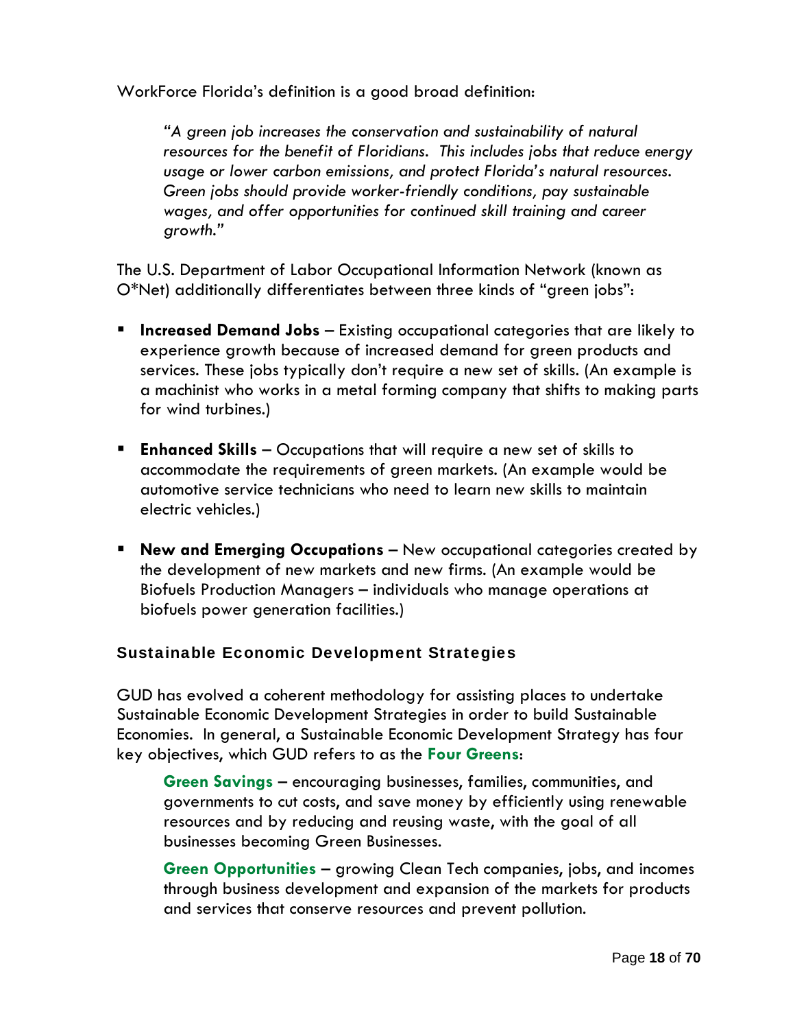WorkForce Florida's definition is a good broad definition:

> *"A green job increases the conservation and sustainability of natural resources for the benefit of Floridians. This includes jobs that reduce energy usage or lower carbon emissions, and protect Florida's natural resources. Green jobs should provide worker-friendly conditions, pay sustainable wages, and offer opportunities for continued skill training and career growth."*

The U.S. Department of Labor Occupational Information Network (known as O*Net) additionally differentiates between three kinds of "green jobs":

- **Increased Demand Jobs** – Existing occupational categories that are likely to experience growth because of increased demand for green products and services. These jobs typically don't require a new set of skills. (An example is a machinist who works in a metal forming company that shifts to making parts for wind turbines.)

- **Enhanced Skills** – Occupations that will require a new set of skills to accommodate the requirements of green markets. (An example would be automotive service technicians who need to learn new skills to maintain electric vehicles.)

- **New and Emerging Occupations** – New occupational categories created by the development of new markets and new firms. (An example would be Biofuels Production Managers – individuals who manage operations at biofuels power generation facilities.)

### Sustainable Economic Development Strategies

GUD has evolved a coherent methodology for assisting places to undertake Sustainable Economic Development Strategies in order to build Sustainable Economies. In general, a Sustainable Economic Development Strategy has four key objectives, which GUD refers to as the **Four Greens**:

> **Green Savings** – encouraging businesses, families, communities, and governments to cut costs, and save money by efficiently using renewable resources and by reducing and reusing waste, with the goal of all businesses becoming Green Businesses.
>
> **Green Opportunities** – growing Clean Tech companies, jobs, and incomes through business development and expansion of the markets for products and services that conserve resources and prevent pollution.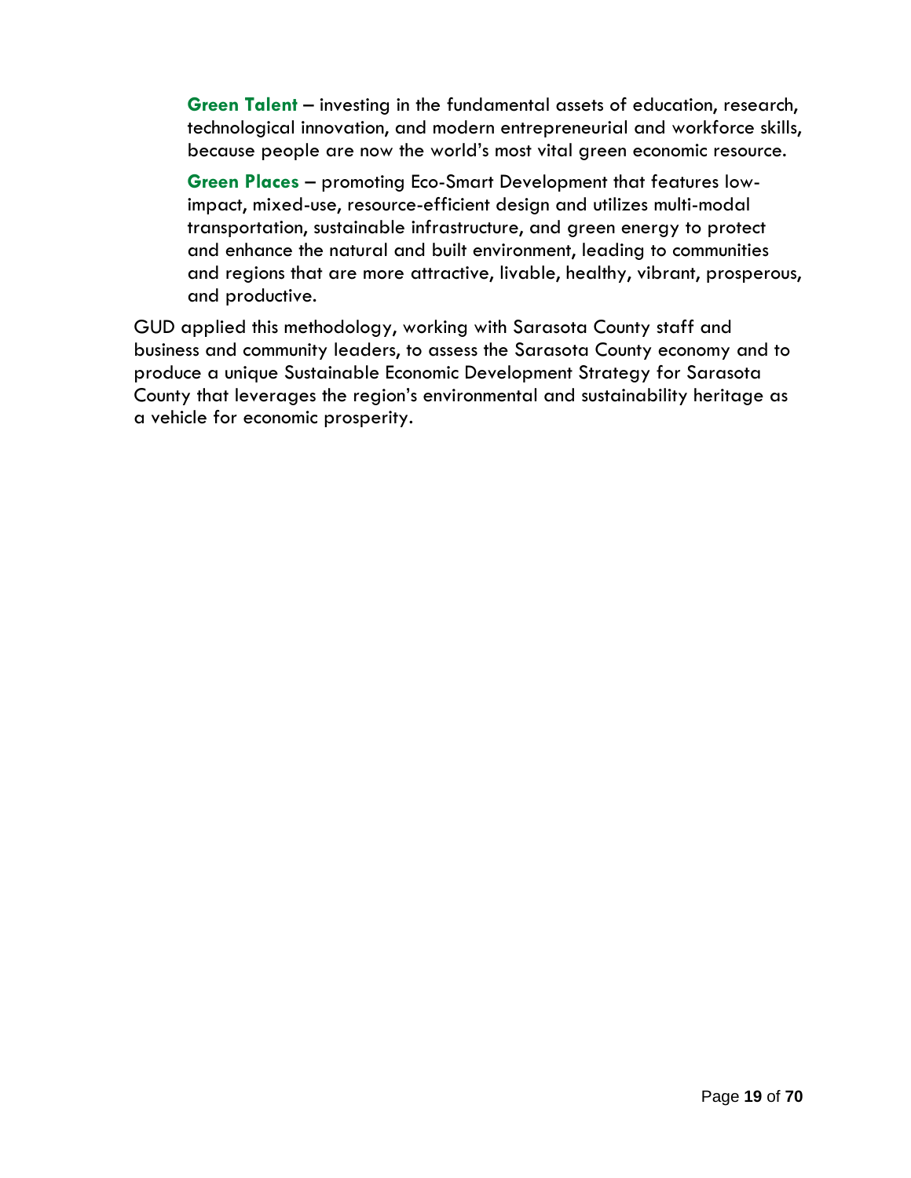**Green Talent** – investing in the fundamental assets of education, research, technological innovation, and modern entrepreneurial and workforce skills, because people are now the world's most vital green economic resource.

**Green Places** – promoting Eco-Smart Development that features low-impact, mixed-use, resource-efficient design and utilizes multi-modal transportation, sustainable infrastructure, and green energy to protect and enhance the natural and built environment, leading to communities and regions that are more attractive, livable, healthy, vibrant, prosperous, and productive.

GUD applied this methodology, working with Sarasota County staff and business and community leaders, to assess the Sarasota County economy and to produce a unique Sustainable Economic Development Strategy for Sarasota County that leverages the region's environmental and sustainability heritage as a vehicle for economic prosperity.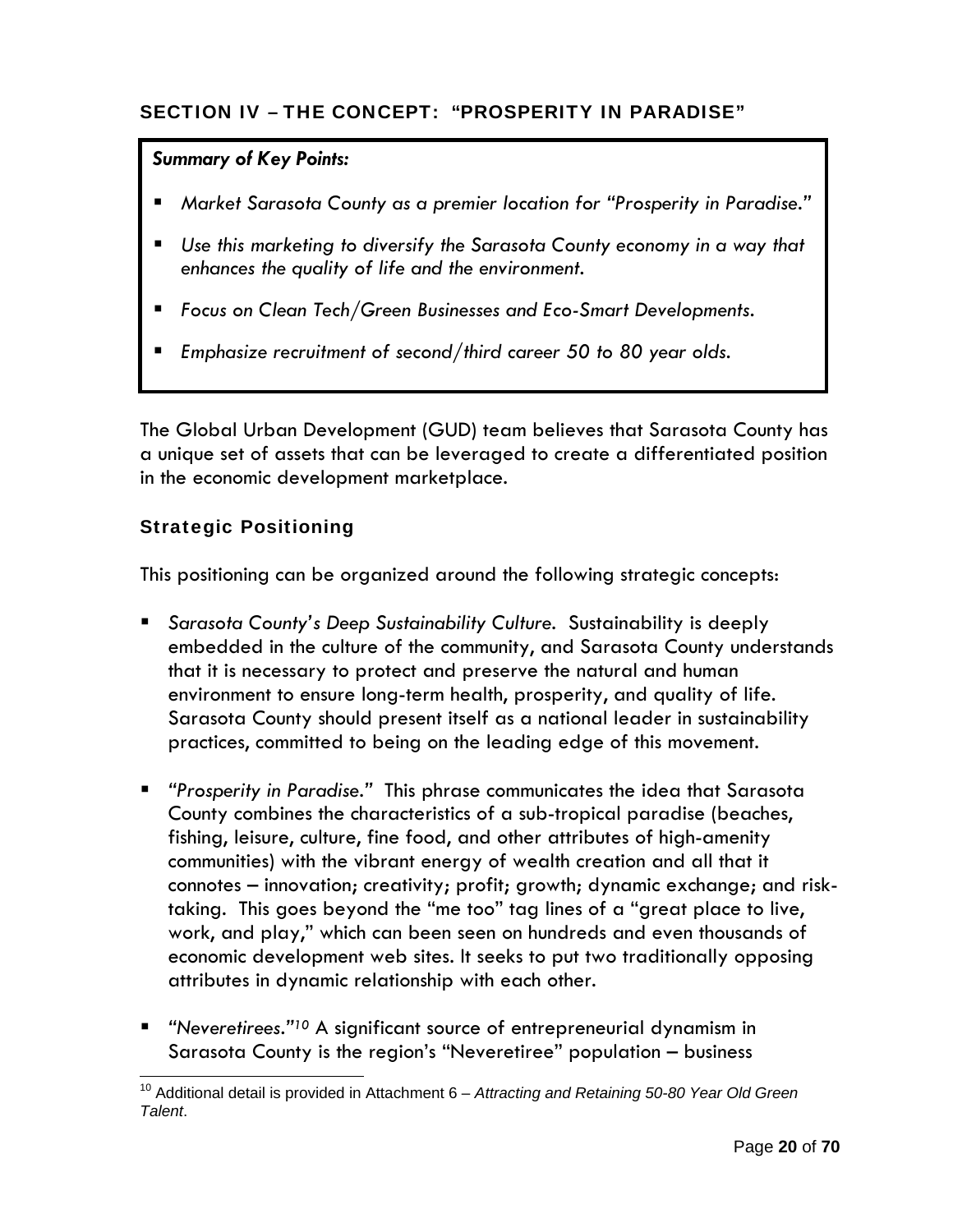## SECTION IV – THE CONCEPT: "PROSPERITY IN PARADISE"

> ***Summary of Key Points:***
>
> - *Market Sarasota County as a premier location for "Prosperity in Paradise."*
> - *Use this marketing to diversify the Sarasota County economy in a way that enhances the quality of life and the environment.*
> - *Focus on Clean Tech/Green Businesses and Eco-Smart Developments.*
> - *Emphasize recruitment of second/third career 50 to 80 year olds.*

The Global Urban Development (GUD) team believes that Sarasota County has a unique set of assets that can be leveraged to create a differentiated position in the economic development marketplace.

### Strategic Positioning

This positioning can be organized around the following strategic concepts:

- *Sarasota County's Deep Sustainability Culture.* Sustainability is deeply embedded in the culture of the community, and Sarasota County understands that it is necessary to protect and preserve the natural and human environment to ensure long-term health, prosperity, and quality of life. Sarasota County should present itself as a national leader in sustainability practices, committed to being on the leading edge of this movement.
- *"Prosperity in Paradise."* This phrase communicates the idea that Sarasota County combines the characteristics of a sub-tropical paradise (beaches, fishing, leisure, culture, fine food, and other attributes of high-amenity communities) with the vibrant energy of wealth creation and all that it connotes – innovation; creativity; profit; growth; dynamic exchange; and risk-taking. This goes beyond the "me too" tag lines of a "great place to live, work, and play," which can been seen on hundreds and even thousands of economic development web sites. It seeks to put two traditionally opposing attributes in dynamic relationship with each other.
- *"Neveretirees."*[10] A significant source of entrepreneurial dynamism in Sarasota County is the region's "Neveretiree" population – business

---

[10] Additional detail is provided in Attachment 6 – *Attracting and Retaining 50-80 Year Old Green Talent*.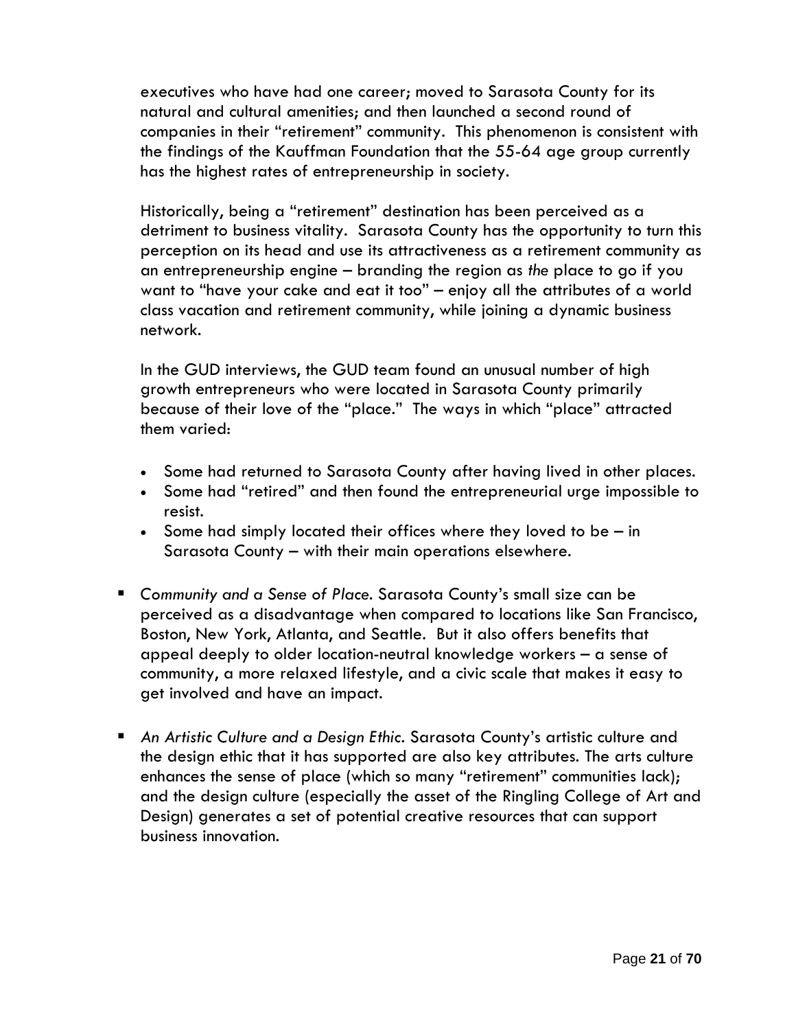executives who have had one career; moved to Sarasota County for its natural and cultural amenities; and then launched a second round of companies in their "retirement" community. This phenomenon is consistent with the findings of the Kauffman Foundation that the 55-64 age group currently has the highest rates of entrepreneurship in society.

Historically, being a "retirement" destination has been perceived as a detriment to business vitality. Sarasota County has the opportunity to turn this perception on its head and use its attractiveness as a retirement community as an entrepreneurship engine – branding the region as *the* place to go if you want to "have your cake and eat it too" – enjoy all the attributes of a world class vacation and retirement community, while joining a dynamic business network.

In the GUD interviews, the GUD team found an unusual number of high growth entrepreneurs who were located in Sarasota County primarily because of their love of the "place." The ways in which "place" attracted them varied:

- Some had returned to Sarasota County after having lived in other places.
- Some had "retired" and then found the entrepreneurial urge impossible to resist.
- Some had simply located their offices where they loved to be – in Sarasota County – with their main operations elsewhere.

- *Community and a Sense of Place.* Sarasota County's small size can be perceived as a disadvantage when compared to locations like San Francisco, Boston, New York, Atlanta, and Seattle. But it also offers benefits that appeal deeply to older location-neutral knowledge workers – a sense of community, a more relaxed lifestyle, and a civic scale that makes it easy to get involved and have an impact.

- *An Artistic Culture and a Design Ethic.* Sarasota County's artistic culture and the design ethic that it has supported are also key attributes. The arts culture enhances the sense of place (which so many "retirement" communities lack); and the design culture (especially the asset of the Ringling College of Art and Design) generates a set of potential creative resources that can support business innovation.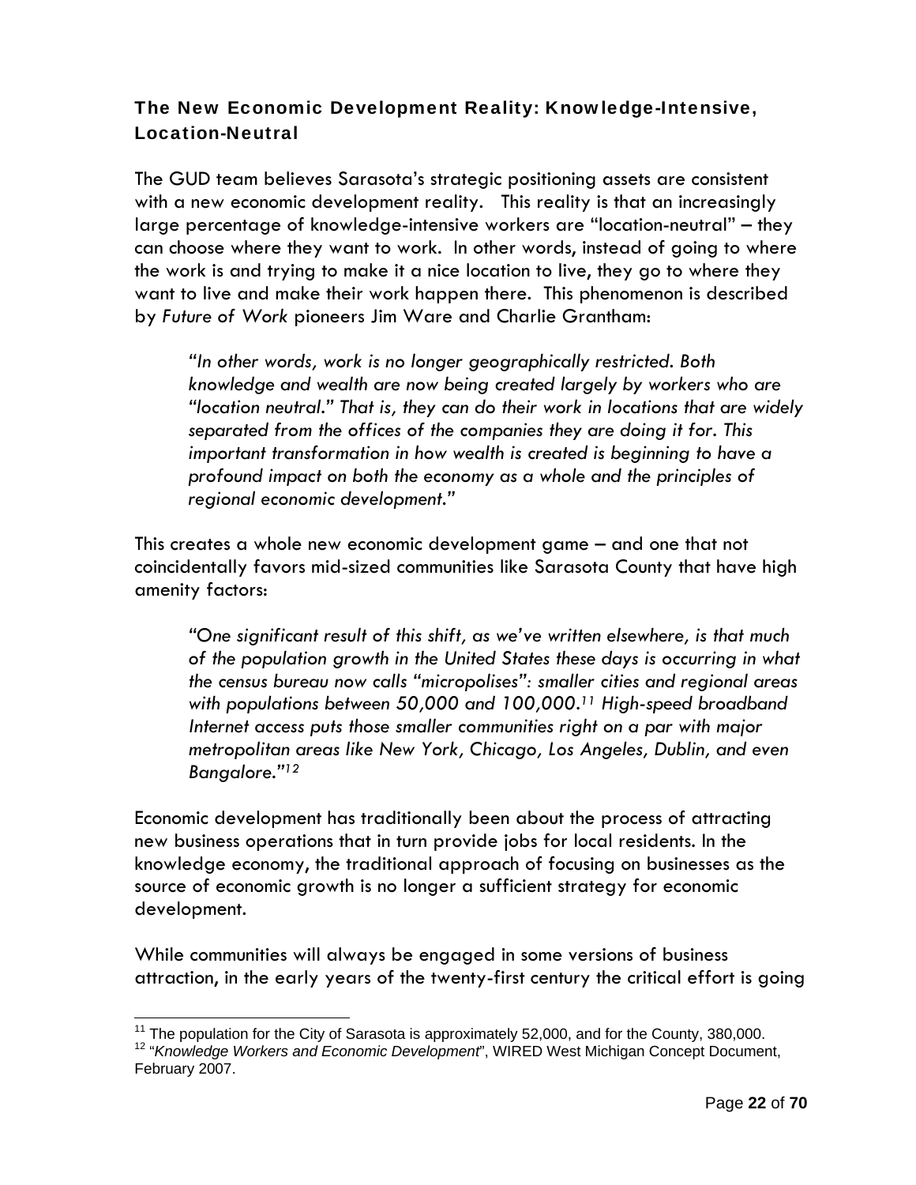### The New Economic Development Reality: Knowledge-Intensive, Location-Neutral

The GUD team believes Sarasota's strategic positioning assets are consistent with a new economic development reality. This reality is that an increasingly large percentage of knowledge-intensive workers are "location-neutral" – they can choose where they want to work. In other words, instead of going to where the work is and trying to make it a nice location to live, they go to where they want to live and make their work happen there. This phenomenon is described by *Future of Work* pioneers Jim Ware and Charlie Grantham:

> *"In other words, work is no longer geographically restricted. Both knowledge and wealth are now being created largely by workers who are "location neutral." That is, they can do their work in locations that are widely separated from the offices of the companies they are doing it for. This important transformation in how wealth is created is beginning to have a profound impact on both the economy as a whole and the principles of regional economic development."*

This creates a whole new economic development game – and one that not coincidentally favors mid-sized communities like Sarasota County that have high amenity factors:

> *"One significant result of this shift, as we've written elsewhere, is that much of the population growth in the United States these days is occurring in what the census bureau now calls "micropolises": smaller cities and regional areas with populations between 50,000 and 100,000.[11] High-speed broadband Internet access puts those smaller communities right on a par with major metropolitan areas like New York, Chicago, Los Angeles, Dublin, and even Bangalore."[12]*

Economic development has traditionally been about the process of attracting new business operations that in turn provide jobs for local residents. In the knowledge economy, the traditional approach of focusing on businesses as the source of economic growth is no longer a sufficient strategy for economic development.

While communities will always be engaged in some versions of business attraction, in the early years of the twenty-first century the critical effort is going

---

[11] The population for the City of Sarasota is approximately 52,000, and for the County, 380,000.

[12] "*Knowledge Workers and Economic Development*", WIRED West Michigan Concept Document, February 2007.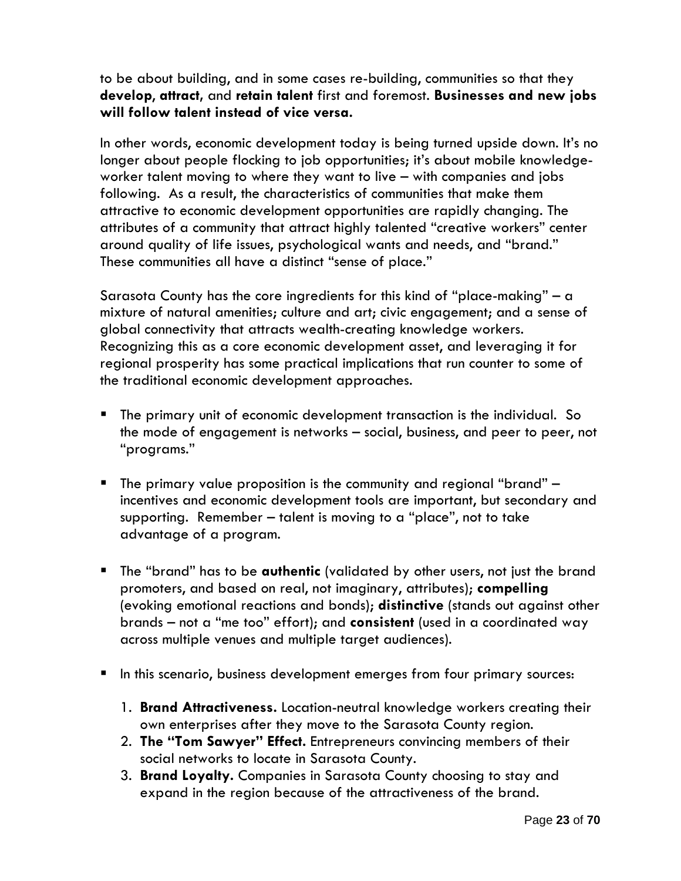to be about building, and in some cases re-building, communities so that they **develop**, **attract**, and **retain talent** first and foremost. **Businesses and new jobs will follow talent instead of vice versa.**

In other words, economic development today is being turned upside down. It's no longer about people flocking to job opportunities; it's about mobile knowledge-worker talent moving to where they want to live – with companies and jobs following. As a result, the characteristics of communities that make them attractive to economic development opportunities are rapidly changing. The attributes of a community that attract highly talented "creative workers" center around quality of life issues, psychological wants and needs, and "brand." These communities all have a distinct "sense of place."

Sarasota County has the core ingredients for this kind of "place-making" – a mixture of natural amenities; culture and art; civic engagement; and a sense of global connectivity that attracts wealth-creating knowledge workers. Recognizing this as a core economic development asset, and leveraging it for regional prosperity has some practical implications that run counter to some of the traditional economic development approaches.

- The primary unit of economic development transaction is the individual. So the mode of engagement is networks – social, business, and peer to peer, not "programs."
- The primary value proposition is the community and regional "brand" – incentives and economic development tools are important, but secondary and supporting. Remember – talent is moving to a "place", not to take advantage of a program.
- The "brand" has to be **authentic** (validated by other users, not just the brand promoters, and based on real, not imaginary, attributes); **compelling** (evoking emotional reactions and bonds); **distinctive** (stands out against other brands – not a "me too" effort); and **consistent** (used in a coordinated way across multiple venues and multiple target audiences).
- In this scenario, business development emerges from four primary sources:
    1. **Brand Attractiveness.** Location-neutral knowledge workers creating their own enterprises after they move to the Sarasota County region.
    2. **The "Tom Sawyer" Effect.** Entrepreneurs convincing members of their social networks to locate in Sarasota County.
    3. **Brand Loyalty.** Companies in Sarasota County choosing to stay and expand in the region because of the attractiveness of the brand.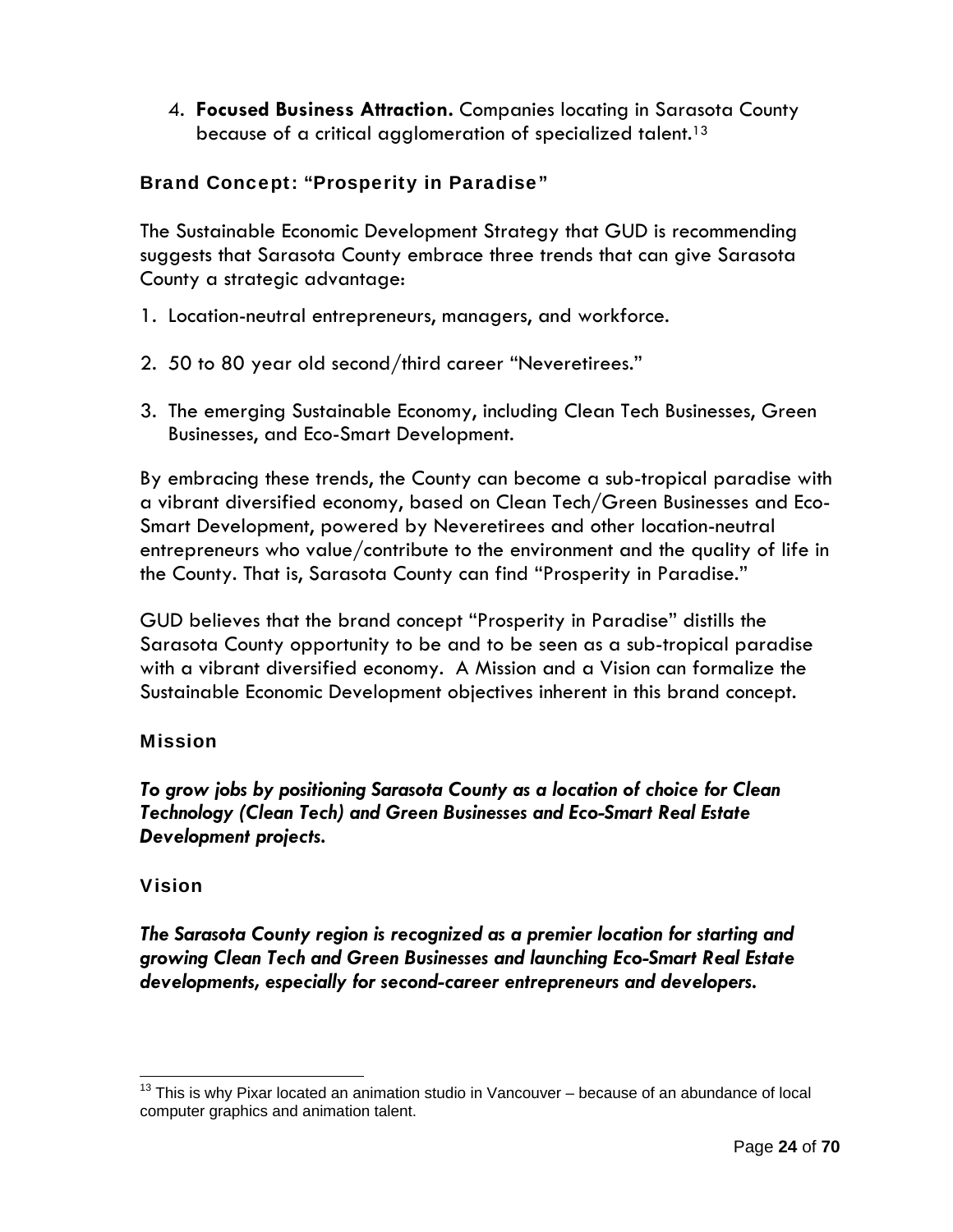4. **Focused Business Attraction.** Companies locating in Sarasota County because of a critical agglomeration of specialized talent.[13]

### Brand Concept: "Prosperity in Paradise"

The Sustainable Economic Development Strategy that GUD is recommending suggests that Sarasota County embrace three trends that can give Sarasota County a strategic advantage:

1. Location-neutral entrepreneurs, managers, and workforce.

2. 50 to 80 year old second/third career "Neveretirees."

3. The emerging Sustainable Economy, including Clean Tech Businesses, Green Businesses, and Eco-Smart Development.

By embracing these trends, the County can become a sub-tropical paradise with a vibrant diversified economy, based on Clean Tech/Green Businesses and Eco-Smart Development, powered by Neveretirees and other location-neutral entrepreneurs who value/contribute to the environment and the quality of life in the County. That is, Sarasota County can find "Prosperity in Paradise."

GUD believes that the brand concept "Prosperity in Paradise" distills the Sarasota County opportunity to be and to be seen as a sub-tropical paradise with a vibrant diversified economy. A Mission and a Vision can formalize the Sustainable Economic Development objectives inherent in this brand concept.

### Mission

***To grow jobs by positioning Sarasota County as a location of choice for Clean Technology (Clean Tech) and Green Businesses and Eco-Smart Real Estate Development projects.***

### Vision

***The Sarasota County region is recognized as a premier location for starting and growing Clean Tech and Green Businesses and launching Eco-Smart Real Estate developments, especially for second-career entrepreneurs and developers.***

---

[13] This is why Pixar located an animation studio in Vancouver – because of an abundance of local computer graphics and animation talent.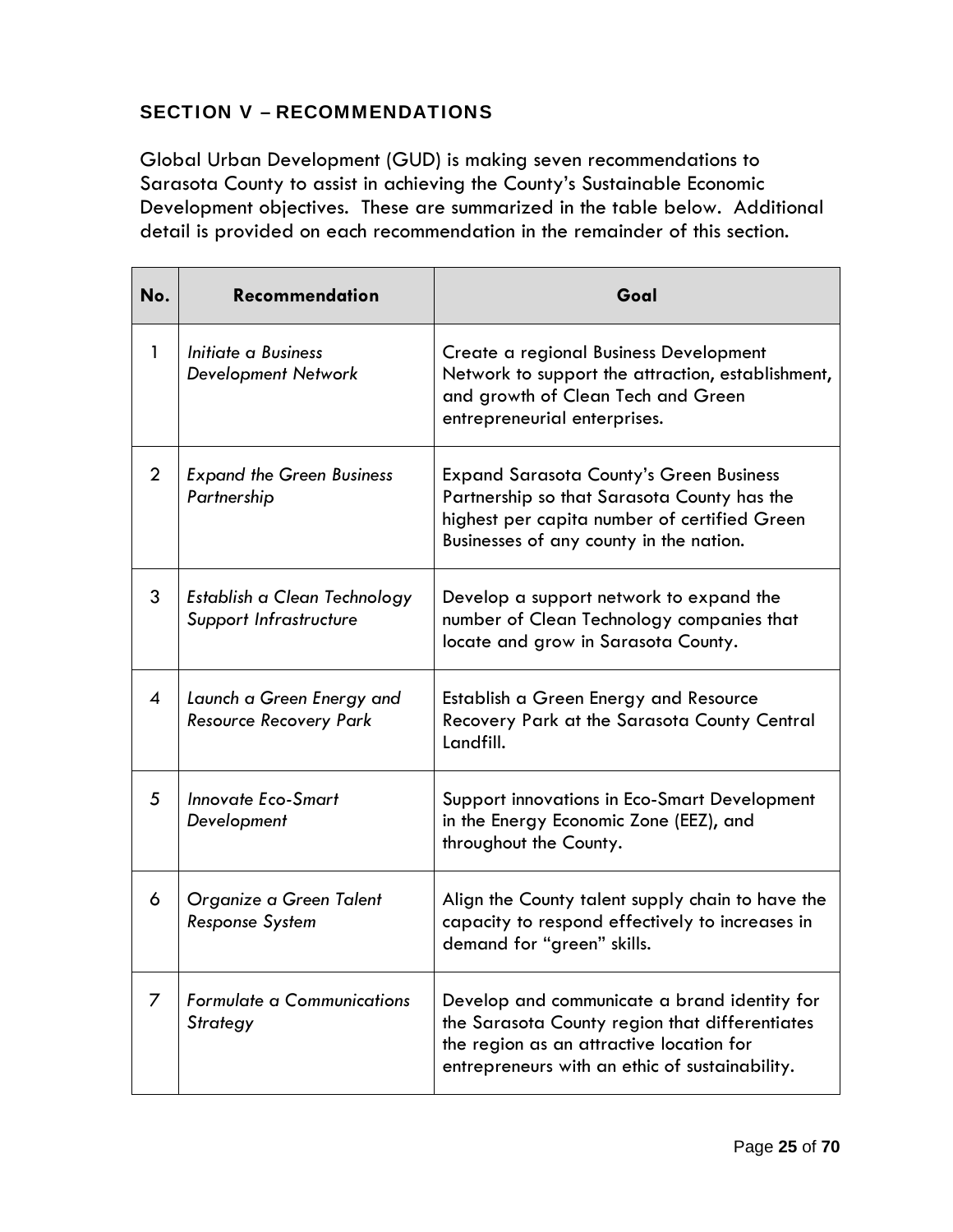## SECTION V – RECOMMENDATIONS

Global Urban Development (GUD) is making seven recommendations to Sarasota County to assist in achieving the County's Sustainable Economic Development objectives. These are summarized in the table below. Additional detail is provided on each recommendation in the remainder of this section.

| No. | Recommendation | Goal |
|---|---|---|
| 1 | *Initiate a Business Development Network* | Create a regional Business Development Network to support the attraction, establishment, and growth of Clean Tech and Green entrepreneurial enterprises. |
| 2 | *Expand the Green Business Partnership* | Expand Sarasota County's Green Business Partnership so that Sarasota County has the highest per capita number of certified Green Businesses of any county in the nation. |
| 3 | *Establish a Clean Technology Support Infrastructure* | Develop a support network to expand the number of Clean Technology companies that locate and grow in Sarasota County. |
| 4 | *Launch a Green Energy and Resource Recovery Park* | Establish a Green Energy and Resource Recovery Park at the Sarasota County Central Landfill. |
| 5 | *Innovate Eco-Smart Development* | Support innovations in Eco-Smart Development in the Energy Economic Zone (EEZ), and throughout the County. |
| 6 | *Organize a Green Talent Response System* | Align the County talent supply chain to have the capacity to respond effectively to increases in demand for "green" skills. |
| 7 | *Formulate a Communications Strategy* | Develop and communicate a brand identity for the Sarasota County region that differentiates the region as an attractive location for entrepreneurs with an ethic of sustainability. |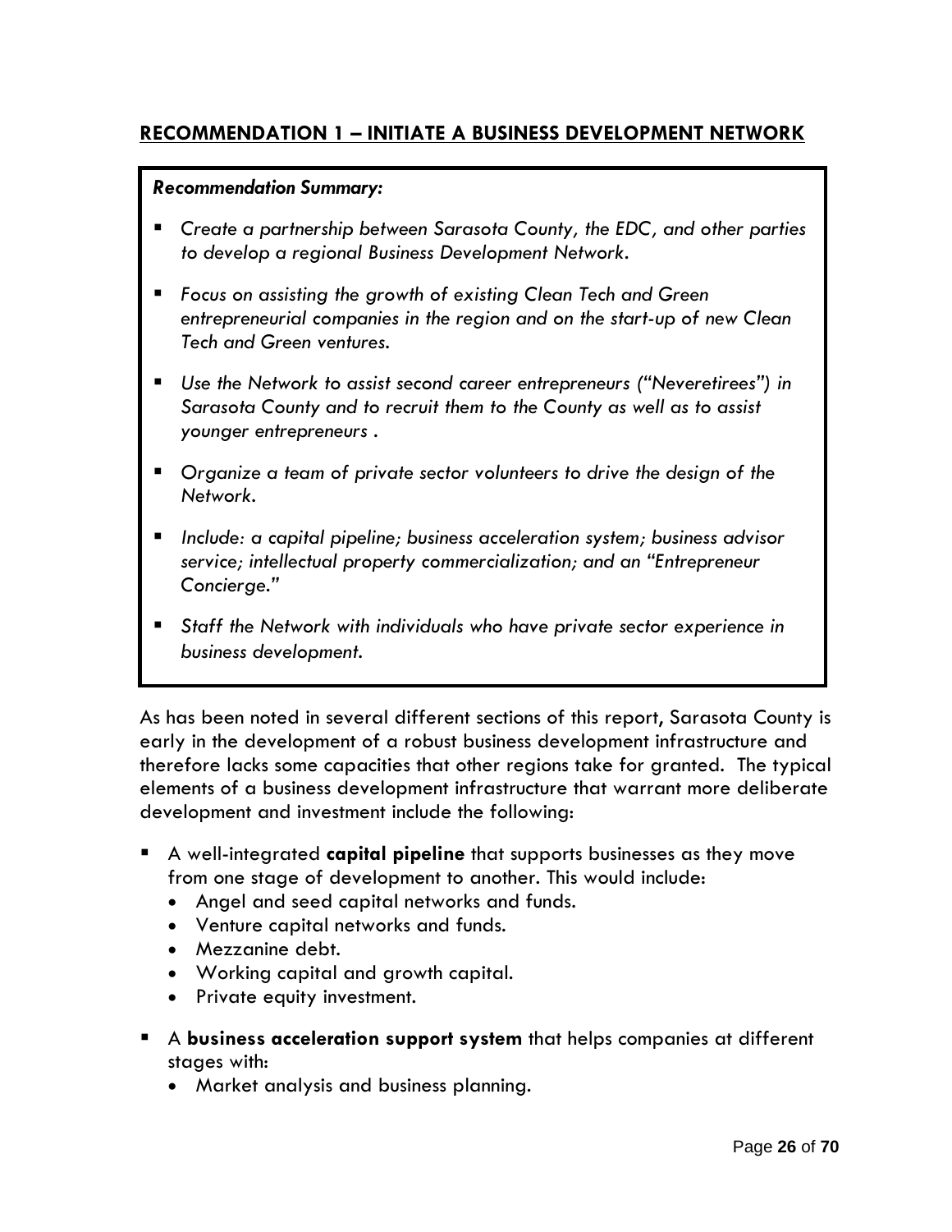## RECOMMENDATION 1 – INITIATE A BUSINESS DEVELOPMENT NETWORK

***Recommendation Summary:***

- *Create a partnership between Sarasota County, the EDC, and other parties to develop a regional Business Development Network.*
- *Focus on assisting the growth of existing Clean Tech and Green entrepreneurial companies in the region and on the start-up of new Clean Tech and Green ventures.*
- *Use the Network to assist second career entrepreneurs ("Neveretirees") in Sarasota County and to recruit them to the County as well as to assist younger entrepreneurs .*
- *Organize a team of private sector volunteers to drive the design of the Network.*
- *Include: a capital pipeline; business acceleration system; business advisor service; intellectual property commercialization; and an "Entrepreneur Concierge."*
- *Staff the Network with individuals who have private sector experience in business development.*

As has been noted in several different sections of this report, Sarasota County is early in the development of a robust business development infrastructure and therefore lacks some capacities that other regions take for granted. The typical elements of a business development infrastructure that warrant more deliberate development and investment include the following:

- A well-integrated **capital pipeline** that supports businesses as they move from one stage of development to another. This would include:
  - Angel and seed capital networks and funds.
  - Venture capital networks and funds.
  - Mezzanine debt.
  - Working capital and growth capital.
  - Private equity investment.
- A **business acceleration support system** that helps companies at different stages with:
  - Market analysis and business planning.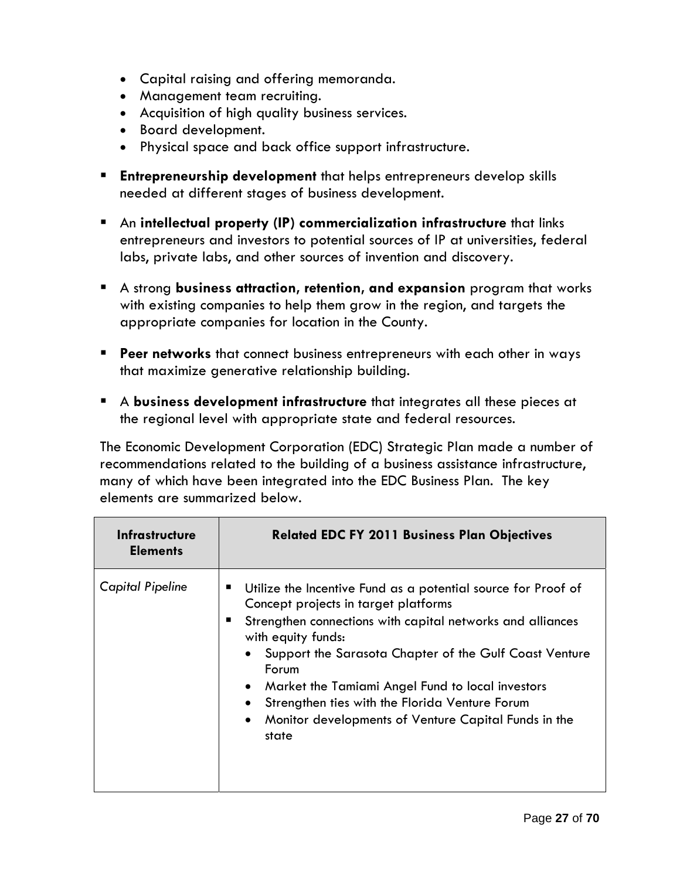- Capital raising and offering memoranda.
- Management team recruiting.
- Acquisition of high quality business services.
- Board development.
- Physical space and back office support infrastructure.

- **Entrepreneurship development** that helps entrepreneurs develop skills needed at different stages of business development.

- An **intellectual property (IP) commercialization infrastructure** that links entrepreneurs and investors to potential sources of IP at universities, federal labs, private labs, and other sources of invention and discovery.

- A strong **business attraction, retention, and expansion** program that works with existing companies to help them grow in the region, and targets the appropriate companies for location in the County.

- **Peer networks** that connect business entrepreneurs with each other in ways that maximize generative relationship building.

- A **business development infrastructure** that integrates all these pieces at the regional level with appropriate state and federal resources.

The Economic Development Corporation (EDC) Strategic Plan made a number of recommendations related to the building of a business assistance infrastructure, many of which have been integrated into the EDC Business Plan. The key elements are summarized below.

| Infrastructure Elements | Related EDC FY 2011 Business Plan Objectives |
|---|---|
| *Capital Pipeline* | ▪ Utilize the Incentive Fund as a potential source for Proof of Concept projects in target platforms<br>▪ Strengthen connections with capital networks and alliances with equity funds:<br>• Support the Sarasota Chapter of the Gulf Coast Venture Forum<br>• Market the Tamiami Angel Fund to local investors<br>• Strengthen ties with the Florida Venture Forum<br>• Monitor developments of Venture Capital Funds in the state |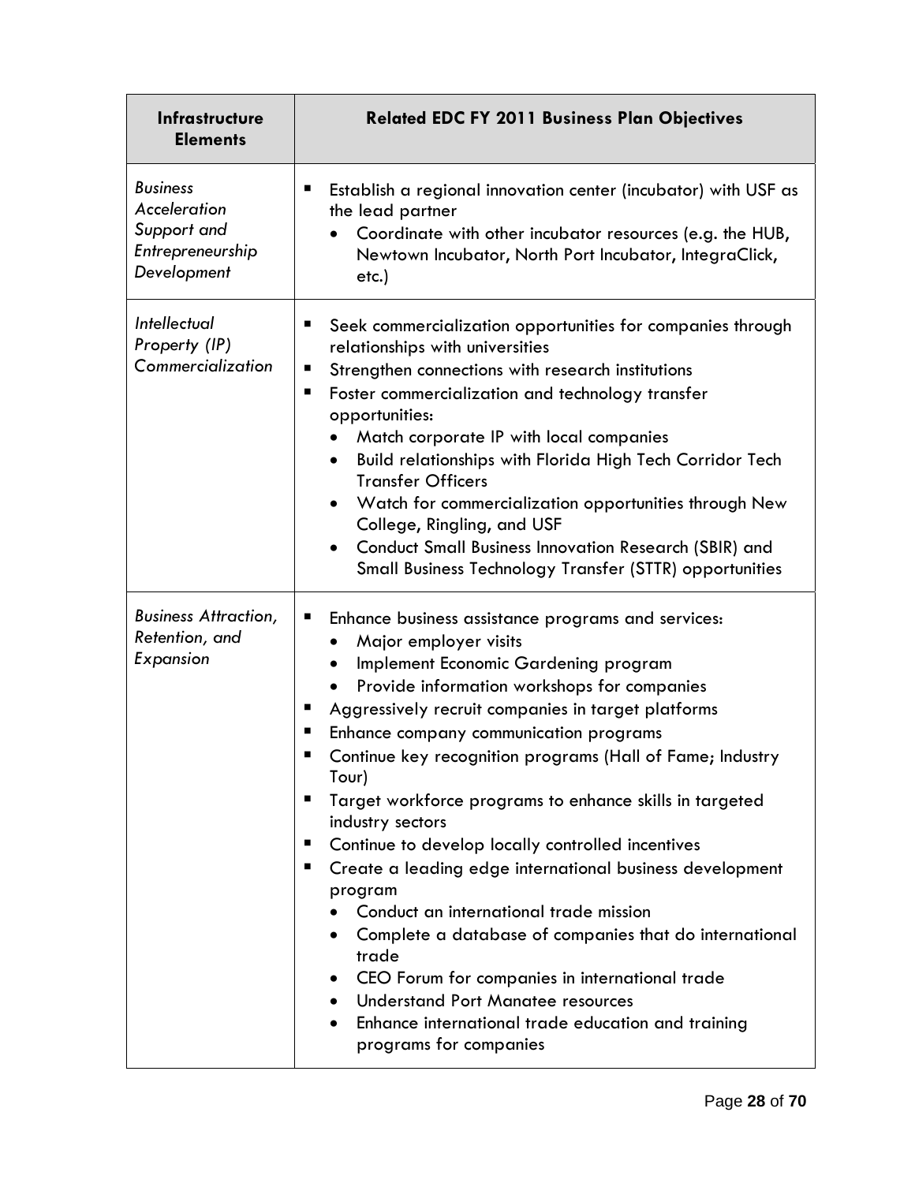| Infrastructure Elements | Related EDC FY 2011 Business Plan Objectives |
|---|---|
| *Business Acceleration Support and Entrepreneurship Development* | ▪ Establish a regional innovation center (incubator) with USF as the lead partner<br>• Coordinate with other incubator resources (e.g. the HUB, Newtown Incubator, North Port Incubator, IntegraClick, etc.) |
| *Intellectual Property (IP) Commercialization* | ▪ Seek commercialization opportunities for companies through relationships with universities<br>▪ Strengthen connections with research institutions<br>▪ Foster commercialization and technology transfer opportunities:<br>• Match corporate IP with local companies<br>• Build relationships with Florida High Tech Corridor Tech Transfer Officers<br>• Watch for commercialization opportunities through New College, Ringling, and USF<br>• Conduct Small Business Innovation Research (SBIR) and Small Business Technology Transfer (STTR) opportunities |
| *Business Attraction, Retention, and Expansion* | ▪ Enhance business assistance programs and services:<br>• Major employer visits<br>• Implement Economic Gardening program<br>• Provide information workshops for companies<br>▪ Aggressively recruit companies in target platforms<br>▪ Enhance company communication programs<br>▪ Continue key recognition programs (Hall of Fame; Industry Tour)<br>▪ Target workforce programs to enhance skills in targeted industry sectors<br>▪ Continue to develop locally controlled incentives<br>▪ Create a leading edge international business development program<br>• Conduct an international trade mission<br>• Complete a database of companies that do international trade<br>• CEO Forum for companies in international trade<br>• Understand Port Manatee resources<br>• Enhance international trade education and training programs for companies |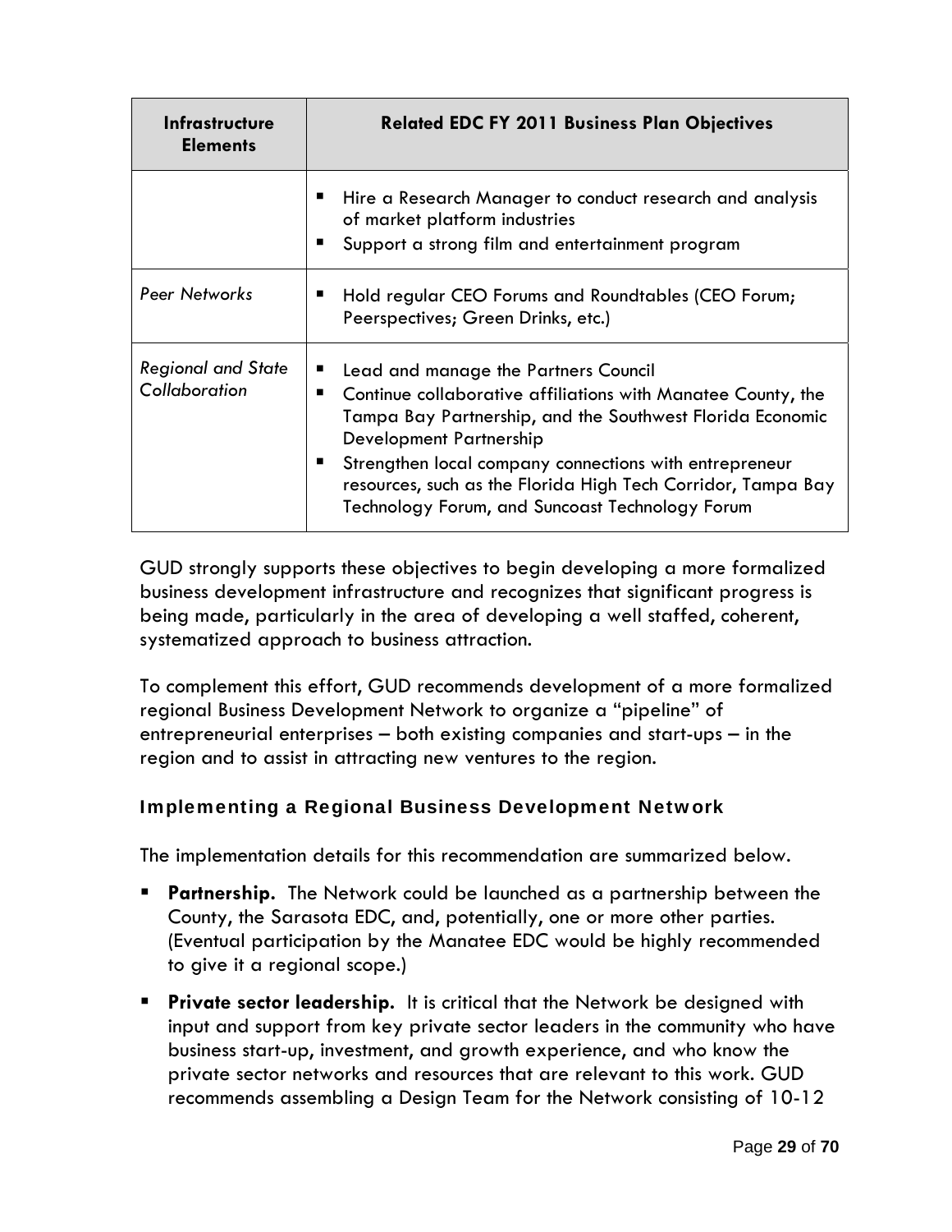| Infrastructure Elements | Related EDC FY 2011 Business Plan Objectives |
|---|---|
| | ▪ Hire a Research Manager to conduct research and analysis of market platform industries<br>▪ Support a strong film and entertainment program |
| *Peer Networks* | ▪ Hold regular CEO Forums and Roundtables (CEO Forum; Peerspectives; Green Drinks, etc.) |
| *Regional and State Collaboration* | ▪ Lead and manage the Partners Council<br>▪ Continue collaborative affiliations with Manatee County, the Tampa Bay Partnership, and the Southwest Florida Economic Development Partnership<br>▪ Strengthen local company connections with entrepreneur resources, such as the Florida High Tech Corridor, Tampa Bay Technology Forum, and Suncoast Technology Forum |

GUD strongly supports these objectives to begin developing a more formalized business development infrastructure and recognizes that significant progress is being made, particularly in the area of developing a well staffed, coherent, systematized approach to business attraction.

To complement this effort, GUD recommends development of a more formalized regional Business Development Network to organize a "pipeline" of entrepreneurial enterprises – both existing companies and start-ups – in the region and to assist in attracting new ventures to the region.

### Implementing a Regional Business Development Network

The implementation details for this recommendation are summarized below.

- **Partnership.** The Network could be launched as a partnership between the County, the Sarasota EDC, and, potentially, one or more other parties. (Eventual participation by the Manatee EDC would be highly recommended to give it a regional scope.)
- **Private sector leadership.** It is critical that the Network be designed with input and support from key private sector leaders in the community who have business start-up, investment, and growth experience, and who know the private sector networks and resources that are relevant to this work. GUD recommends assembling a Design Team for the Network consisting of 10-12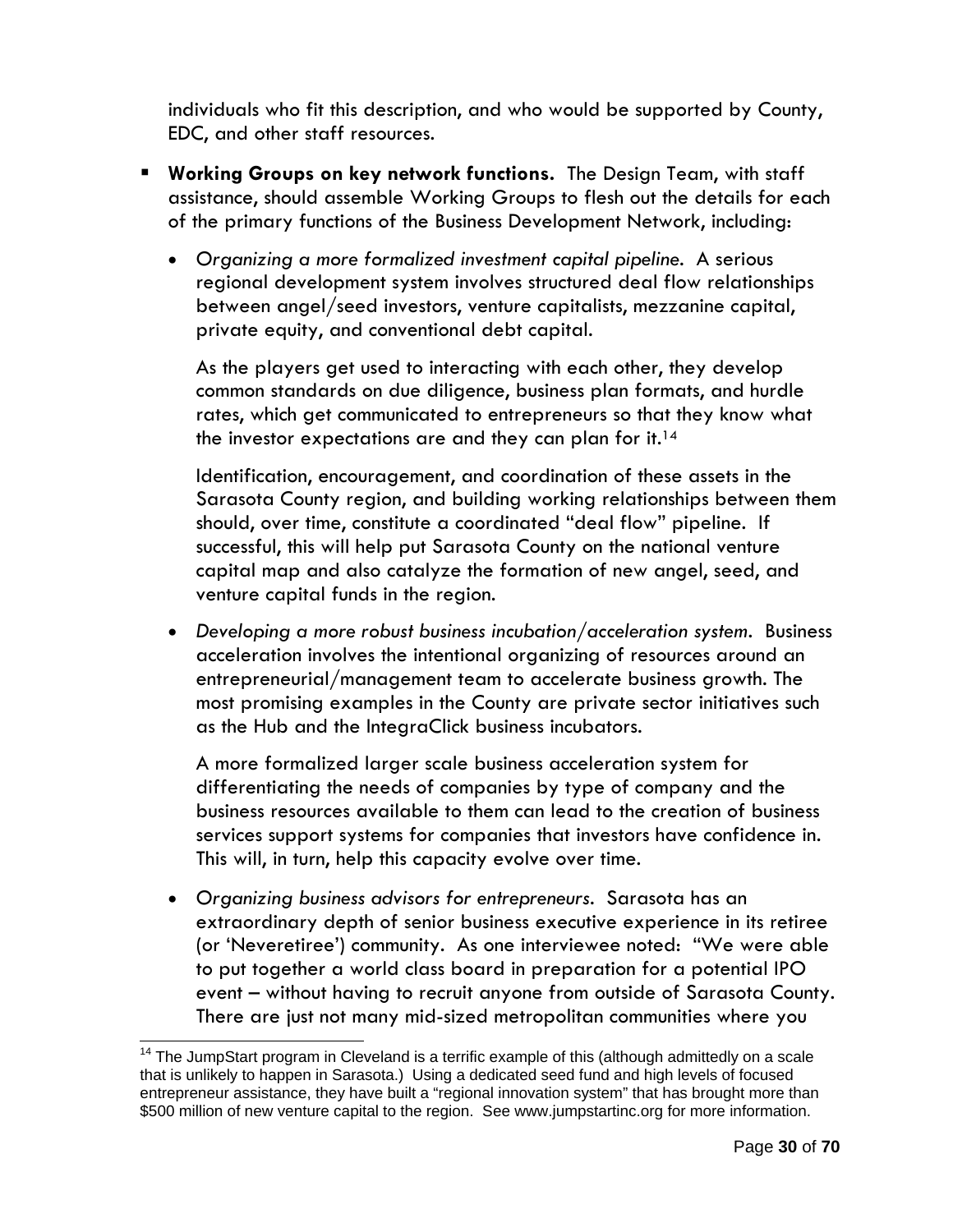individuals who fit this description, and who would be supported by County, EDC, and other staff resources.

- **Working Groups on key network functions.** The Design Team, with staff assistance, should assemble Working Groups to flesh out the details for each of the primary functions of the Business Development Network, including:

  - *Organizing a more formalized investment capital pipeline.* A serious regional development system involves structured deal flow relationships between angel/seed investors, venture capitalists, mezzanine capital, private equity, and conventional debt capital.

    As the players get used to interacting with each other, they develop common standards on due diligence, business plan formats, and hurdle rates, which get communicated to entrepreneurs so that they know what the investor expectations are and they can plan for it.[14]

    Identification, encouragement, and coordination of these assets in the Sarasota County region, and building working relationships between them should, over time, constitute a coordinated "deal flow" pipeline. If successful, this will help put Sarasota County on the national venture capital map and also catalyze the formation of new angel, seed, and venture capital funds in the region.

  - *Developing a more robust business incubation/acceleration system.* Business acceleration involves the intentional organizing of resources around an entrepreneurial/management team to accelerate business growth. The most promising examples in the County are private sector initiatives such as the Hub and the IntegraClick business incubators.

    A more formalized larger scale business acceleration system for differentiating the needs of companies by type of company and the business resources available to them can lead to the creation of business services support systems for companies that investors have confidence in. This will, in turn, help this capacity evolve over time.

  - *Organizing business advisors for entrepreneurs.* Sarasota has an extraordinary depth of senior business executive experience in its retiree (or 'Neveretiree') community. As one interviewee noted: "We were able to put together a world class board in preparation for a potential IPO event – without having to recruit anyone from outside of Sarasota County. There are just not many mid-sized metropolitan communities where you

---

[14] The JumpStart program in Cleveland is a terrific example of this (although admittedly on a scale that is unlikely to happen in Sarasota.) Using a dedicated seed fund and high levels of focused entrepreneur assistance, they have built a "regional innovation system" that has brought more than $500 million of new venture capital to the region. See www.jumpstartinc.org for more information.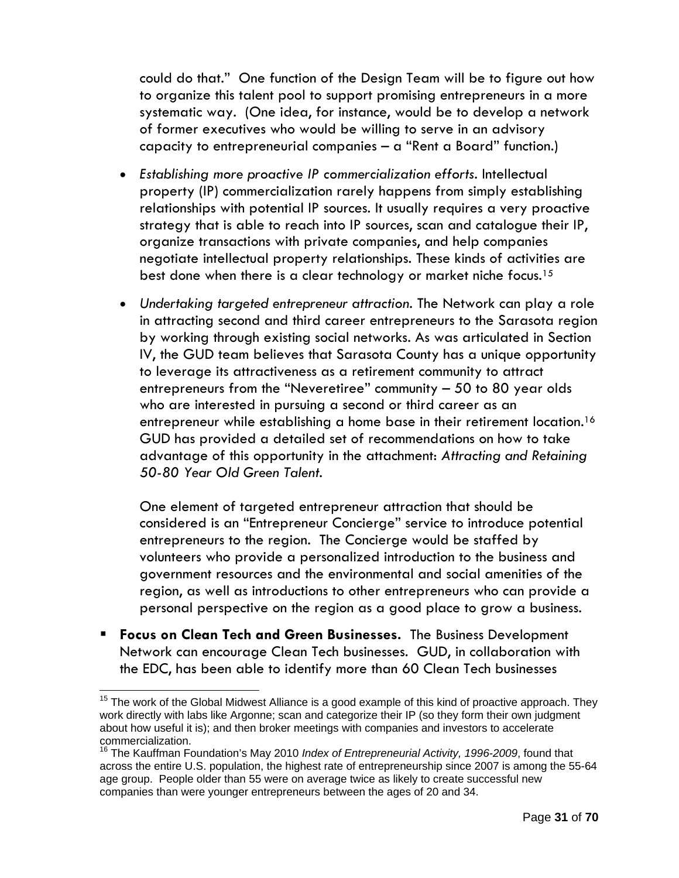could do that." One function of the Design Team will be to figure out how to organize this talent pool to support promising entrepreneurs in a more systematic way. (One idea, for instance, would be to develop a network of former executives who would be willing to serve in an advisory capacity to entrepreneurial companies – a "Rent a Board" function.)

- *Establishing more proactive IP commercialization efforts.* Intellectual property (IP) commercialization rarely happens from simply establishing relationships with potential IP sources. It usually requires a very proactive strategy that is able to reach into IP sources, scan and catalogue their IP, organize transactions with private companies, and help companies negotiate intellectual property relationships. These kinds of activities are best done when there is a clear technology or market niche focus.[15]

- *Undertaking targeted entrepreneur attraction.* The Network can play a role in attracting second and third career entrepreneurs to the Sarasota region by working through existing social networks. As was articulated in Section IV, the GUD team believes that Sarasota County has a unique opportunity to leverage its attractiveness as a retirement community to attract entrepreneurs from the "Neveretiree" community – 50 to 80 year olds who are interested in pursuing a second or third career as an entrepreneur while establishing a home base in their retirement location.[16] GUD has provided a detailed set of recommendations on how to take advantage of this opportunity in the attachment: *Attracting and Retaining 50-80 Year Old Green Talent.*

  One element of targeted entrepreneur attraction that should be considered is an "Entrepreneur Concierge" service to introduce potential entrepreneurs to the region. The Concierge would be staffed by volunteers who provide a personalized introduction to the business and government resources and the environmental and social amenities of the region, as well as introductions to other entrepreneurs who can provide a personal perspective on the region as a good place to grow a business.

- **Focus on Clean Tech and Green Businesses.** The Business Development Network can encourage Clean Tech businesses. GUD, in collaboration with the EDC, has been able to identify more than 60 Clean Tech businesses

---

[15] The work of the Global Midwest Alliance is a good example of this kind of proactive approach. They work directly with labs like Argonne; scan and categorize their IP (so they form their own judgment about how useful it is); and then broker meetings with companies and investors to accelerate commercialization.

[16] The Kauffman Foundation's May 2010 *Index of Entrepreneurial Activity, 1996-2009*, found that across the entire U.S. population, the highest rate of entrepreneurship since 2007 is among the 55-64 age group. People older than 55 were on average twice as likely to create successful new companies than were younger entrepreneurs between the ages of 20 and 34.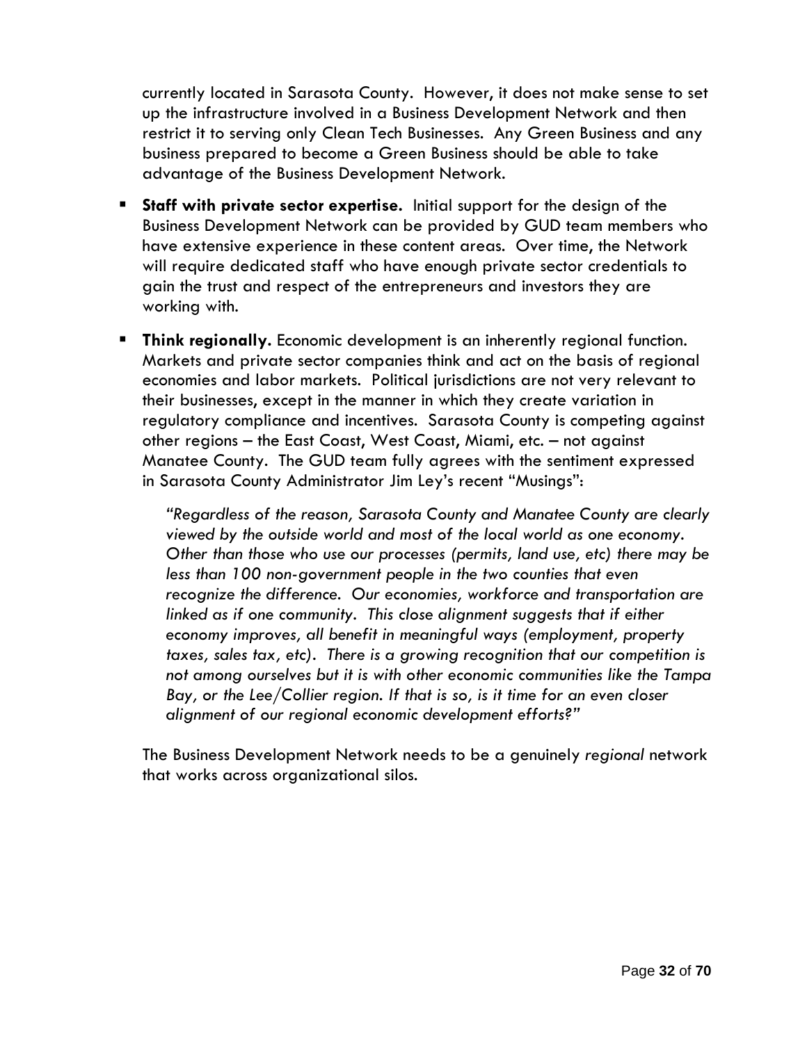currently located in Sarasota County. However, it does not make sense to set up the infrastructure involved in a Business Development Network and then restrict it to serving only Clean Tech Businesses. Any Green Business and any business prepared to become a Green Business should be able to take advantage of the Business Development Network.

- **Staff with private sector expertise.** Initial support for the design of the Business Development Network can be provided by GUD team members who have extensive experience in these content areas. Over time, the Network will require dedicated staff who have enough private sector credentials to gain the trust and respect of the entrepreneurs and investors they are working with.

- **Think regionally.** Economic development is an inherently regional function. Markets and private sector companies think and act on the basis of regional economies and labor markets. Political jurisdictions are not very relevant to their businesses, except in the manner in which they create variation in regulatory compliance and incentives. Sarasota County is competing against other regions – the East Coast, West Coast, Miami, etc. – not against Manatee County. The GUD team fully agrees with the sentiment expressed in Sarasota County Administrator Jim Ley's recent "Musings":

  > *"Regardless of the reason, Sarasota County and Manatee County are clearly viewed by the outside world and most of the local world as one economy. Other than those who use our processes (permits, land use, etc) there may be less than 100 non-government people in the two counties that even recognize the difference. Our economies, workforce and transportation are linked as if one community. This close alignment suggests that if either economy improves, all benefit in meaningful ways (employment, property taxes, sales tax, etc). There is a growing recognition that our competition is not among ourselves but it is with other economic communities like the Tampa Bay, or the Lee/Collier region. If that is so, is it time for an even closer alignment of our regional economic development efforts?"*

  The Business Development Network needs to be a genuinely *regional* network that works across organizational silos.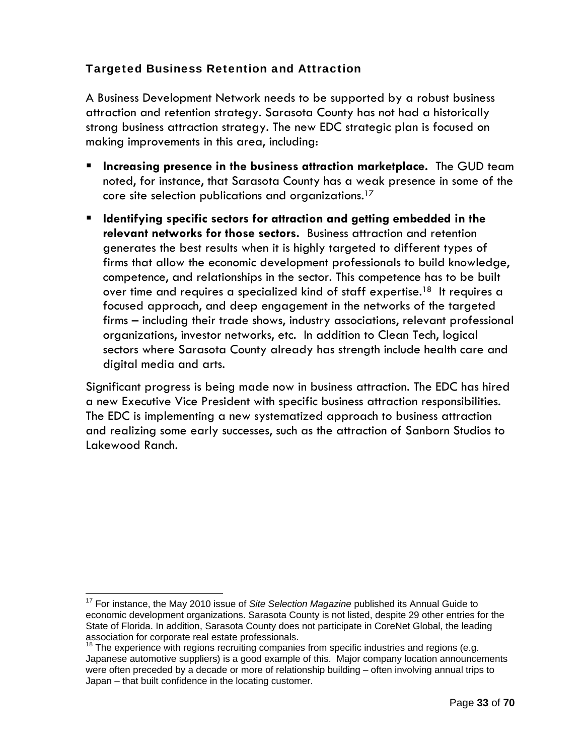### Targeted Business Retention and Attraction

A Business Development Network needs to be supported by a robust business attraction and retention strategy. Sarasota County has not had a historically strong business attraction strategy. The new EDC strategic plan is focused on making improvements in this area, including:

- **Increasing presence in the business attraction marketplace.** The GUD team noted, for instance, that Sarasota County has a weak presence in some of the core site selection publications and organizations.[17]
- **Identifying specific sectors for attraction and getting embedded in the relevant networks for those sectors.** Business attraction and retention generates the best results when it is highly targeted to different types of firms that allow the economic development professionals to build knowledge, competence, and relationships in the sector. This competence has to be built over time and requires a specialized kind of staff expertise.[18] It requires a focused approach, and deep engagement in the networks of the targeted firms – including their trade shows, industry associations, relevant professional organizations, investor networks, etc. In addition to Clean Tech, logical sectors where Sarasota County already has strength include health care and digital media and arts.

Significant progress is being made now in business attraction. The EDC has hired a new Executive Vice President with specific business attraction responsibilities. The EDC is implementing a new systematized approach to business attraction and realizing some early successes, such as the attraction of Sanborn Studios to Lakewood Ranch.

---

[17] For instance, the May 2010 issue of *Site Selection Magazine* published its Annual Guide to economic development organizations. Sarasota County is not listed, despite 29 other entries for the State of Florida. In addition, Sarasota County does not participate in CoreNet Global, the leading association for corporate real estate professionals.

[18] The experience with regions recruiting companies from specific industries and regions (e.g. Japanese automotive suppliers) is a good example of this. Major company location announcements were often preceded by a decade or more of relationship building – often involving annual trips to Japan – that built confidence in the locating customer.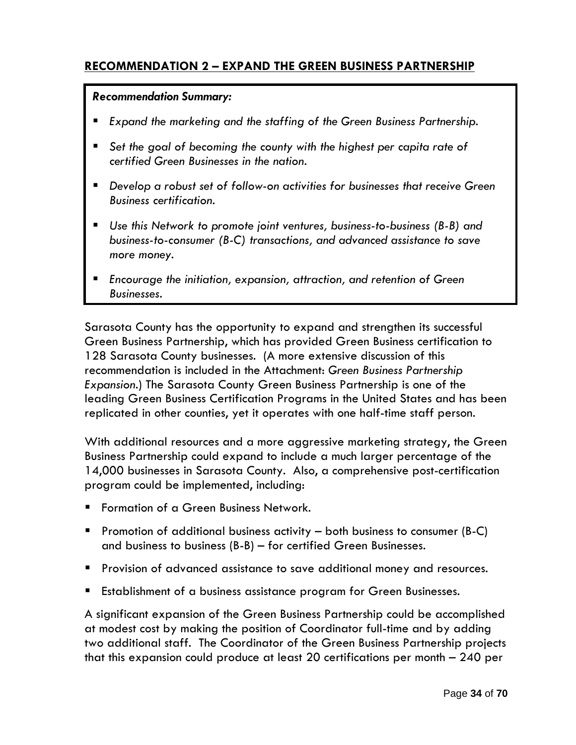## RECOMMENDATION 2 – EXPAND THE GREEN BUSINESS PARTNERSHIP

***Recommendation Summary:***

- *Expand the marketing and the staffing of the Green Business Partnership.*
- *Set the goal of becoming the county with the highest per capita rate of certified Green Businesses in the nation.*
- *Develop a robust set of follow-on activities for businesses that receive Green Business certification.*
- *Use this Network to promote joint ventures, business-to-business (B-B) and business-to-consumer (B-C) transactions, and advanced assistance to save more money.*
- *Encourage the initiation, expansion, attraction, and retention of Green Businesses.*

Sarasota County has the opportunity to expand and strengthen its successful Green Business Partnership, which has provided Green Business certification to 128 Sarasota County businesses. (A more extensive discussion of this recommendation is included in the Attachment: *Green Business Partnership Expansion*.) The Sarasota County Green Business Partnership is one of the leading Green Business Certification Programs in the United States and has been replicated in other counties, yet it operates with one half-time staff person.

With additional resources and a more aggressive marketing strategy, the Green Business Partnership could expand to include a much larger percentage of the 14,000 businesses in Sarasota County. Also, a comprehensive post-certification program could be implemented, including:

- Formation of a Green Business Network.
- Promotion of additional business activity – both business to consumer (B-C) and business to business (B-B) – for certified Green Businesses.
- Provision of advanced assistance to save additional money and resources.
- Establishment of a business assistance program for Green Businesses.

A significant expansion of the Green Business Partnership could be accomplished at modest cost by making the position of Coordinator full-time and by adding two additional staff. The Coordinator of the Green Business Partnership projects that this expansion could produce at least 20 certifications per month – 240 per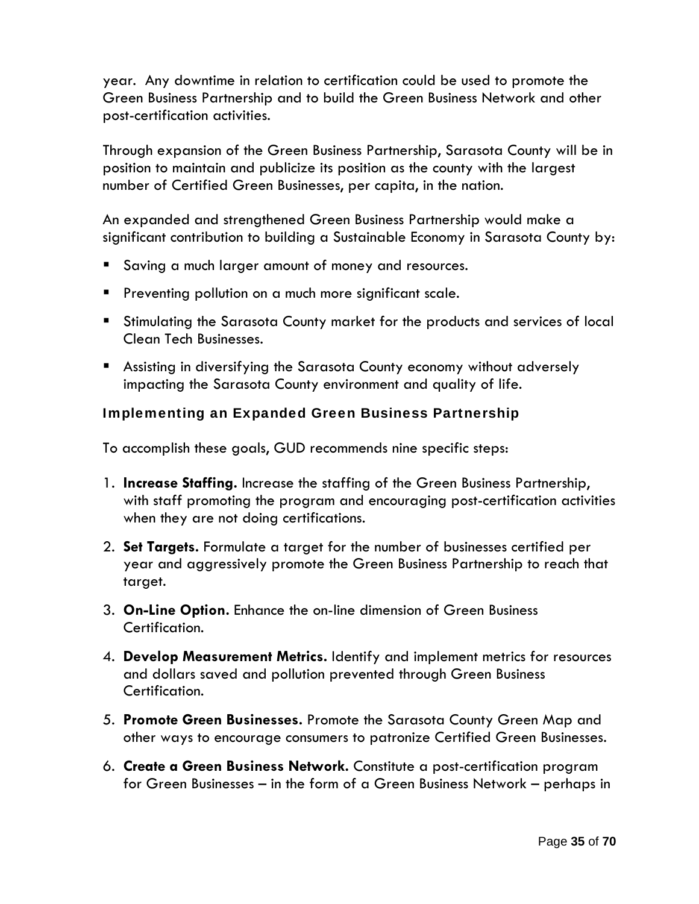year. Any downtime in relation to certification could be used to promote the Green Business Partnership and to build the Green Business Network and other post-certification activities.

Through expansion of the Green Business Partnership, Sarasota County will be in position to maintain and publicize its position as the county with the largest number of Certified Green Businesses, per capita, in the nation.

An expanded and strengthened Green Business Partnership would make a significant contribution to building a Sustainable Economy in Sarasota County by:

- Saving a much larger amount of money and resources.
- Preventing pollution on a much more significant scale.
- Stimulating the Sarasota County market for the products and services of local Clean Tech Businesses.
- Assisting in diversifying the Sarasota County economy without adversely impacting the Sarasota County environment and quality of life.

### Implementing an Expanded Green Business Partnership

To accomplish these goals, GUD recommends nine specific steps:

1. **Increase Staffing.** Increase the staffing of the Green Business Partnership, with staff promoting the program and encouraging post-certification activities when they are not doing certifications.
2. **Set Targets.** Formulate a target for the number of businesses certified per year and aggressively promote the Green Business Partnership to reach that target.
3. **On-Line Option.** Enhance the on-line dimension of Green Business Certification.
4. **Develop Measurement Metrics.** Identify and implement metrics for resources and dollars saved and pollution prevented through Green Business Certification.
5. **Promote Green Businesses.** Promote the Sarasota County Green Map and other ways to encourage consumers to patronize Certified Green Businesses.
6. **Create a Green Business Network.** Constitute a post-certification program for Green Businesses – in the form of a Green Business Network – perhaps in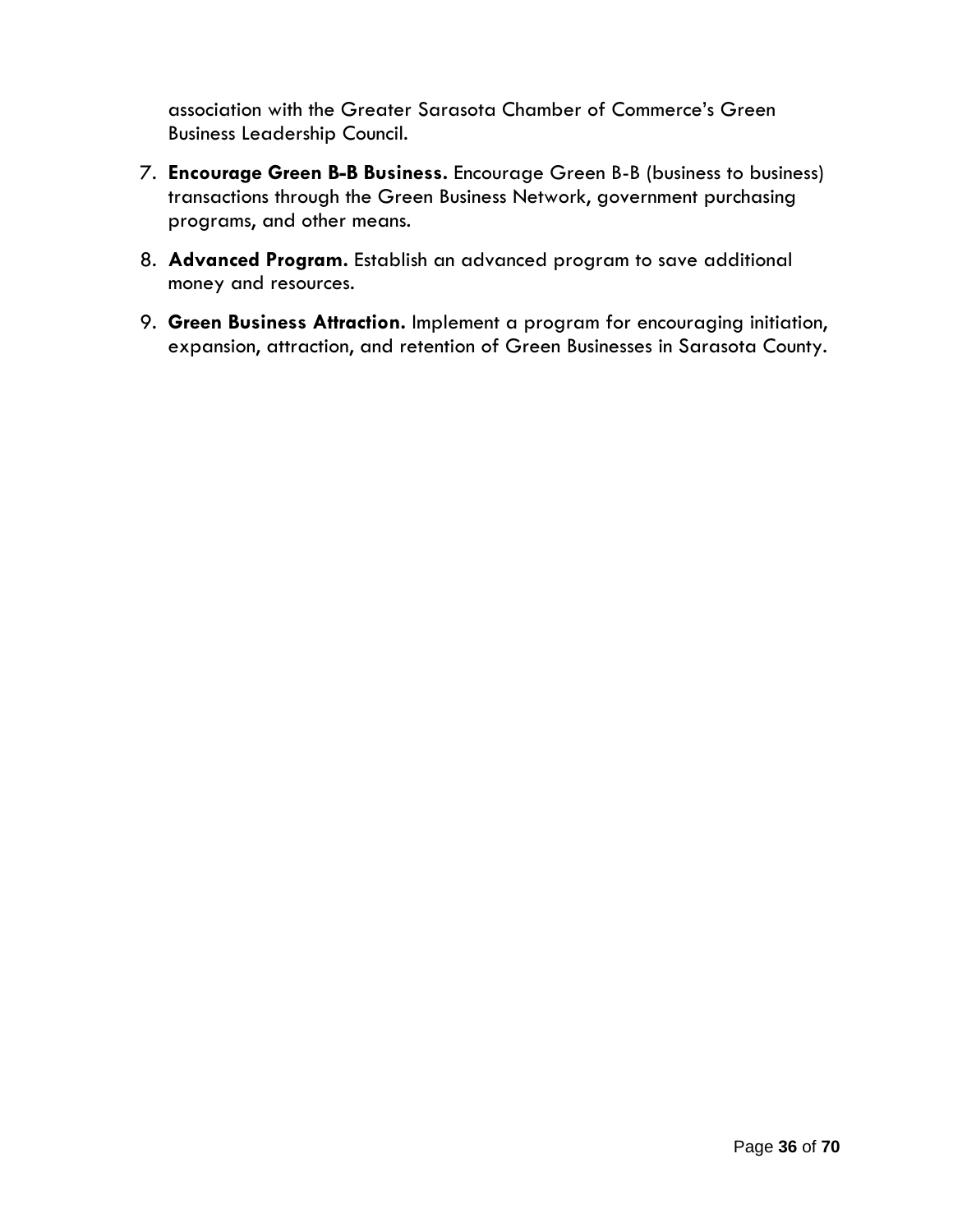association with the Greater Sarasota Chamber of Commerce's Green Business Leadership Council.

7. **Encourage Green B-B Business.** Encourage Green B-B (business to business) transactions through the Green Business Network, government purchasing programs, and other means.
8. **Advanced Program.** Establish an advanced program to save additional money and resources.
9. **Green Business Attraction.** Implement a program for encouraging initiation, expansion, attraction, and retention of Green Businesses in Sarasota County.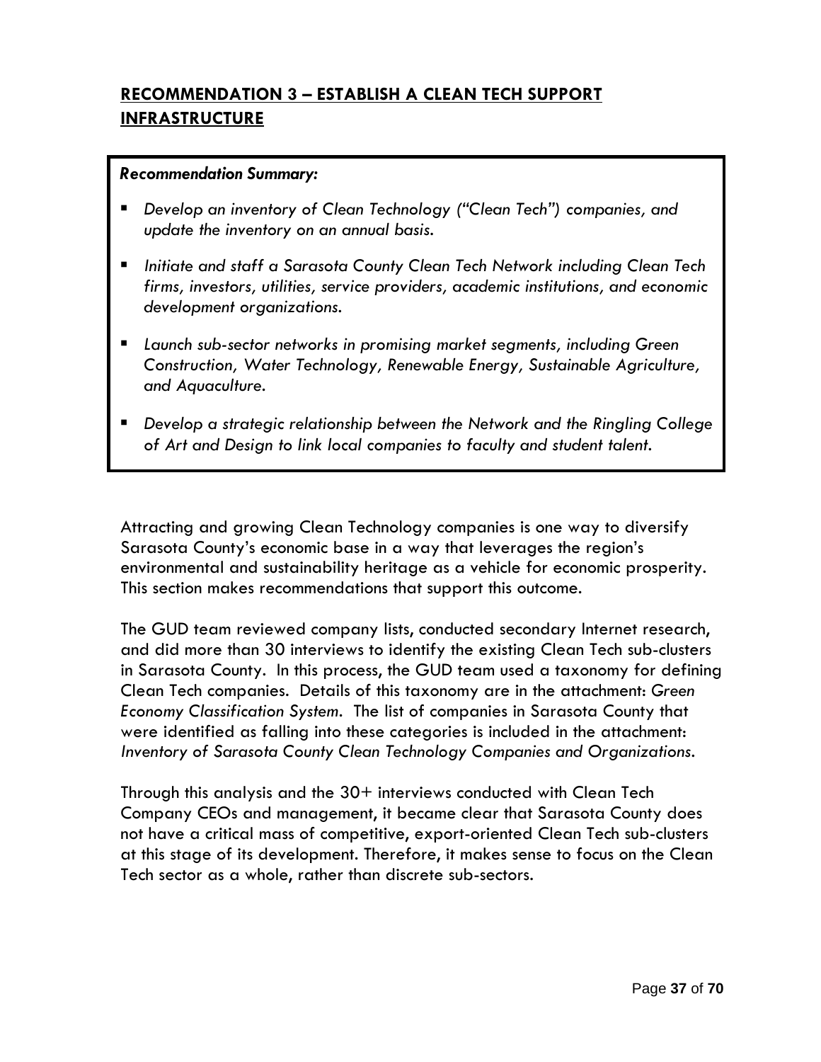## **RECOMMENDATION 3 – ESTABLISH A CLEAN TECH SUPPORT INFRASTRUCTURE**

***Recommendation Summary:***

- *Develop an inventory of Clean Technology ("Clean Tech") companies, and update the inventory on an annual basis.*
- *Initiate and staff a Sarasota County Clean Tech Network including Clean Tech firms, investors, utilities, service providers, academic institutions, and economic development organizations.*
- *Launch sub-sector networks in promising market segments, including Green Construction, Water Technology, Renewable Energy, Sustainable Agriculture, and Aquaculture.*
- *Develop a strategic relationship between the Network and the Ringling College of Art and Design to link local companies to faculty and student talent.*

Attracting and growing Clean Technology companies is one way to diversify Sarasota County's economic base in a way that leverages the region's environmental and sustainability heritage as a vehicle for economic prosperity. This section makes recommendations that support this outcome.

The GUD team reviewed company lists, conducted secondary Internet research, and did more than 30 interviews to identify the existing Clean Tech sub-clusters in Sarasota County. In this process, the GUD team used a taxonomy for defining Clean Tech companies. Details of this taxonomy are in the attachment: *Green Economy Classification System*. The list of companies in Sarasota County that were identified as falling into these categories is included in the attachment: *Inventory of Sarasota County Clean Technology Companies and Organizations*.

Through this analysis and the 30+ interviews conducted with Clean Tech Company CEOs and management, it became clear that Sarasota County does not have a critical mass of competitive, export-oriented Clean Tech sub-clusters at this stage of its development. Therefore, it makes sense to focus on the Clean Tech sector as a whole, rather than discrete sub-sectors.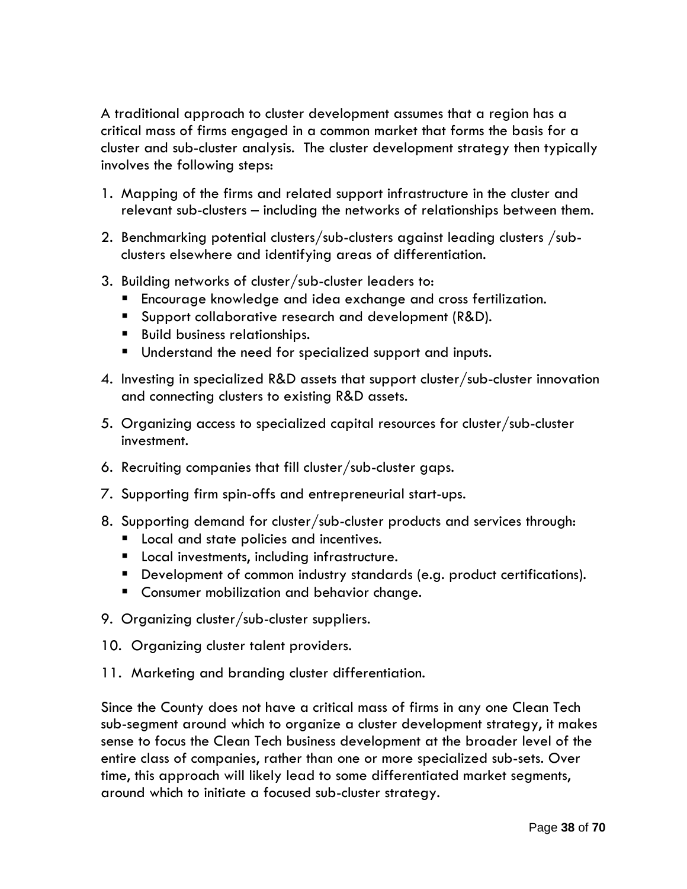A traditional approach to cluster development assumes that a region has a critical mass of firms engaged in a common market that forms the basis for a cluster and sub-cluster analysis. The cluster development strategy then typically involves the following steps:

1. Mapping of the firms and related support infrastructure in the cluster and relevant sub-clusters – including the networks of relationships between them.
2. Benchmarking potential clusters/sub-clusters against leading clusters /sub-clusters elsewhere and identifying areas of differentiation.
3. Building networks of cluster/sub-cluster leaders to:
   - Encourage knowledge and idea exchange and cross fertilization.
   - Support collaborative research and development (R&D).
   - Build business relationships.
   - Understand the need for specialized support and inputs.
4. Investing in specialized R&D assets that support cluster/sub-cluster innovation and connecting clusters to existing R&D assets.
5. Organizing access to specialized capital resources for cluster/sub-cluster investment.
6. Recruiting companies that fill cluster/sub-cluster gaps.
7. Supporting firm spin-offs and entrepreneurial start-ups.
8. Supporting demand for cluster/sub-cluster products and services through:
   - Local and state policies and incentives.
   - Local investments, including infrastructure.
   - Development of common industry standards (e.g. product certifications).
   - Consumer mobilization and behavior change.
9. Organizing cluster/sub-cluster suppliers.
10. Organizing cluster talent providers.
11. Marketing and branding cluster differentiation.

Since the County does not have a critical mass of firms in any one Clean Tech sub-segment around which to organize a cluster development strategy, it makes sense to focus the Clean Tech business development at the broader level of the entire class of companies, rather than one or more specialized sub-sets. Over time, this approach will likely lead to some differentiated market segments, around which to initiate a focused sub-cluster strategy.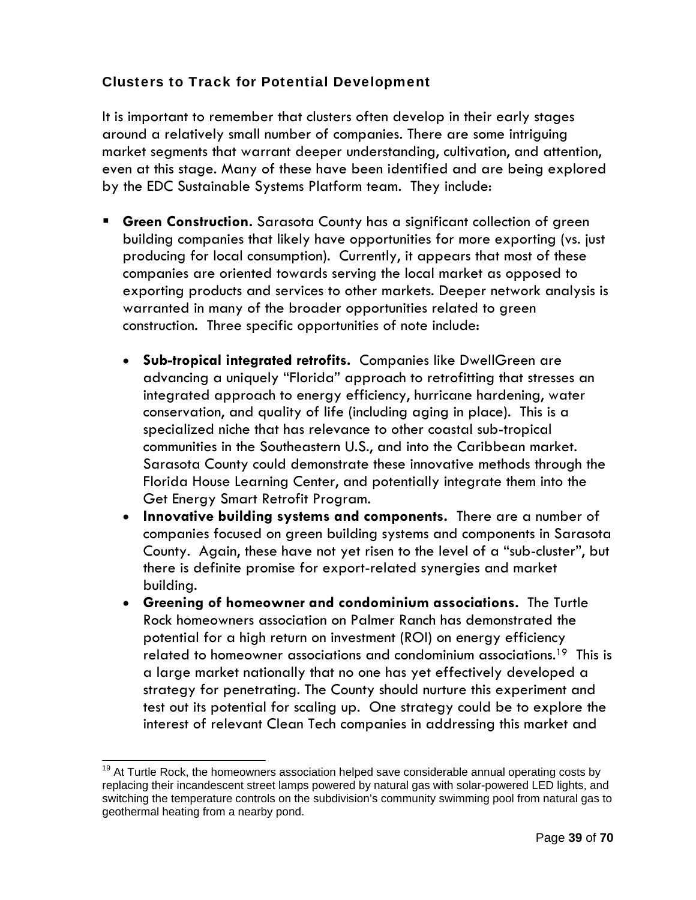### Clusters to Track for Potential Development

It is important to remember that clusters often develop in their early stages around a relatively small number of companies. There are some intriguing market segments that warrant deeper understanding, cultivation, and attention, even at this stage. Many of these have been identified and are being explored by the EDC Sustainable Systems Platform team. They include:

- **Green Construction.** Sarasota County has a significant collection of green building companies that likely have opportunities for more exporting (vs. just producing for local consumption). Currently, it appears that most of these companies are oriented towards serving the local market as opposed to exporting products and services to other markets. Deeper network analysis is warranted in many of the broader opportunities related to green construction. Three specific opportunities of note include:
  - **Sub-tropical integrated retrofits.** Companies like DwellGreen are advancing a uniquely "Florida" approach to retrofitting that stresses an integrated approach to energy efficiency, hurricane hardening, water conservation, and quality of life (including aging in place). This is a specialized niche that has relevance to other coastal sub-tropical communities in the Southeastern U.S., and into the Caribbean market. Sarasota County could demonstrate these innovative methods through the Florida House Learning Center, and potentially integrate them into the Get Energy Smart Retrofit Program.
  - **Innovative building systems and components.** There are a number of companies focused on green building systems and components in Sarasota County. Again, these have not yet risen to the level of a "sub-cluster", but there is definite promise for export-related synergies and market building.
  - **Greening of homeowner and condominium associations.** The Turtle Rock homeowners association on Palmer Ranch has demonstrated the potential for a high return on investment (ROI) on energy efficiency related to homeowner associations and condominium associations.[19] This is a large market nationally that no one has yet effectively developed a strategy for penetrating. The County should nurture this experiment and test out its potential for scaling up. One strategy could be to explore the interest of relevant Clean Tech companies in addressing this market and

---

[19] At Turtle Rock, the homeowners association helped save considerable annual operating costs by replacing their incandescent street lamps powered by natural gas with solar-powered LED lights, and switching the temperature controls on the subdivision's community swimming pool from natural gas to geothermal heating from a nearby pond.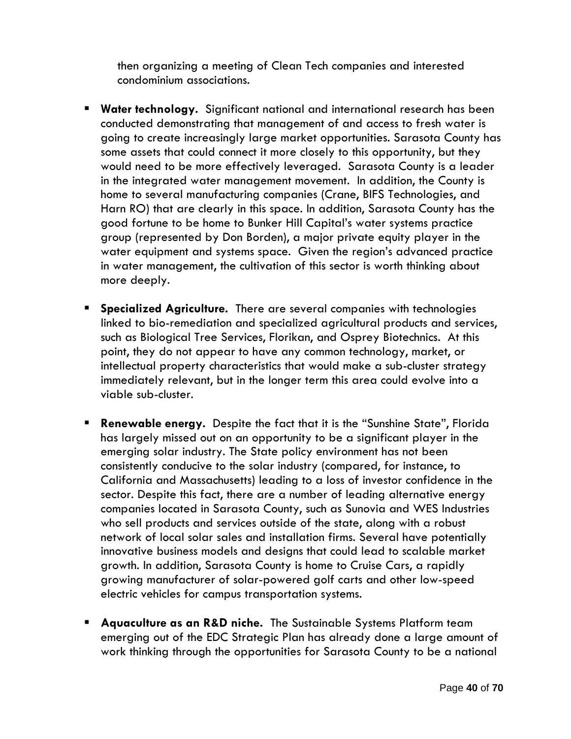then organizing a meeting of Clean Tech companies and interested condominium associations.

- **Water technology.** Significant national and international research has been conducted demonstrating that management of and access to fresh water is going to create increasingly large market opportunities. Sarasota County has some assets that could connect it more closely to this opportunity, but they would need to be more effectively leveraged. Sarasota County is a leader in the integrated water management movement. In addition, the County is home to several manufacturing companies (Crane, BIFS Technologies, and Harn RO) that are clearly in this space. In addition, Sarasota County has the good fortune to be home to Bunker Hill Capital's water systems practice group (represented by Don Borden), a major private equity player in the water equipment and systems space. Given the region's advanced practice in water management, the cultivation of this sector is worth thinking about more deeply.

- **Specialized Agriculture.** There are several companies with technologies linked to bio-remediation and specialized agricultural products and services, such as Biological Tree Services, Florikan, and Osprey Biotechnics. At this point, they do not appear to have any common technology, market, or intellectual property characteristics that would make a sub-cluster strategy immediately relevant, but in the longer term this area could evolve into a viable sub-cluster.

- **Renewable energy.** Despite the fact that it is the "Sunshine State", Florida has largely missed out on an opportunity to be a significant player in the emerging solar industry. The State policy environment has not been consistently conducive to the solar industry (compared, for instance, to California and Massachusetts) leading to a loss of investor confidence in the sector. Despite this fact, there are a number of leading alternative energy companies located in Sarasota County, such as Sunovia and WES Industries who sell products and services outside of the state, along with a robust network of local solar sales and installation firms. Several have potentially innovative business models and designs that could lead to scalable market growth. In addition, Sarasota County is home to Cruise Cars, a rapidly growing manufacturer of solar-powered golf carts and other low-speed electric vehicles for campus transportation systems.

- **Aquaculture as an R&D niche.** The Sustainable Systems Platform team emerging out of the EDC Strategic Plan has already done a large amount of work thinking through the opportunities for Sarasota County to be a national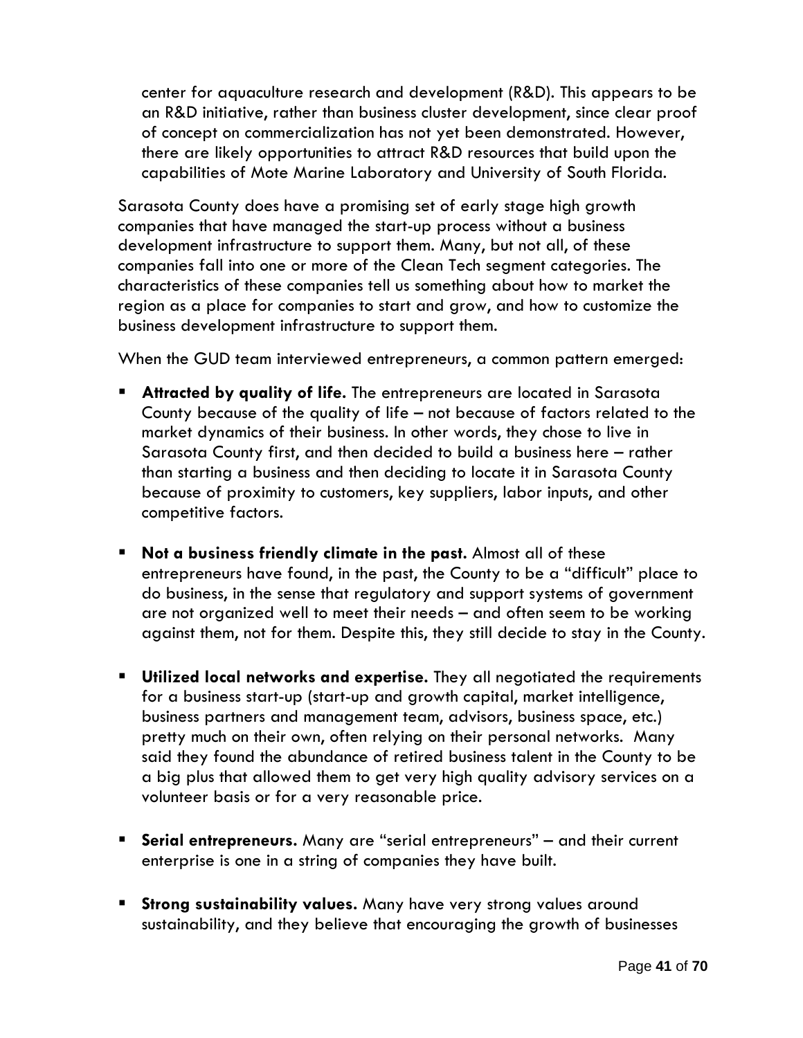center for aquaculture research and development (R&D). This appears to be an R&D initiative, rather than business cluster development, since clear proof of concept on commercialization has not yet been demonstrated. However, there are likely opportunities to attract R&D resources that build upon the capabilities of Mote Marine Laboratory and University of South Florida.

Sarasota County does have a promising set of early stage high growth companies that have managed the start-up process without a business development infrastructure to support them. Many, but not all, of these companies fall into one or more of the Clean Tech segment categories. The characteristics of these companies tell us something about how to market the region as a place for companies to start and grow, and how to customize the business development infrastructure to support them.

When the GUD team interviewed entrepreneurs, a common pattern emerged:

- **Attracted by quality of life.** The entrepreneurs are located in Sarasota County because of the quality of life – not because of factors related to the market dynamics of their business. In other words, they chose to live in Sarasota County first, and then decided to build a business here – rather than starting a business and then deciding to locate it in Sarasota County because of proximity to customers, key suppliers, labor inputs, and other competitive factors.

- **Not a business friendly climate in the past.** Almost all of these entrepreneurs have found, in the past, the County to be a "difficult" place to do business, in the sense that regulatory and support systems of government are not organized well to meet their needs – and often seem to be working against them, not for them. Despite this, they still decide to stay in the County.

- **Utilized local networks and expertise.** They all negotiated the requirements for a business start-up (start-up and growth capital, market intelligence, business partners and management team, advisors, business space, etc.) pretty much on their own, often relying on their personal networks. Many said they found the abundance of retired business talent in the County to be a big plus that allowed them to get very high quality advisory services on a volunteer basis or for a very reasonable price.

- **Serial entrepreneurs.** Many are "serial entrepreneurs" – and their current enterprise is one in a string of companies they have built.

- **Strong sustainability values.** Many have very strong values around sustainability, and they believe that encouraging the growth of businesses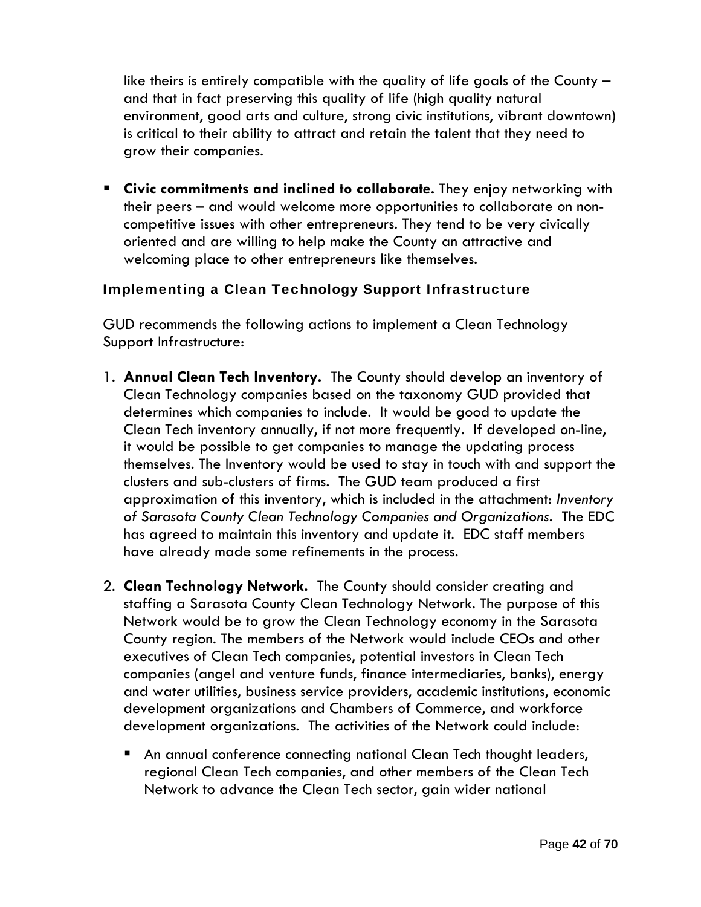like theirs is entirely compatible with the quality of life goals of the County – and that in fact preserving this quality of life (high quality natural environment, good arts and culture, strong civic institutions, vibrant downtown) is critical to their ability to attract and retain the talent that they need to grow their companies.

- **Civic commitments and inclined to collaborate.** They enjoy networking with their peers – and would welcome more opportunities to collaborate on non-competitive issues with other entrepreneurs. They tend to be very civically oriented and are willing to help make the County an attractive and welcoming place to other entrepreneurs like themselves.

### Implementing a Clean Technology Support Infrastructure

GUD recommends the following actions to implement a Clean Technology Support Infrastructure:

1. **Annual Clean Tech Inventory.** The County should develop an inventory of Clean Technology companies based on the taxonomy GUD provided that determines which companies to include. It would be good to update the Clean Tech inventory annually, if not more frequently. If developed on-line, it would be possible to get companies to manage the updating process themselves. The Inventory would be used to stay in touch with and support the clusters and sub-clusters of firms. The GUD team produced a first approximation of this inventory, which is included in the attachment: *Inventory of Sarasota County Clean Technology Companies and Organizations*. The EDC has agreed to maintain this inventory and update it. EDC staff members have already made some refinements in the process.

2. **Clean Technology Network.** The County should consider creating and staffing a Sarasota County Clean Technology Network. The purpose of this Network would be to grow the Clean Technology economy in the Sarasota County region. The members of the Network would include CEOs and other executives of Clean Tech companies, potential investors in Clean Tech companies (angel and venture funds, finance intermediaries, banks), energy and water utilities, business service providers, academic institutions, economic development organizations and Chambers of Commerce, and workforce development organizations. The activities of the Network could include:

   - An annual conference connecting national Clean Tech thought leaders, regional Clean Tech companies, and other members of the Clean Tech Network to advance the Clean Tech sector, gain wider national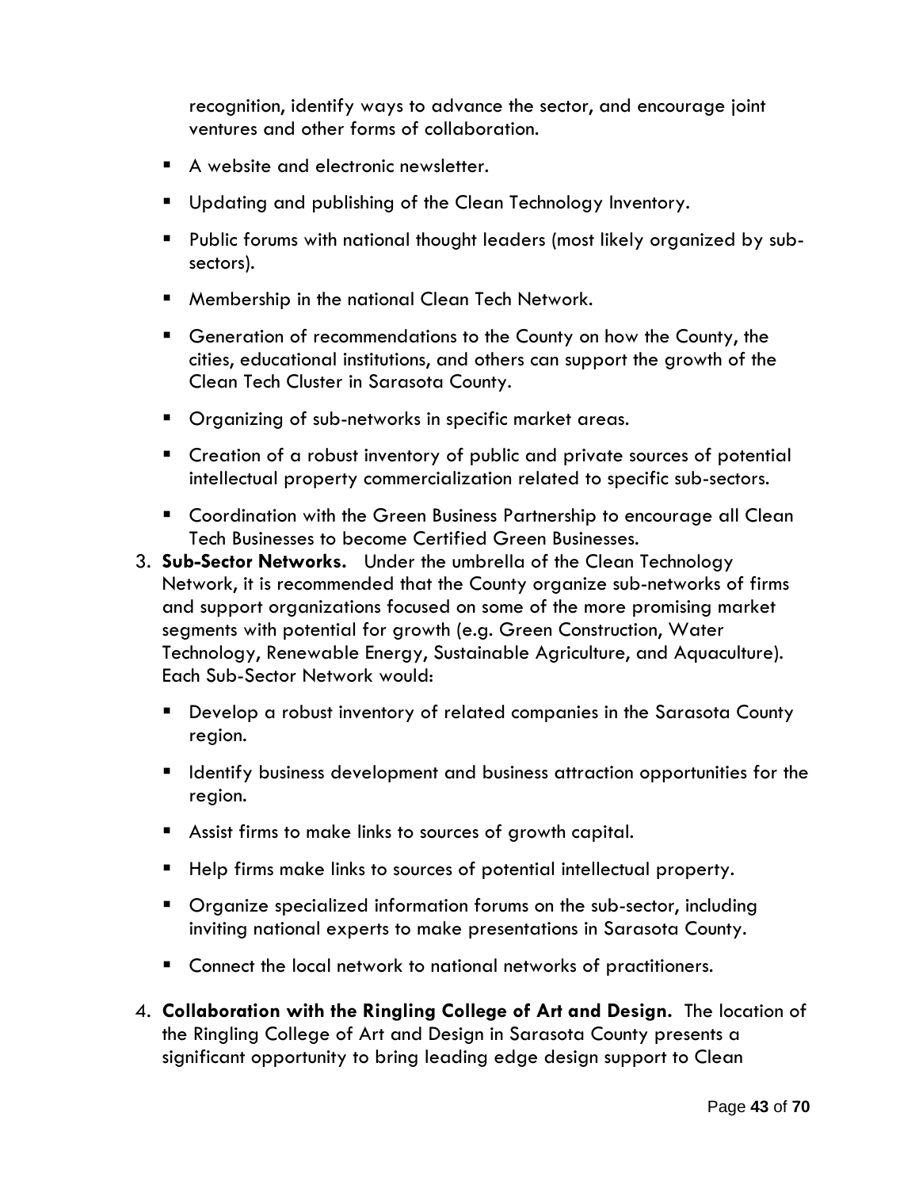recognition, identify ways to advance the sector, and encourage joint ventures and other forms of collaboration.

- A website and electronic newsletter.
- Updating and publishing of the Clean Technology Inventory.
- Public forums with national thought leaders (most likely organized by sub-sectors).
- Membership in the national Clean Tech Network.
- Generation of recommendations to the County on how the County, the cities, educational institutions, and others can support the growth of the Clean Tech Cluster in Sarasota County.
- Organizing of sub-networks in specific market areas.
- Creation of a robust inventory of public and private sources of potential intellectual property commercialization related to specific sub-sectors.
- Coordination with the Green Business Partnership to encourage all Clean Tech Businesses to become Certified Green Businesses.

3. **Sub-Sector Networks.** Under the umbrella of the Clean Technology Network, it is recommended that the County organize sub-networks of firms and support organizations focused on some of the more promising market segments with potential for growth (e.g. Green Construction, Water Technology, Renewable Energy, Sustainable Agriculture, and Aquaculture). Each Sub-Sector Network would:

   - Develop a robust inventory of related companies in the Sarasota County region.
   - Identify business development and business attraction opportunities for the region.
   - Assist firms to make links to sources of growth capital.
   - Help firms make links to sources of potential intellectual property.
   - Organize specialized information forums on the sub-sector, including inviting national experts to make presentations in Sarasota County.
   - Connect the local network to national networks of practitioners.

4. **Collaboration with the Ringling College of Art and Design.** The location of the Ringling College of Art and Design in Sarasota County presents a significant opportunity to bring leading edge design support to Clean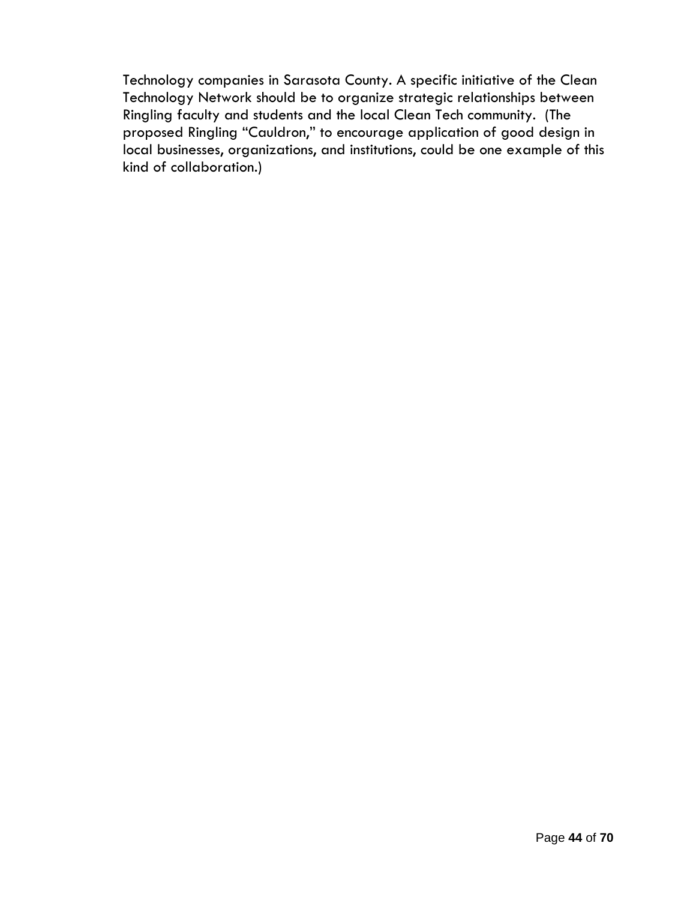Technology companies in Sarasota County. A specific initiative of the Clean Technology Network should be to organize strategic relationships between Ringling faculty and students and the local Clean Tech community. (The proposed Ringling "Cauldron," to encourage application of good design in local businesses, organizations, and institutions, could be one example of this kind of collaboration.)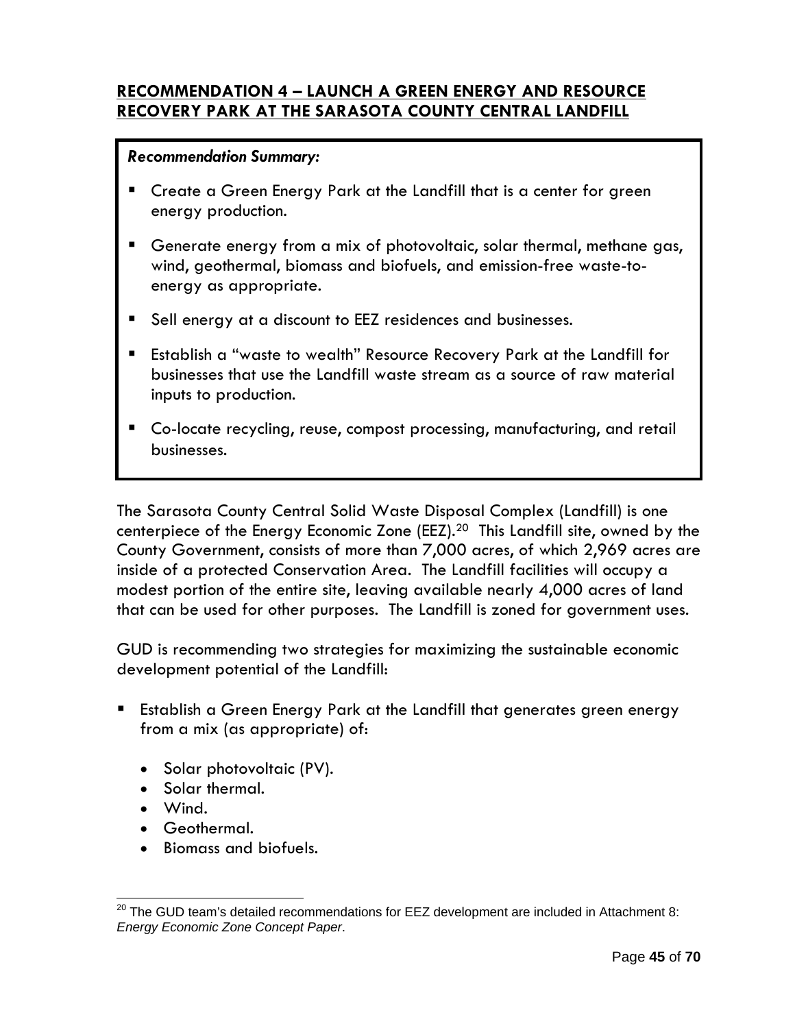## RECOMMENDATION 4 – LAUNCH A GREEN ENERGY AND RESOURCE RECOVERY PARK AT THE SARASOTA COUNTY CENTRAL LANDFILL

***Recommendation Summary:***

- Create a Green Energy Park at the Landfill that is a center for green energy production.
- Generate energy from a mix of photovoltaic, solar thermal, methane gas, wind, geothermal, biomass and biofuels, and emission-free waste-to-energy as appropriate.
- Sell energy at a discount to EEZ residences and businesses.
- Establish a "waste to wealth" Resource Recovery Park at the Landfill for businesses that use the Landfill waste stream as a source of raw material inputs to production.
- Co-locate recycling, reuse, compost processing, manufacturing, and retail businesses.

The Sarasota County Central Solid Waste Disposal Complex (Landfill) is one centerpiece of the Energy Economic Zone (EEZ).[20] This Landfill site, owned by the County Government, consists of more than 7,000 acres, of which 2,969 acres are inside of a protected Conservation Area. The Landfill facilities will occupy a modest portion of the entire site, leaving available nearly 4,000 acres of land that can be used for other purposes. The Landfill is zoned for government uses.

GUD is recommending two strategies for maximizing the sustainable economic development potential of the Landfill:

- Establish a Green Energy Park at the Landfill that generates green energy from a mix (as appropriate) of:
  - Solar photovoltaic (PV).
  - Solar thermal.
  - Wind.
  - Geothermal.
  - Biomass and biofuels.

---

[20] The GUD team's detailed recommendations for EEZ development are included in Attachment 8: *Energy Economic Zone Concept Paper*.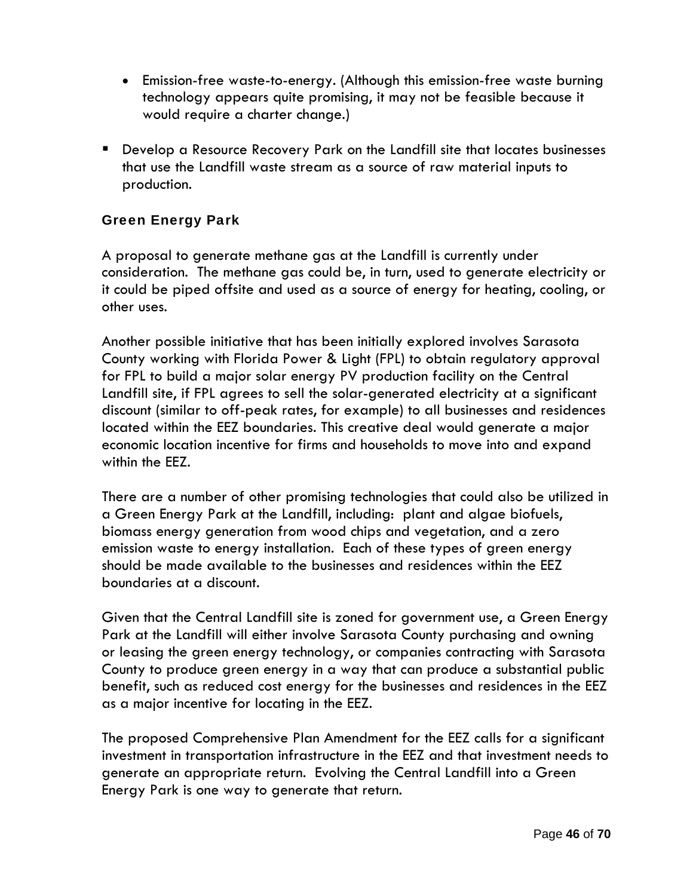- Emission-free waste-to-energy. (Although this emission-free waste burning technology appears quite promising, it may not be feasible because it would require a charter change.)

- Develop a Resource Recovery Park on the Landfill site that locates businesses that use the Landfill waste stream as a source of raw material inputs to production.

### Green Energy Park

A proposal to generate methane gas at the Landfill is currently under consideration. The methane gas could be, in turn, used to generate electricity or it could be piped offsite and used as a source of energy for heating, cooling, or other uses.

Another possible initiative that has been initially explored involves Sarasota County working with Florida Power & Light (FPL) to obtain regulatory approval for FPL to build a major solar energy PV production facility on the Central Landfill site, if FPL agrees to sell the solar-generated electricity at a significant discount (similar to off-peak rates, for example) to all businesses and residences located within the EEZ boundaries. This creative deal would generate a major economic location incentive for firms and households to move into and expand within the EEZ.

There are a number of other promising technologies that could also be utilized in a Green Energy Park at the Landfill, including: plant and algae biofuels, biomass energy generation from wood chips and vegetation, and a zero emission waste to energy installation. Each of these types of green energy should be made available to the businesses and residences within the EEZ boundaries at a discount.

Given that the Central Landfill site is zoned for government use, a Green Energy Park at the Landfill will either involve Sarasota County purchasing and owning or leasing the green energy technology, or companies contracting with Sarasota County to produce green energy in a way that can produce a substantial public benefit, such as reduced cost energy for the businesses and residences in the EEZ as a major incentive for locating in the EEZ.

The proposed Comprehensive Plan Amendment for the EEZ calls for a significant investment in transportation infrastructure in the EEZ and that investment needs to generate an appropriate return. Evolving the Central Landfill into a Green Energy Park is one way to generate that return.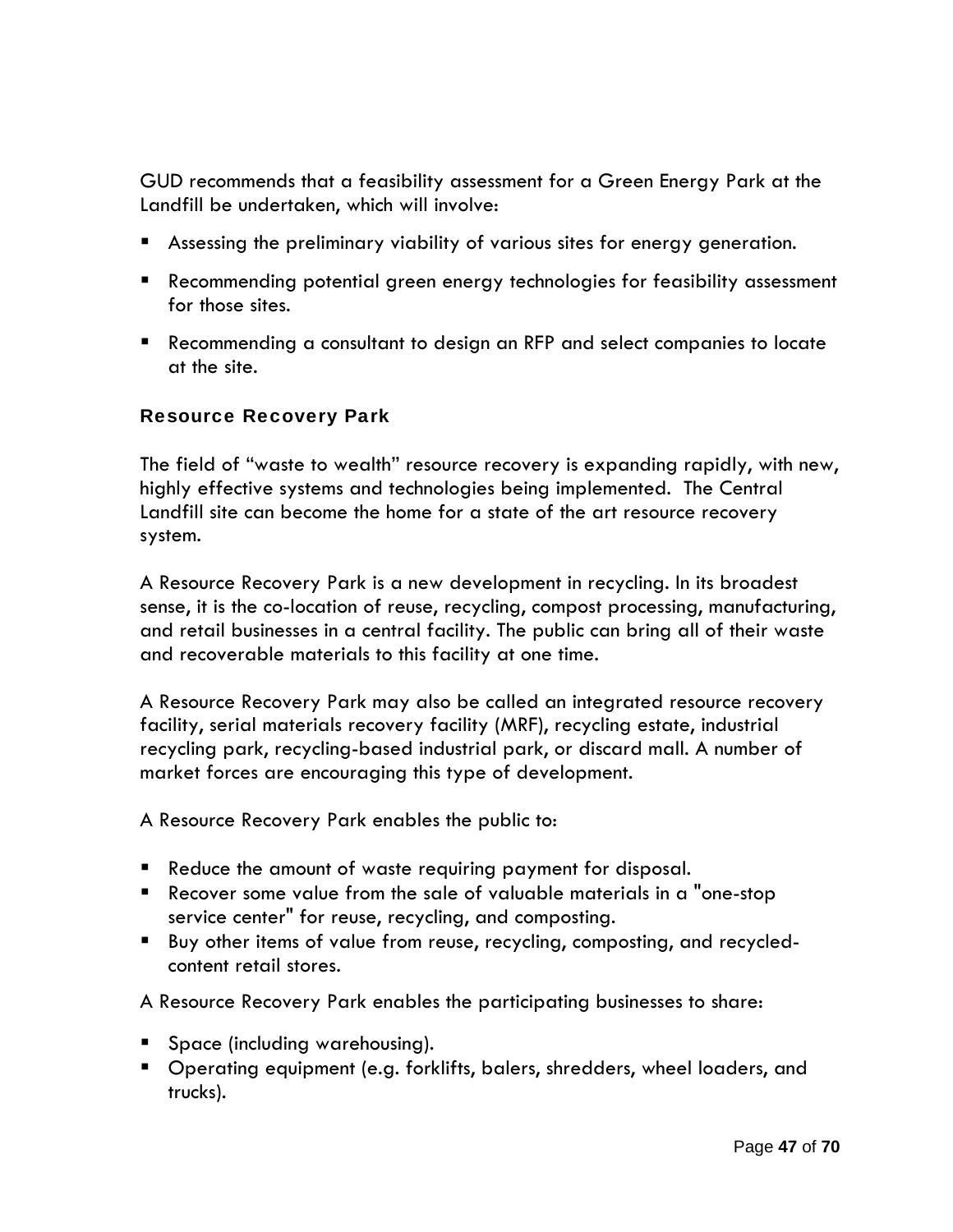GUD recommends that a feasibility assessment for a Green Energy Park at the Landfill be undertaken, which will involve:

- Assessing the preliminary viability of various sites for energy generation.
- Recommending potential green energy technologies for feasibility assessment for those sites.
- Recommending a consultant to design an RFP and select companies to locate at the site.

### Resource Recovery Park

The field of "waste to wealth" resource recovery is expanding rapidly, with new, highly effective systems and technologies being implemented. The Central Landfill site can become the home for a state of the art resource recovery system.

A Resource Recovery Park is a new development in recycling. In its broadest sense, it is the co-location of reuse, recycling, compost processing, manufacturing, and retail businesses in a central facility. The public can bring all of their waste and recoverable materials to this facility at one time.

A Resource Recovery Park may also be called an integrated resource recovery facility, serial materials recovery facility (MRF), recycling estate, industrial recycling park, recycling-based industrial park, or discard mall. A number of market forces are encouraging this type of development.

A Resource Recovery Park enables the public to:

- Reduce the amount of waste requiring payment for disposal.
- Recover some value from the sale of valuable materials in a "one-stop service center" for reuse, recycling, and composting.
- Buy other items of value from reuse, recycling, composting, and recycled-content retail stores.

A Resource Recovery Park enables the participating businesses to share:

- Space (including warehousing).
- Operating equipment (e.g. forklifts, balers, shredders, wheel loaders, and trucks).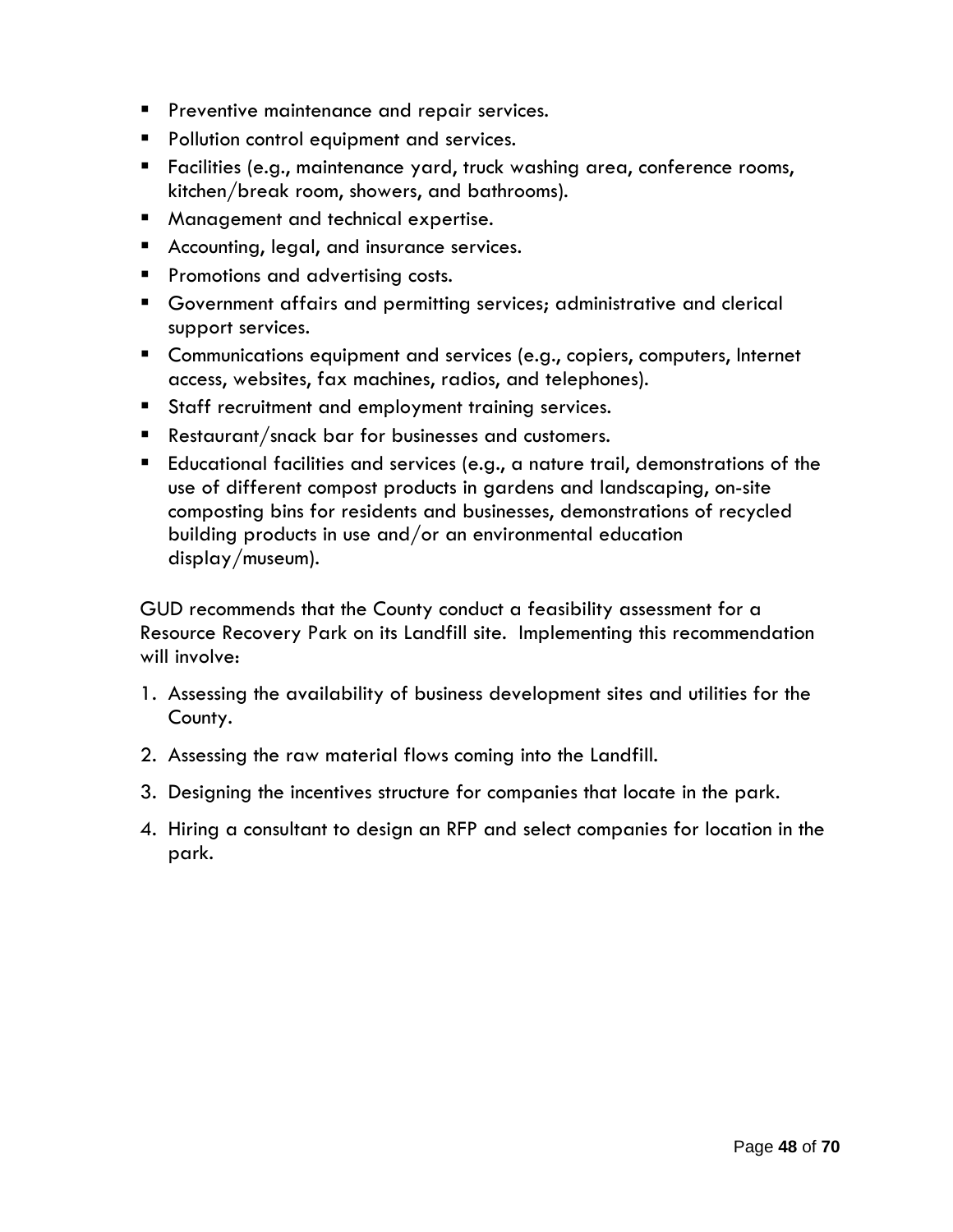- Preventive maintenance and repair services.
- Pollution control equipment and services.
- Facilities (e.g., maintenance yard, truck washing area, conference rooms, kitchen/break room, showers, and bathrooms).
- Management and technical expertise.
- Accounting, legal, and insurance services.
- Promotions and advertising costs.
- Government affairs and permitting services; administrative and clerical support services.
- Communications equipment and services (e.g., copiers, computers, Internet access, websites, fax machines, radios, and telephones).
- Staff recruitment and employment training services.
- Restaurant/snack bar for businesses and customers.
- Educational facilities and services (e.g., a nature trail, demonstrations of the use of different compost products in gardens and landscaping, on-site composting bins for residents and businesses, demonstrations of recycled building products in use and/or an environmental education display/museum).

GUD recommends that the County conduct a feasibility assessment for a Resource Recovery Park on its Landfill site. Implementing this recommendation will involve:

1. Assessing the availability of business development sites and utilities for the County.
2. Assessing the raw material flows coming into the Landfill.
3. Designing the incentives structure for companies that locate in the park.
4. Hiring a consultant to design an RFP and select companies for location in the park.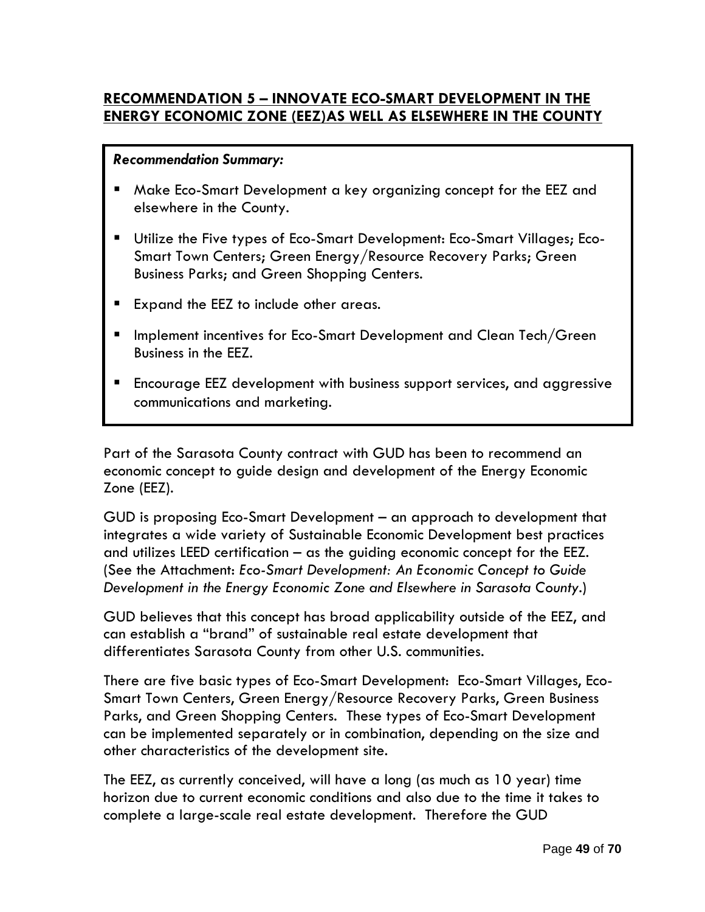## RECOMMENDATION 5 – INNOVATE ECO-SMART DEVELOPMENT IN THE ENERGY ECONOMIC ZONE (EEZ)AS WELL AS ELSEWHERE IN THE COUNTY

***Recommendation Summary:***

- Make Eco-Smart Development a key organizing concept for the EEZ and elsewhere in the County.
- Utilize the Five types of Eco-Smart Development: Eco-Smart Villages; Eco-Smart Town Centers; Green Energy/Resource Recovery Parks; Green Business Parks; and Green Shopping Centers.
- Expand the EEZ to include other areas.
- Implement incentives for Eco-Smart Development and Clean Tech/Green Business in the EEZ.
- Encourage EEZ development with business support services, and aggressive communications and marketing.

Part of the Sarasota County contract with GUD has been to recommend an economic concept to guide design and development of the Energy Economic Zone (EEZ).

GUD is proposing Eco-Smart Development – an approach to development that integrates a wide variety of Sustainable Economic Development best practices and utilizes LEED certification – as the guiding economic concept for the EEZ. (See the Attachment: *Eco-Smart Development: An Economic Concept to Guide Development in the Energy Economic Zone and Elsewhere in Sarasota County*.)

GUD believes that this concept has broad applicability outside of the EEZ, and can establish a "brand" of sustainable real estate development that differentiates Sarasota County from other U.S. communities.

There are five basic types of Eco-Smart Development: Eco-Smart Villages, Eco-Smart Town Centers, Green Energy/Resource Recovery Parks, Green Business Parks, and Green Shopping Centers. These types of Eco-Smart Development can be implemented separately or in combination, depending on the size and other characteristics of the development site.

The EEZ, as currently conceived, will have a long (as much as 10 year) time horizon due to current economic conditions and also due to the time it takes to complete a large-scale real estate development. Therefore the GUD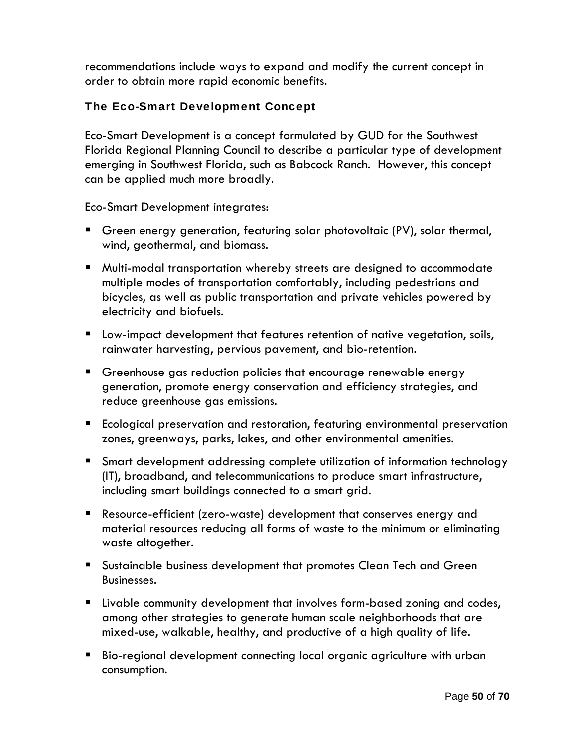recommendations include ways to expand and modify the current concept in order to obtain more rapid economic benefits.

### The Eco-Smart Development Concept

Eco-Smart Development is a concept formulated by GUD for the Southwest Florida Regional Planning Council to describe a particular type of development emerging in Southwest Florida, such as Babcock Ranch. However, this concept can be applied much more broadly.

Eco-Smart Development integrates:

- Green energy generation, featuring solar photovoltaic (PV), solar thermal, wind, geothermal, and biomass.
- Multi-modal transportation whereby streets are designed to accommodate multiple modes of transportation comfortably, including pedestrians and bicycles, as well as public transportation and private vehicles powered by electricity and biofuels.
- Low-impact development that features retention of native vegetation, soils, rainwater harvesting, pervious pavement, and bio-retention.
- Greenhouse gas reduction policies that encourage renewable energy generation, promote energy conservation and efficiency strategies, and reduce greenhouse gas emissions.
- Ecological preservation and restoration, featuring environmental preservation zones, greenways, parks, lakes, and other environmental amenities.
- Smart development addressing complete utilization of information technology (IT), broadband, and telecommunications to produce smart infrastructure, including smart buildings connected to a smart grid.
- Resource-efficient (zero-waste) development that conserves energy and material resources reducing all forms of waste to the minimum or eliminating waste altogether.
- Sustainable business development that promotes Clean Tech and Green Businesses.
- Livable community development that involves form-based zoning and codes, among other strategies to generate human scale neighborhoods that are mixed-use, walkable, healthy, and productive of a high quality of life.
- Bio-regional development connecting local organic agriculture with urban consumption.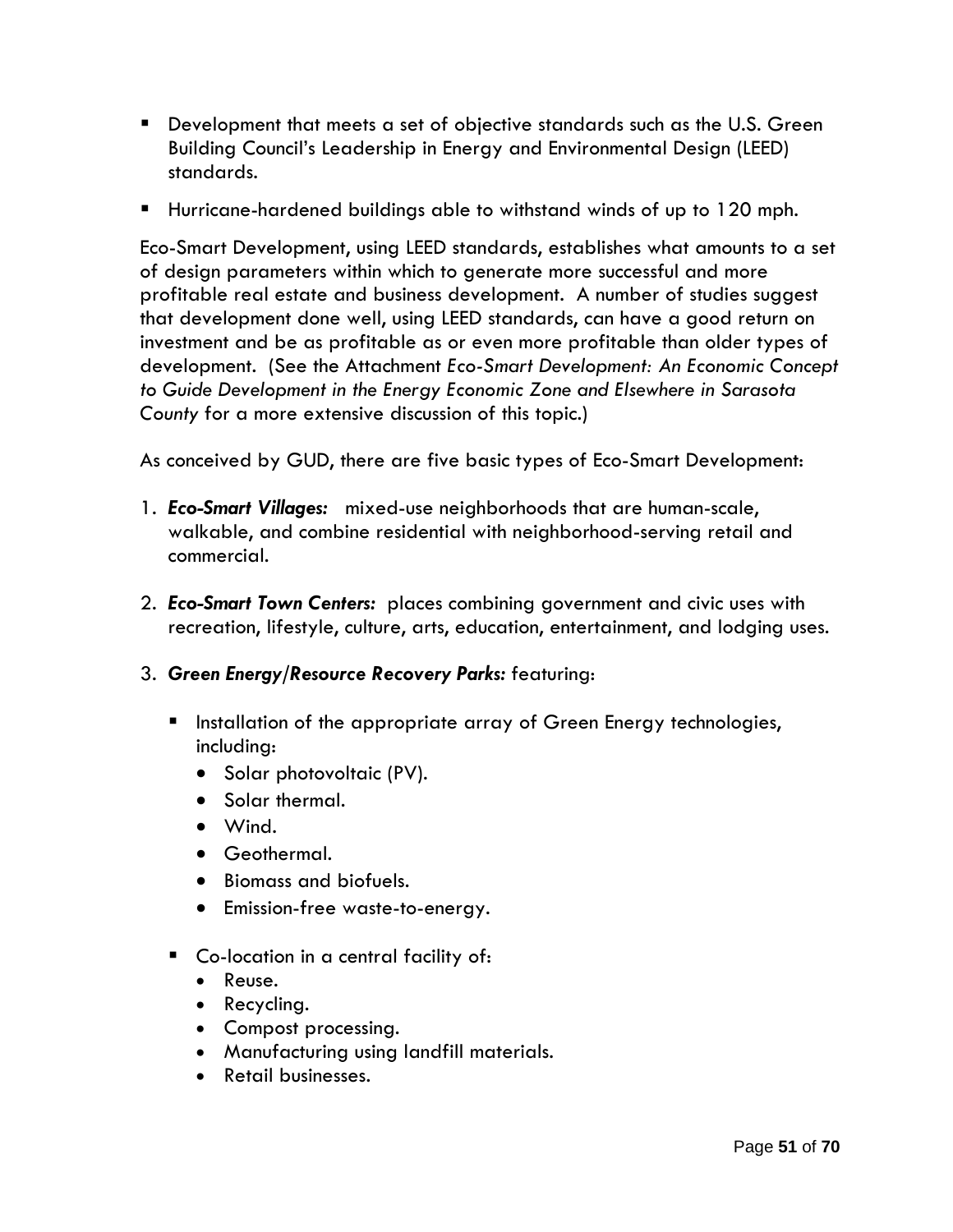- Development that meets a set of objective standards such as the U.S. Green Building Council's Leadership in Energy and Environmental Design (LEED) standards.
- Hurricane-hardened buildings able to withstand winds of up to 120 mph.

Eco-Smart Development, using LEED standards, establishes what amounts to a set of design parameters within which to generate more successful and more profitable real estate and business development. A number of studies suggest that development done well, using LEED standards, can have a good return on investment and be as profitable as or even more profitable than older types of development. (See the Attachment *Eco-Smart Development: An Economic Concept to Guide Development in the Energy Economic Zone and Elsewhere in Sarasota County* for a more extensive discussion of this topic.)

As conceived by GUD, there are five basic types of Eco-Smart Development:

1. ***Eco-Smart Villages:*** mixed-use neighborhoods that are human-scale, walkable, and combine residential with neighborhood-serving retail and commercial.

2. ***Eco-Smart Town Centers:*** places combining government and civic uses with recreation, lifestyle, culture, arts, education, entertainment, and lodging uses.

3. ***Green Energy/Resource Recovery Parks:*** featuring:

   - Installation of the appropriate array of Green Energy technologies, including:
     - Solar photovoltaic (PV).
     - Solar thermal.
     - Wind.
     - Geothermal.
     - Biomass and biofuels.
     - Emission-free waste-to-energy.

   - Co-location in a central facility of:
     - Reuse.
     - Recycling.
     - Compost processing.
     - Manufacturing using landfill materials.
     - Retail businesses.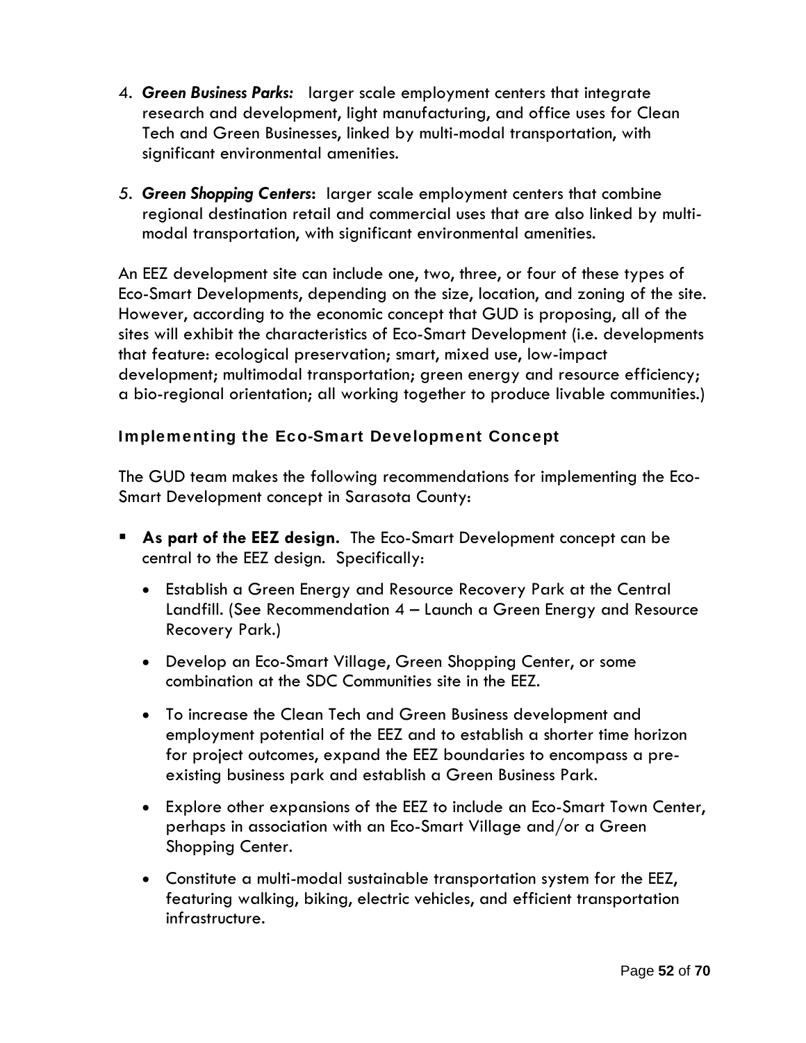4. ***Green Business Parks:*** larger scale employment centers that integrate research and development, light manufacturing, and office uses for Clean Tech and Green Businesses, linked by multi-modal transportation, with significant environmental amenities.

5. ***Green Shopping Centers*:** larger scale employment centers that combine regional destination retail and commercial uses that are also linked by multi-modal transportation, with significant environmental amenities.

An EEZ development site can include one, two, three, or four of these types of Eco-Smart Developments, depending on the size, location, and zoning of the site. However, according to the economic concept that GUD is proposing, all of the sites will exhibit the characteristics of Eco-Smart Development (i.e. developments that feature: ecological preservation; smart, mixed use, low-impact development; multimodal transportation; green energy and resource efficiency; a bio-regional orientation; all working together to produce livable communities.)

### Implementing the Eco-Smart Development Concept

The GUD team makes the following recommendations for implementing the Eco-Smart Development concept in Sarasota County:

- **As part of the EEZ design.** The Eco-Smart Development concept can be central to the EEZ design. Specifically:
  - Establish a Green Energy and Resource Recovery Park at the Central Landfill. (See Recommendation 4 – Launch a Green Energy and Resource Recovery Park.)
  - Develop an Eco-Smart Village, Green Shopping Center, or some combination at the SDC Communities site in the EEZ.
  - To increase the Clean Tech and Green Business development and employment potential of the EEZ and to establish a shorter time horizon for project outcomes, expand the EEZ boundaries to encompass a pre-existing business park and establish a Green Business Park.
  - Explore other expansions of the EEZ to include an Eco-Smart Town Center, perhaps in association with an Eco-Smart Village and/or a Green Shopping Center.
  - Constitute a multi-modal sustainable transportation system for the EEZ, featuring walking, biking, electric vehicles, and efficient transportation infrastructure.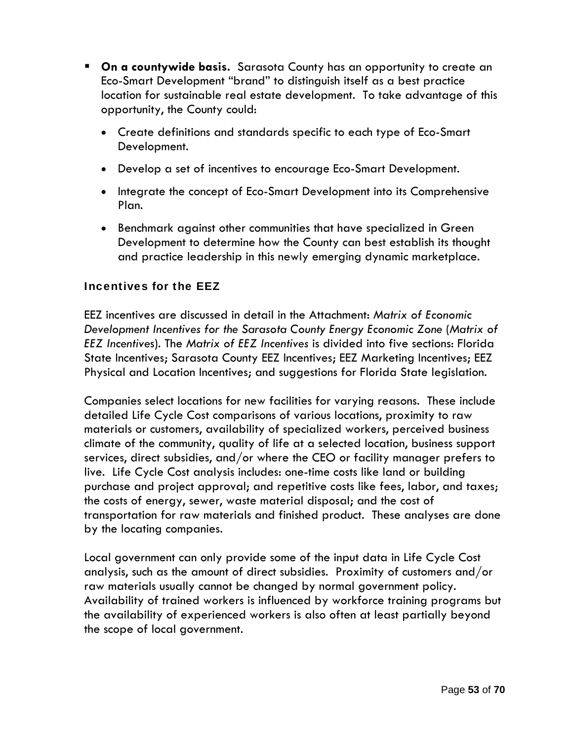- **On a countywide basis.** Sarasota County has an opportunity to create an Eco-Smart Development "brand" to distinguish itself as a best practice location for sustainable real estate development. To take advantage of this opportunity, the County could:
    - Create definitions and standards specific to each type of Eco-Smart Development.
    - Develop a set of incentives to encourage Eco-Smart Development.
    - Integrate the concept of Eco-Smart Development into its Comprehensive Plan.
    - Benchmark against other communities that have specialized in Green Development to determine how the County can best establish its thought and practice leadership in this newly emerging dynamic marketplace.

### Incentives for the EEZ

EEZ incentives are discussed in detail in the Attachment: *Matrix of Economic Development Incentives for the Sarasota County Energy Economic Zone* (*Matrix of EEZ Incentives*). The *Matrix of EEZ Incentives* is divided into five sections: Florida State Incentives; Sarasota County EEZ Incentives; EEZ Marketing Incentives; EEZ Physical and Location Incentives; and suggestions for Florida State legislation.

Companies select locations for new facilities for varying reasons. These include detailed Life Cycle Cost comparisons of various locations, proximity to raw materials or customers, availability of specialized workers, perceived business climate of the community, quality of life at a selected location, business support services, direct subsidies, and/or where the CEO or facility manager prefers to live. Life Cycle Cost analysis includes: one-time costs like land or building purchase and project approval; and repetitive costs like fees, labor, and taxes; the costs of energy, sewer, waste material disposal; and the cost of transportation for raw materials and finished product. These analyses are done by the locating companies.

Local government can only provide some of the input data in Life Cycle Cost analysis, such as the amount of direct subsidies. Proximity of customers and/or raw materials usually cannot be changed by normal government policy. Availability of trained workers is influenced by workforce training programs but the availability of experienced workers is also often at least partially beyond the scope of local government.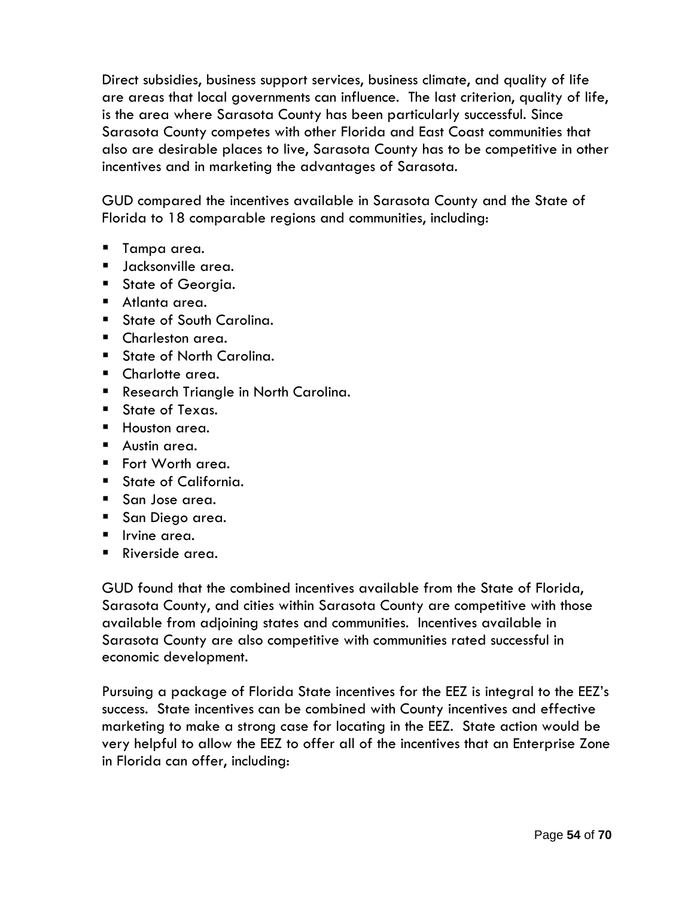Direct subsidies, business support services, business climate, and quality of life are areas that local governments can influence. The last criterion, quality of life, is the area where Sarasota County has been particularly successful. Since Sarasota County competes with other Florida and East Coast communities that also are desirable places to live, Sarasota County has to be competitive in other incentives and in marketing the advantages of Sarasota.

GUD compared the incentives available in Sarasota County and the State of Florida to 18 comparable regions and communities, including:

- Tampa area.
- Jacksonville area.
- State of Georgia.
- Atlanta area.
- State of South Carolina.
- Charleston area.
- State of North Carolina.
- Charlotte area.
- Research Triangle in North Carolina.
- State of Texas.
- Houston area.
- Austin area.
- Fort Worth area.
- State of California.
- San Jose area.
- San Diego area.
- Irvine area.
- Riverside area.

GUD found that the combined incentives available from the State of Florida, Sarasota County, and cities within Sarasota County are competitive with those available from adjoining states and communities. Incentives available in Sarasota County are also competitive with communities rated successful in economic development.

Pursuing a package of Florida State incentives for the EEZ is integral to the EEZ's success. State incentives can be combined with County incentives and effective marketing to make a strong case for locating in the EEZ. State action would be very helpful to allow the EEZ to offer all of the incentives that an Enterprise Zone in Florida can offer, including: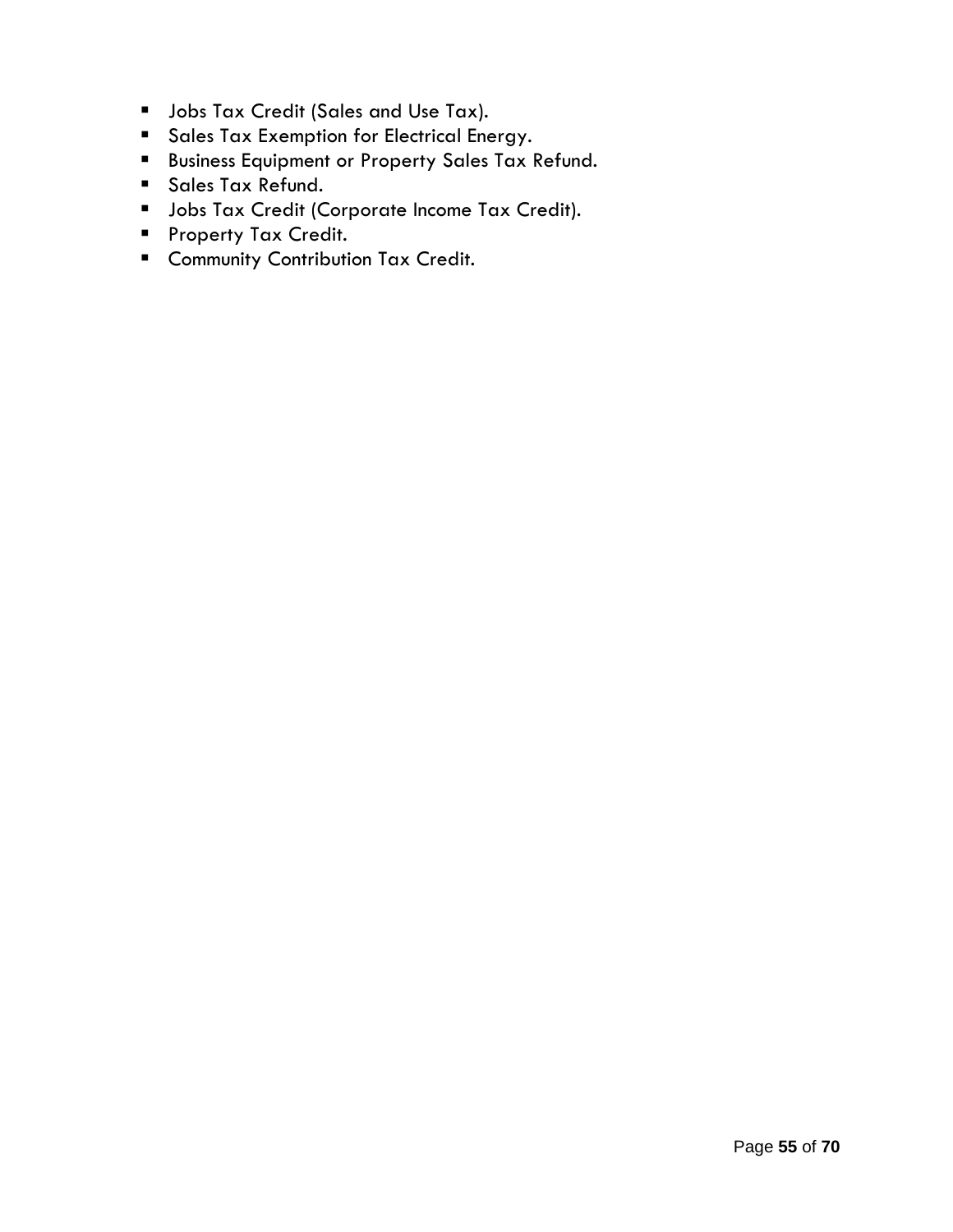- Jobs Tax Credit (Sales and Use Tax).
- Sales Tax Exemption for Electrical Energy.
- Business Equipment or Property Sales Tax Refund.
- Sales Tax Refund.
- Jobs Tax Credit (Corporate Income Tax Credit).
- Property Tax Credit.
- Community Contribution Tax Credit.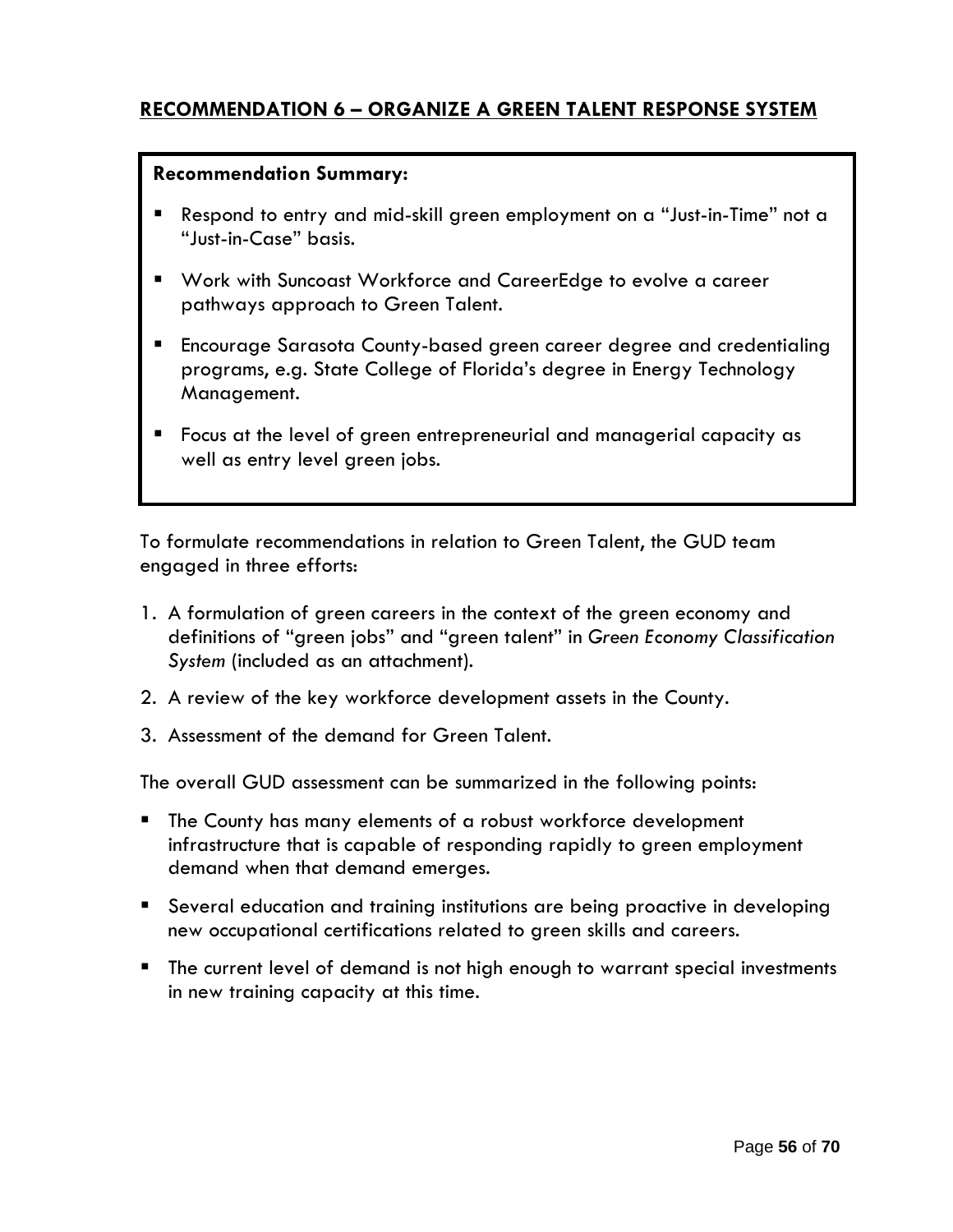## RECOMMENDATION 6 – ORGANIZE A GREEN TALENT RESPONSE SYSTEM

**Recommendation Summary:**

- Respond to entry and mid-skill green employment on a "Just-in-Time" not a "Just-in-Case" basis.
- Work with Suncoast Workforce and CareerEdge to evolve a career pathways approach to Green Talent.
- Encourage Sarasota County-based green career degree and credentialing programs, e.g. State College of Florida's degree in Energy Technology Management.
- Focus at the level of green entrepreneurial and managerial capacity as well as entry level green jobs.

To formulate recommendations in relation to Green Talent, the GUD team engaged in three efforts:

1. A formulation of green careers in the context of the green economy and definitions of "green jobs" and "green talent" in *Green Economy Classification System* (included as an attachment).
2. A review of the key workforce development assets in the County.
3. Assessment of the demand for Green Talent.

The overall GUD assessment can be summarized in the following points:

- The County has many elements of a robust workforce development infrastructure that is capable of responding rapidly to green employment demand when that demand emerges.
- Several education and training institutions are being proactive in developing new occupational certifications related to green skills and careers.
- The current level of demand is not high enough to warrant special investments in new training capacity at this time.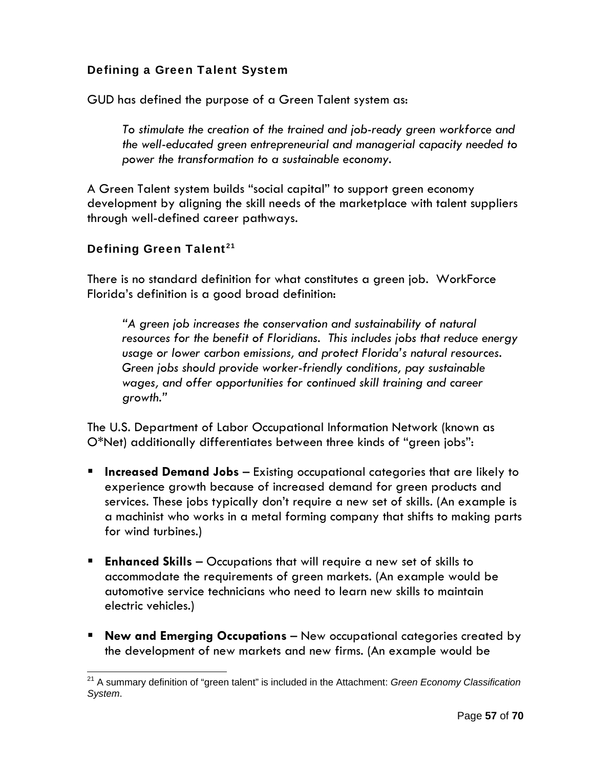### Defining a Green Talent System

GUD has defined the purpose of a Green Talent system as:

> *To stimulate the creation of the trained and job-ready green workforce and the well-educated green entrepreneurial and managerial capacity needed to power the transformation to a sustainable economy.*

A Green Talent system builds "social capital" to support green economy development by aligning the skill needs of the marketplace with talent suppliers through well-defined career pathways.

### Defining Green Talent[21]

There is no standard definition for what constitutes a green job. WorkForce Florida's definition is a good broad definition:

> *"A green job increases the conservation and sustainability of natural resources for the benefit of Floridians. This includes jobs that reduce energy usage or lower carbon emissions, and protect Florida's natural resources. Green jobs should provide worker-friendly conditions, pay sustainable wages, and offer opportunities for continued skill training and career growth."*

The U.S. Department of Labor Occupational Information Network (known as O*Net) additionally differentiates between three kinds of "green jobs":

- **Increased Demand Jobs** – Existing occupational categories that are likely to experience growth because of increased demand for green products and services. These jobs typically don't require a new set of skills. (An example is a machinist who works in a metal forming company that shifts to making parts for wind turbines.)
- **Enhanced Skills** – Occupations that will require a new set of skills to accommodate the requirements of green markets. (An example would be automotive service technicians who need to learn new skills to maintain electric vehicles.)
- **New and Emerging Occupations** – New occupational categories created by the development of new markets and new firms. (An example would be

[21] A summary definition of "green talent" is included in the Attachment: *Green Economy Classification System*.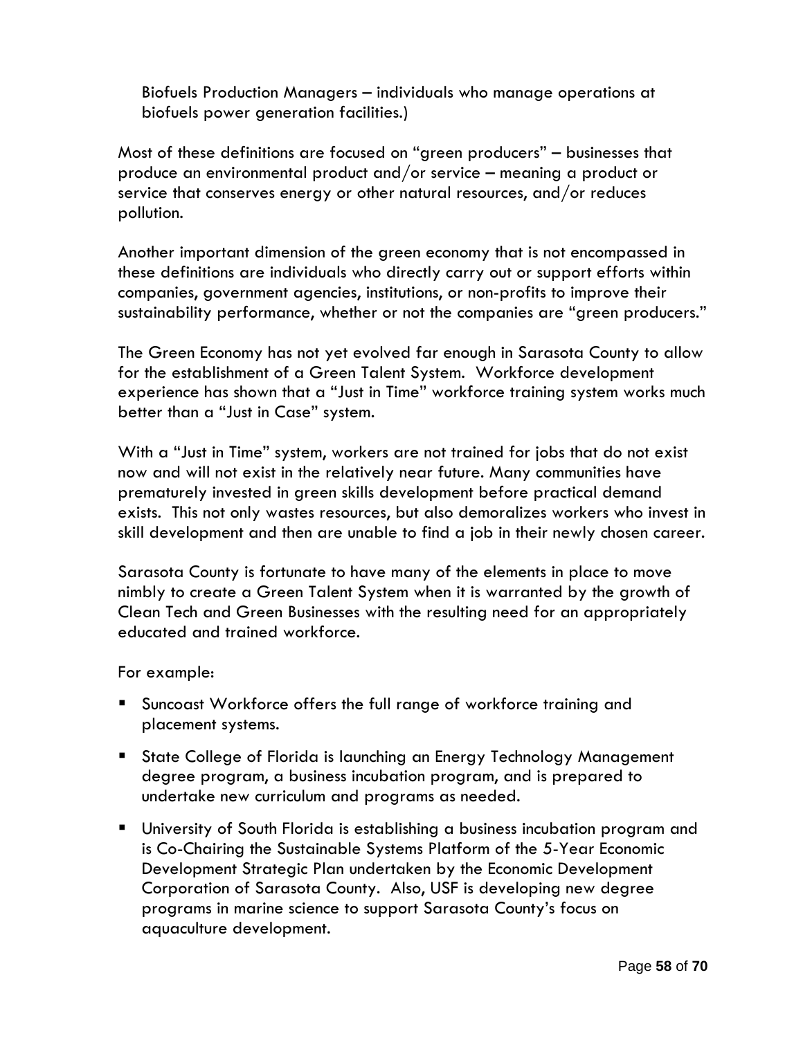Biofuels Production Managers – individuals who manage operations at biofuels power generation facilities.)

Most of these definitions are focused on "green producers" – businesses that produce an environmental product and/or service – meaning a product or service that conserves energy or other natural resources, and/or reduces pollution.

Another important dimension of the green economy that is not encompassed in these definitions are individuals who directly carry out or support efforts within companies, government agencies, institutions, or non-profits to improve their sustainability performance, whether or not the companies are "green producers."

The Green Economy has not yet evolved far enough in Sarasota County to allow for the establishment of a Green Talent System. Workforce development experience has shown that a "Just in Time" workforce training system works much better than a "Just in Case" system.

With a "Just in Time" system, workers are not trained for jobs that do not exist now and will not exist in the relatively near future. Many communities have prematurely invested in green skills development before practical demand exists. This not only wastes resources, but also demoralizes workers who invest in skill development and then are unable to find a job in their newly chosen career.

Sarasota County is fortunate to have many of the elements in place to move nimbly to create a Green Talent System when it is warranted by the growth of Clean Tech and Green Businesses with the resulting need for an appropriately educated and trained workforce.

For example:

- Suncoast Workforce offers the full range of workforce training and placement systems.
- State College of Florida is launching an Energy Technology Management degree program, a business incubation program, and is prepared to undertake new curriculum and programs as needed.
- University of South Florida is establishing a business incubation program and is Co-Chairing the Sustainable Systems Platform of the 5-Year Economic Development Strategic Plan undertaken by the Economic Development Corporation of Sarasota County. Also, USF is developing new degree programs in marine science to support Sarasota County's focus on aquaculture development.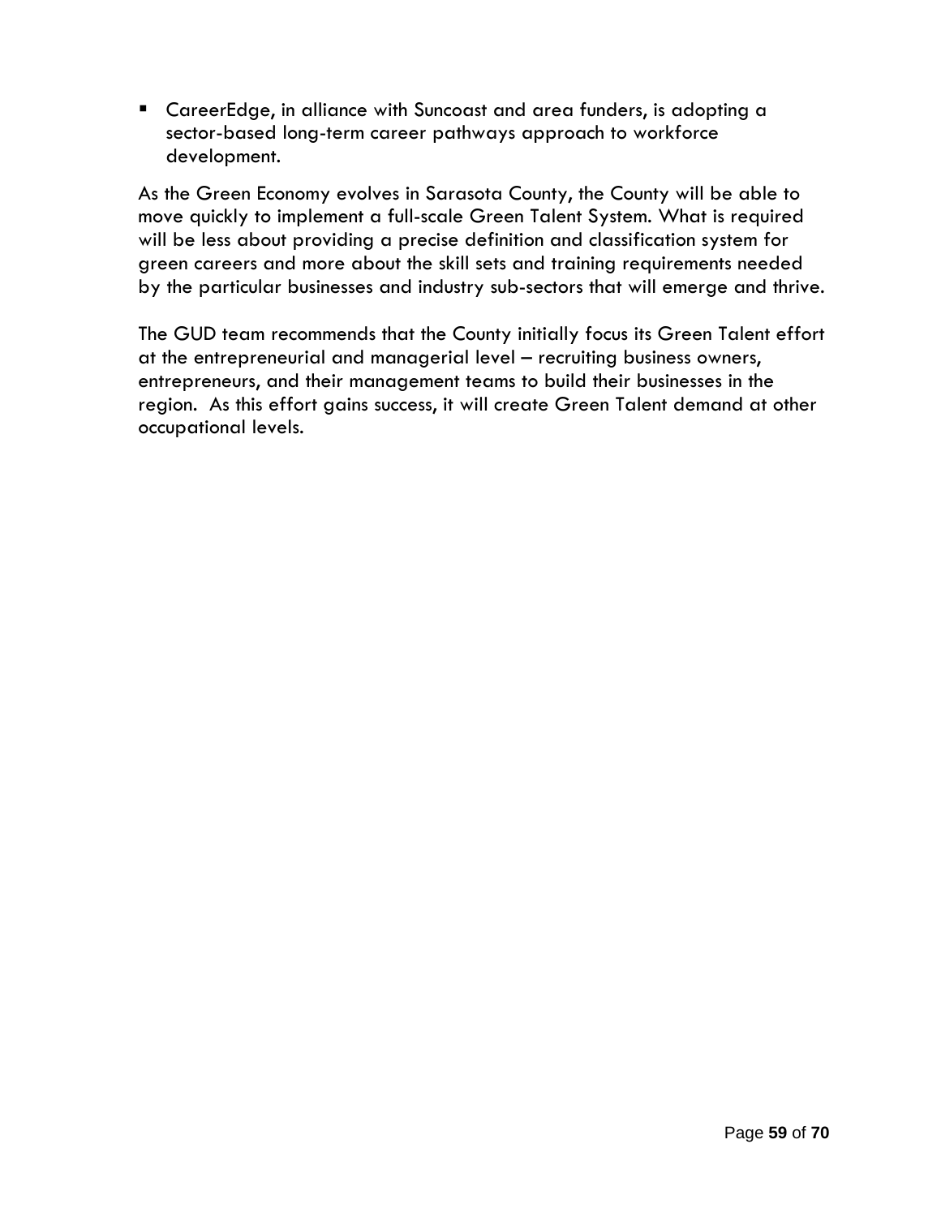- CareerEdge, in alliance with Suncoast and area funders, is adopting a sector-based long-term career pathways approach to workforce development.

As the Green Economy evolves in Sarasota County, the County will be able to move quickly to implement a full-scale Green Talent System. What is required will be less about providing a precise definition and classification system for green careers and more about the skill sets and training requirements needed by the particular businesses and industry sub-sectors that will emerge and thrive.

The GUD team recommends that the County initially focus its Green Talent effort at the entrepreneurial and managerial level – recruiting business owners, entrepreneurs, and their management teams to build their businesses in the region. As this effort gains success, it will create Green Talent demand at other occupational levels.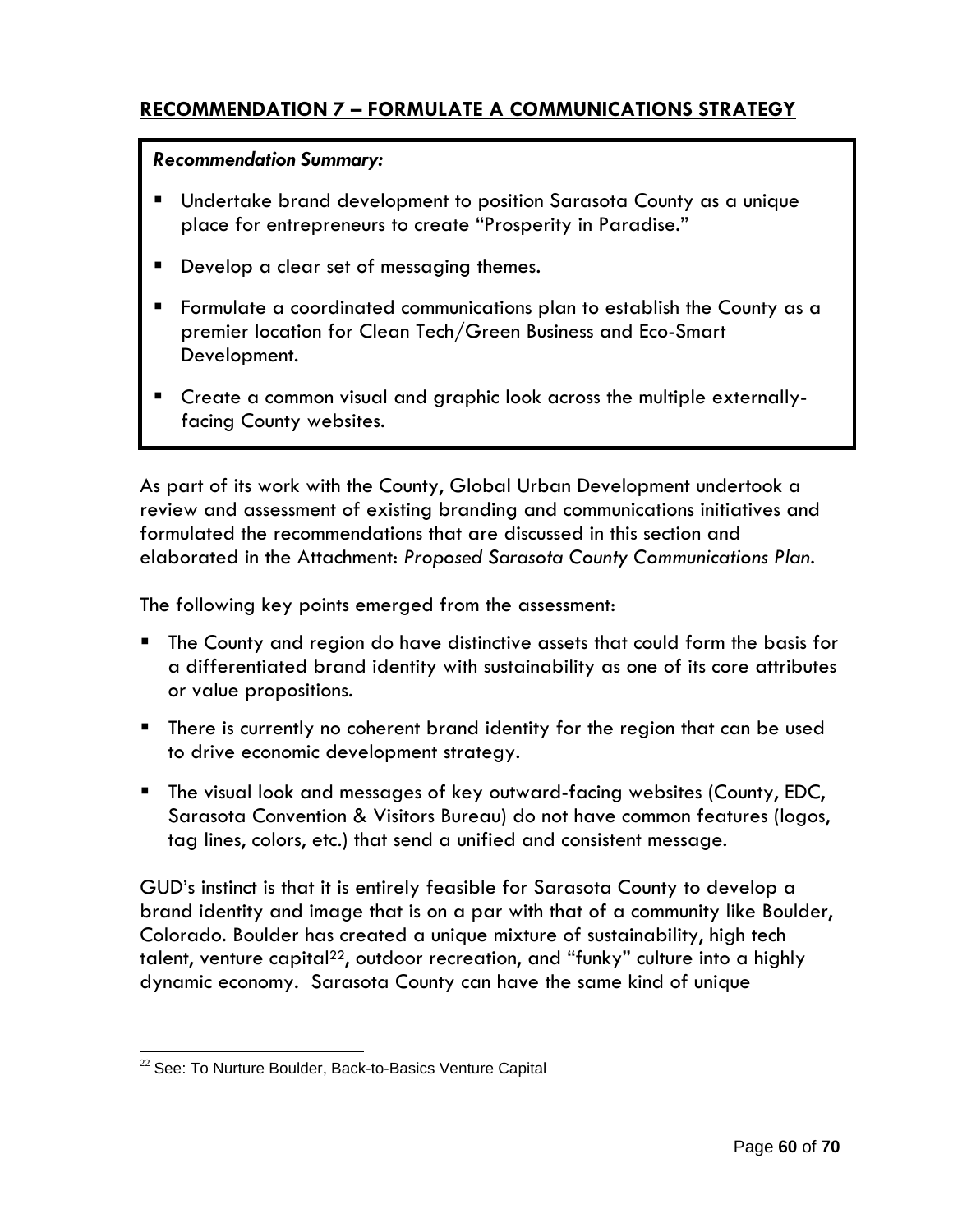## RECOMMENDATION 7 – FORMULATE A COMMUNICATIONS STRATEGY

***Recommendation Summary:***

- Undertake brand development to position Sarasota County as a unique place for entrepreneurs to create "Prosperity in Paradise."
- Develop a clear set of messaging themes.
- Formulate a coordinated communications plan to establish the County as a premier location for Clean Tech/Green Business and Eco-Smart Development.
- Create a common visual and graphic look across the multiple externally-facing County websites.

As part of its work with the County, Global Urban Development undertook a review and assessment of existing branding and communications initiatives and formulated the recommendations that are discussed in this section and elaborated in the Attachment: *Proposed Sarasota County Communications Plan*.

The following key points emerged from the assessment:

- The County and region do have distinctive assets that could form the basis for a differentiated brand identity with sustainability as one of its core attributes or value propositions.
- There is currently no coherent brand identity for the region that can be used to drive economic development strategy.
- The visual look and messages of key outward-facing websites (County, EDC, Sarasota Convention & Visitors Bureau) do not have common features (logos, tag lines, colors, etc.) that send a unified and consistent message.

GUD's instinct is that it is entirely feasible for Sarasota County to develop a brand identity and image that is on a par with that of a community like Boulder, Colorado. Boulder has created a unique mixture of sustainability, high tech talent, venture capital[22], outdoor recreation, and "funky" culture into a highly dynamic economy. Sarasota County can have the same kind of unique

[22] See: To Nurture Boulder, Back-to-Basics Venture Capital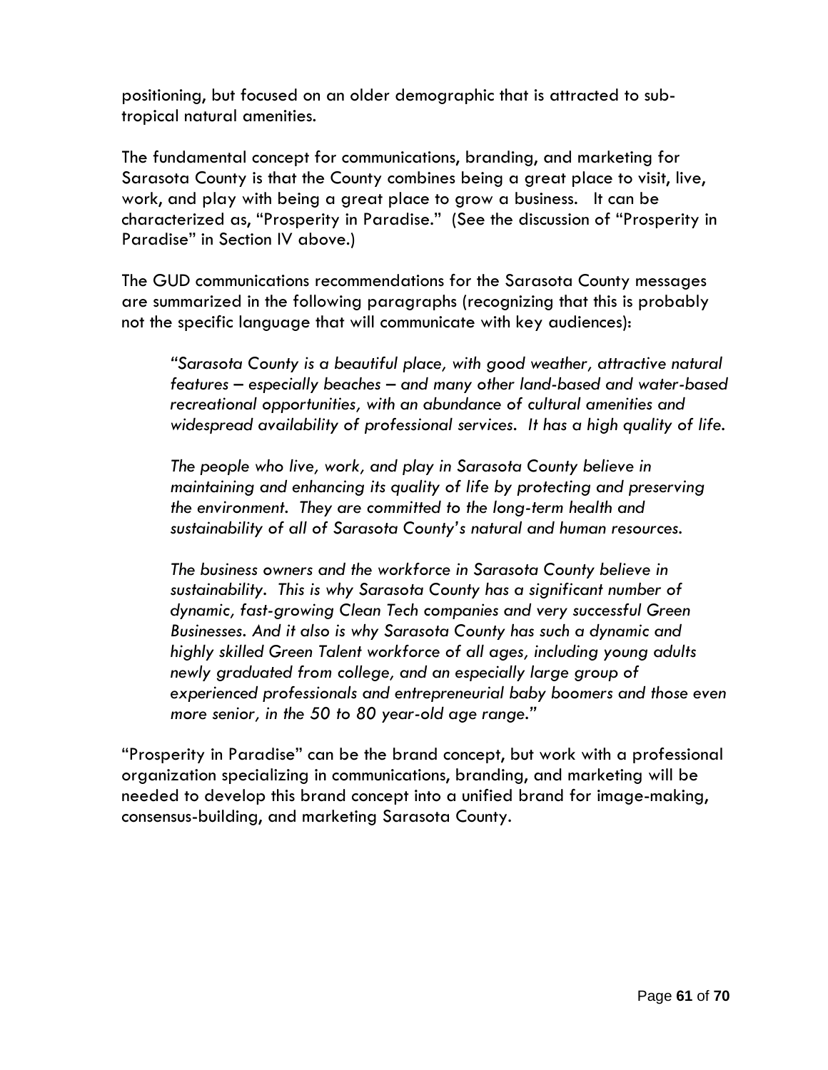positioning, but focused on an older demographic that is attracted to sub-tropical natural amenities.

The fundamental concept for communications, branding, and marketing for Sarasota County is that the County combines being a great place to visit, live, work, and play with being a great place to grow a business. It can be characterized as, "Prosperity in Paradise." (See the discussion of "Prosperity in Paradise" in Section IV above.)

The GUD communications recommendations for the Sarasota County messages are summarized in the following paragraphs (recognizing that this is probably not the specific language that will communicate with key audiences):

> *"Sarasota County is a beautiful place, with good weather, attractive natural features – especially beaches – and many other land-based and water-based recreational opportunities, with an abundance of cultural amenities and widespread availability of professional services. It has a high quality of life.*
>
> *The people who live, work, and play in Sarasota County believe in maintaining and enhancing its quality of life by protecting and preserving the environment. They are committed to the long-term health and sustainability of all of Sarasota County's natural and human resources.*
>
> *The business owners and the workforce in Sarasota County believe in sustainability. This is why Sarasota County has a significant number of dynamic, fast-growing Clean Tech companies and very successful Green Businesses. And it also is why Sarasota County has such a dynamic and highly skilled Green Talent workforce of all ages, including young adults newly graduated from college, and an especially large group of experienced professionals and entrepreneurial baby boomers and those even more senior, in the 50 to 80 year-old age range."*

"Prosperity in Paradise" can be the brand concept, but work with a professional organization specializing in communications, branding, and marketing will be needed to develop this brand concept into a unified brand for image-making, consensus-building, and marketing Sarasota County.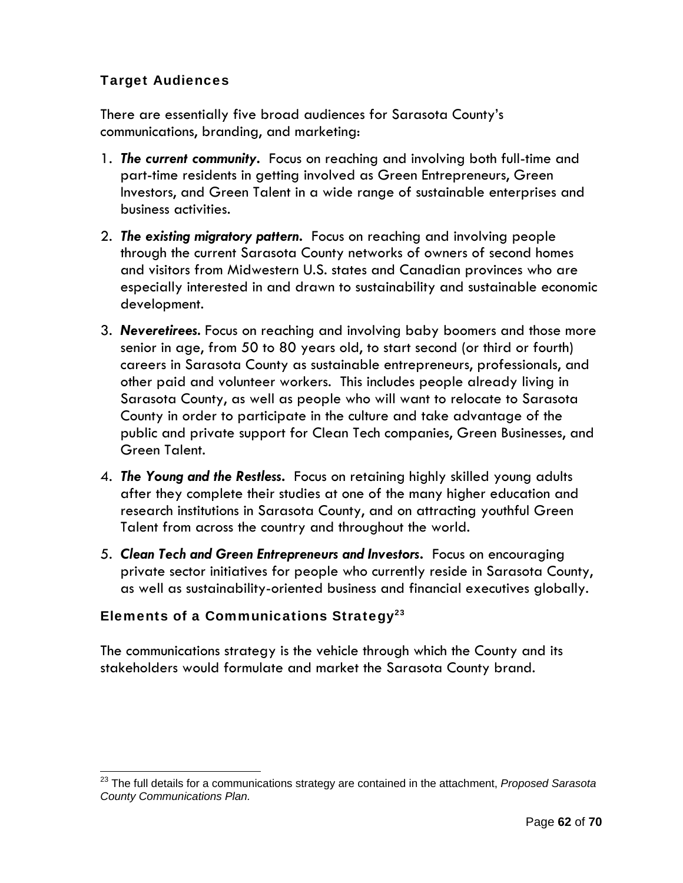### Target Audiences

There are essentially five broad audiences for Sarasota County's communications, branding, and marketing:

1. ***The current community.*** Focus on reaching and involving both full-time and part-time residents in getting involved as Green Entrepreneurs, Green Investors, and Green Talent in a wide range of sustainable enterprises and business activities.

2. ***The existing migratory pattern.*** Focus on reaching and involving people through the current Sarasota County networks of owners of second homes and visitors from Midwestern U.S. states and Canadian provinces who are especially interested in and drawn to sustainability and sustainable economic development.

3. ***Neveretirees.*** Focus on reaching and involving baby boomers and those more senior in age, from 50 to 80 years old, to start second (or third or fourth) careers in Sarasota County as sustainable entrepreneurs, professionals, and other paid and volunteer workers. This includes people already living in Sarasota County, as well as people who will want to relocate to Sarasota County in order to participate in the culture and take advantage of the public and private support for Clean Tech companies, Green Businesses, and Green Talent.

4. ***The Young and the Restless.*** Focus on retaining highly skilled young adults after they complete their studies at one of the many higher education and research institutions in Sarasota County, and on attracting youthful Green Talent from across the country and throughout the world.

5. ***Clean Tech and Green Entrepreneurs and Investors.*** Focus on encouraging private sector initiatives for people who currently reside in Sarasota County, as well as sustainability-oriented business and financial executives globally.

### Elements of a Communications Strategy[23]

The communications strategy is the vehicle through which the County and its stakeholders would formulate and market the Sarasota County brand.

[23] The full details for a communications strategy are contained in the attachment, *Proposed Sarasota County Communications Plan.*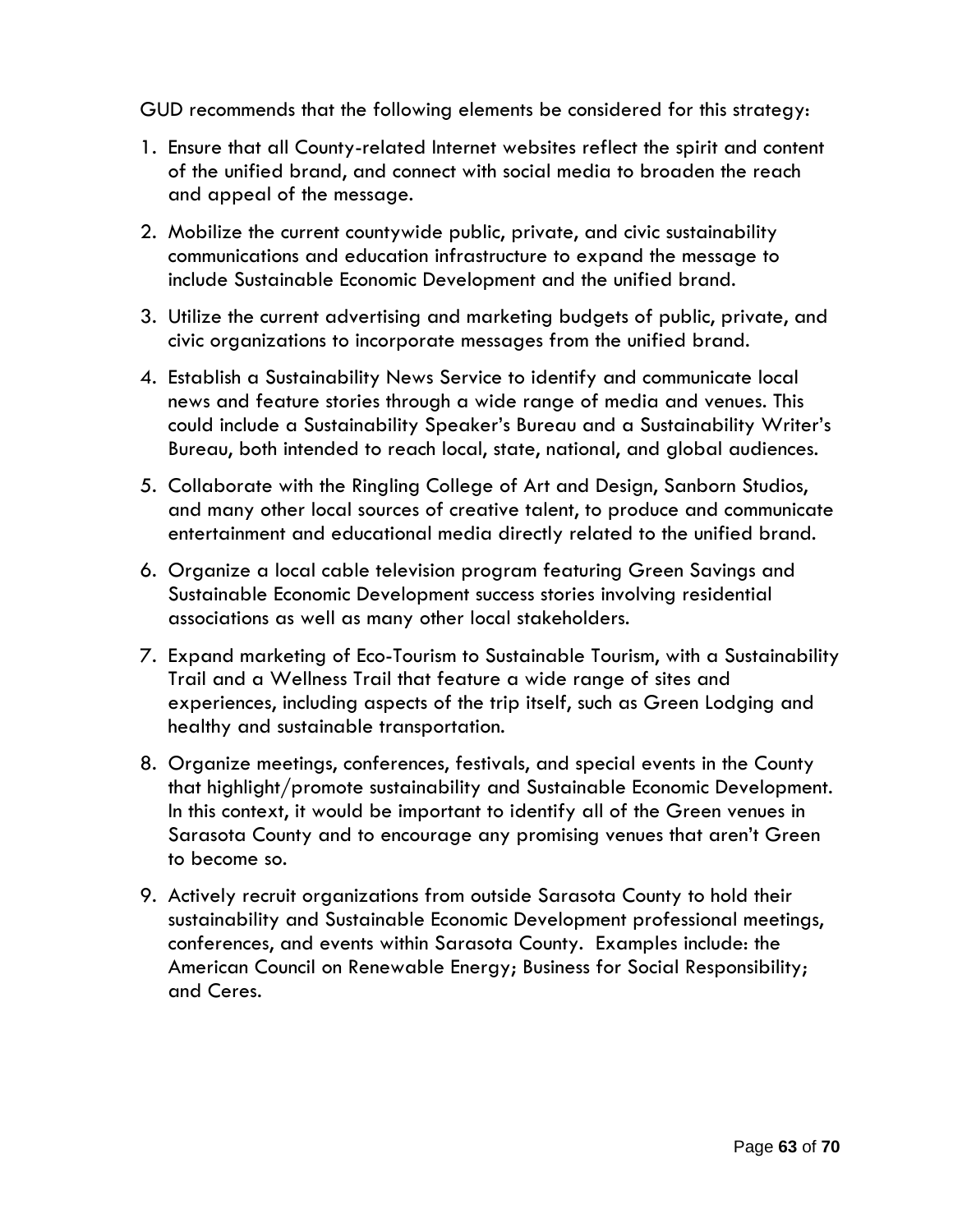GUD recommends that the following elements be considered for this strategy:

1. Ensure that all County-related Internet websites reflect the spirit and content of the unified brand, and connect with social media to broaden the reach and appeal of the message.
2. Mobilize the current countywide public, private, and civic sustainability communications and education infrastructure to expand the message to include Sustainable Economic Development and the unified brand.
3. Utilize the current advertising and marketing budgets of public, private, and civic organizations to incorporate messages from the unified brand.
4. Establish a Sustainability News Service to identify and communicate local news and feature stories through a wide range of media and venues. This could include a Sustainability Speaker's Bureau and a Sustainability Writer's Bureau, both intended to reach local, state, national, and global audiences.
5. Collaborate with the Ringling College of Art and Design, Sanborn Studios, and many other local sources of creative talent, to produce and communicate entertainment and educational media directly related to the unified brand.
6. Organize a local cable television program featuring Green Savings and Sustainable Economic Development success stories involving residential associations as well as many other local stakeholders.
7. Expand marketing of Eco-Tourism to Sustainable Tourism, with a Sustainability Trail and a Wellness Trail that feature a wide range of sites and experiences, including aspects of the trip itself, such as Green Lodging and healthy and sustainable transportation.
8. Organize meetings, conferences, festivals, and special events in the County that highlight/promote sustainability and Sustainable Economic Development. In this context, it would be important to identify all of the Green venues in Sarasota County and to encourage any promising venues that aren't Green to become so.
9. Actively recruit organizations from outside Sarasota County to hold their sustainability and Sustainable Economic Development professional meetings, conferences, and events within Sarasota County. Examples include: the American Council on Renewable Energy; Business for Social Responsibility; and Ceres.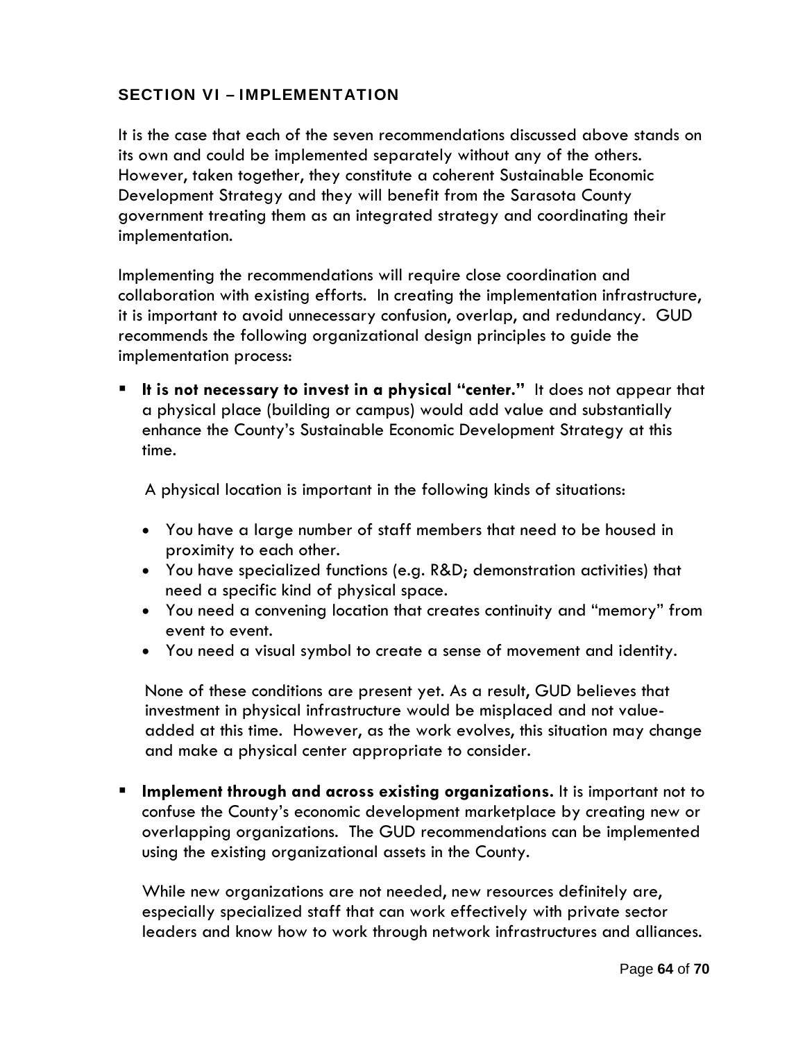## SECTION VI – IMPLEMENTATION

It is the case that each of the seven recommendations discussed above stands on its own and could be implemented separately without any of the others. However, taken together, they constitute a coherent Sustainable Economic Development Strategy and they will benefit from the Sarasota County government treating them as an integrated strategy and coordinating their implementation.

Implementing the recommendations will require close coordination and collaboration with existing efforts. In creating the implementation infrastructure, it is important to avoid unnecessary confusion, overlap, and redundancy. GUD recommends the following organizational design principles to guide the implementation process:

- **It is not necessary to invest in a physical "center."** It does not appear that a physical place (building or campus) would add value and substantially enhance the County's Sustainable Economic Development Strategy at this time.

  A physical location is important in the following kinds of situations:

  - You have a large number of staff members that need to be housed in proximity to each other.
  - You have specialized functions (e.g. R&D; demonstration activities) that need a specific kind of physical space.
  - You need a convening location that creates continuity and "memory" from event to event.
  - You need a visual symbol to create a sense of movement and identity.

  None of these conditions are present yet. As a result, GUD believes that investment in physical infrastructure would be misplaced and not value-added at this time. However, as the work evolves, this situation may change and make a physical center appropriate to consider.

- **Implement through and across existing organizations.** It is important not to confuse the County's economic development marketplace by creating new or overlapping organizations. The GUD recommendations can be implemented using the existing organizational assets in the County.

  While new organizations are not needed, new resources definitely are, especially specialized staff that can work effectively with private sector leaders and know how to work through network infrastructures and alliances.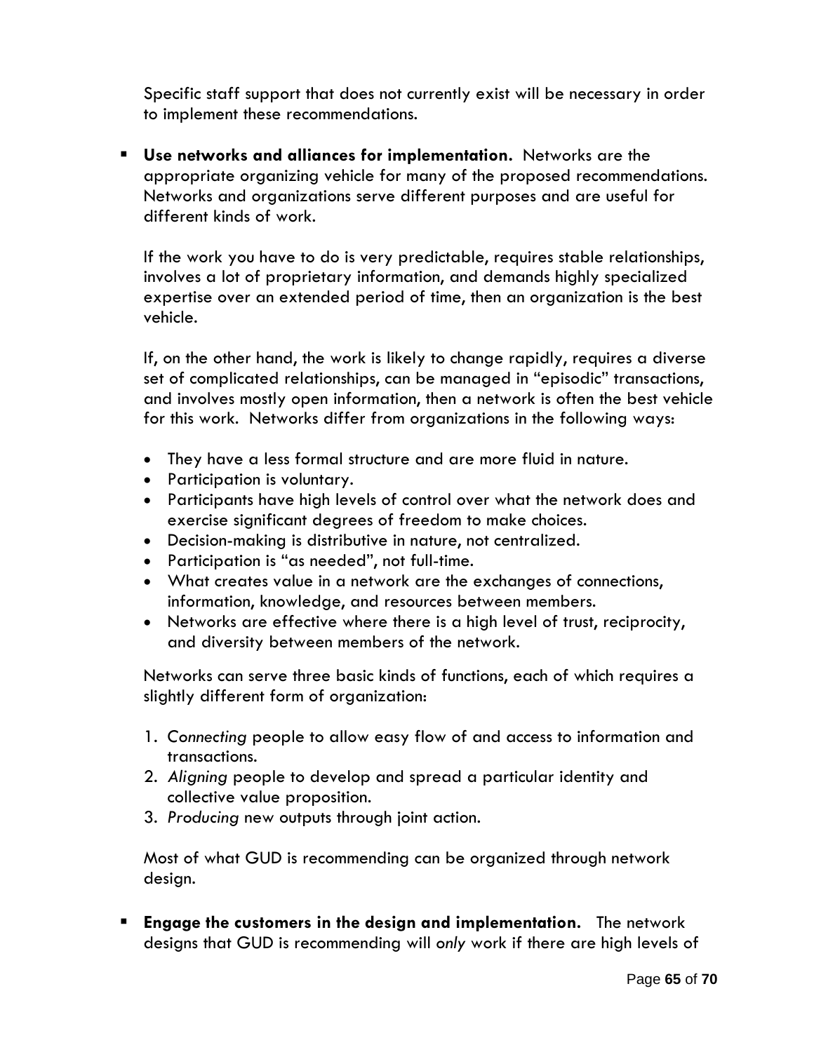Specific staff support that does not currently exist will be necessary in order to implement these recommendations.

- **Use networks and alliances for implementation.** Networks are the appropriate organizing vehicle for many of the proposed recommendations. Networks and organizations serve different purposes and are useful for different kinds of work.

  If the work you have to do is very predictable, requires stable relationships, involves a lot of proprietary information, and demands highly specialized expertise over an extended period of time, then an organization is the best vehicle.

  If, on the other hand, the work is likely to change rapidly, requires a diverse set of complicated relationships, can be managed in "episodic" transactions, and involves mostly open information, then a network is often the best vehicle for this work. Networks differ from organizations in the following ways:

  - They have a less formal structure and are more fluid in nature.
  - Participation is voluntary.
  - Participants have high levels of control over what the network does and exercise significant degrees of freedom to make choices.
  - Decision-making is distributive in nature, not centralized.
  - Participation is "as needed", not full-time.
  - What creates value in a network are the exchanges of connections, information, knowledge, and resources between members.
  - Networks are effective where there is a high level of trust, reciprocity, and diversity between members of the network.

  Networks can serve three basic kinds of functions, each of which requires a slightly different form of organization:

  1. *Connecting* people to allow easy flow of and access to information and transactions.
  2. *Aligning* people to develop and spread a particular identity and collective value proposition.
  3. *Producing* new outputs through joint action.

  Most of what GUD is recommending can be organized through network design.

- **Engage the customers in the design and implementation.** The network designs that GUD is recommending will *only* work if there are high levels of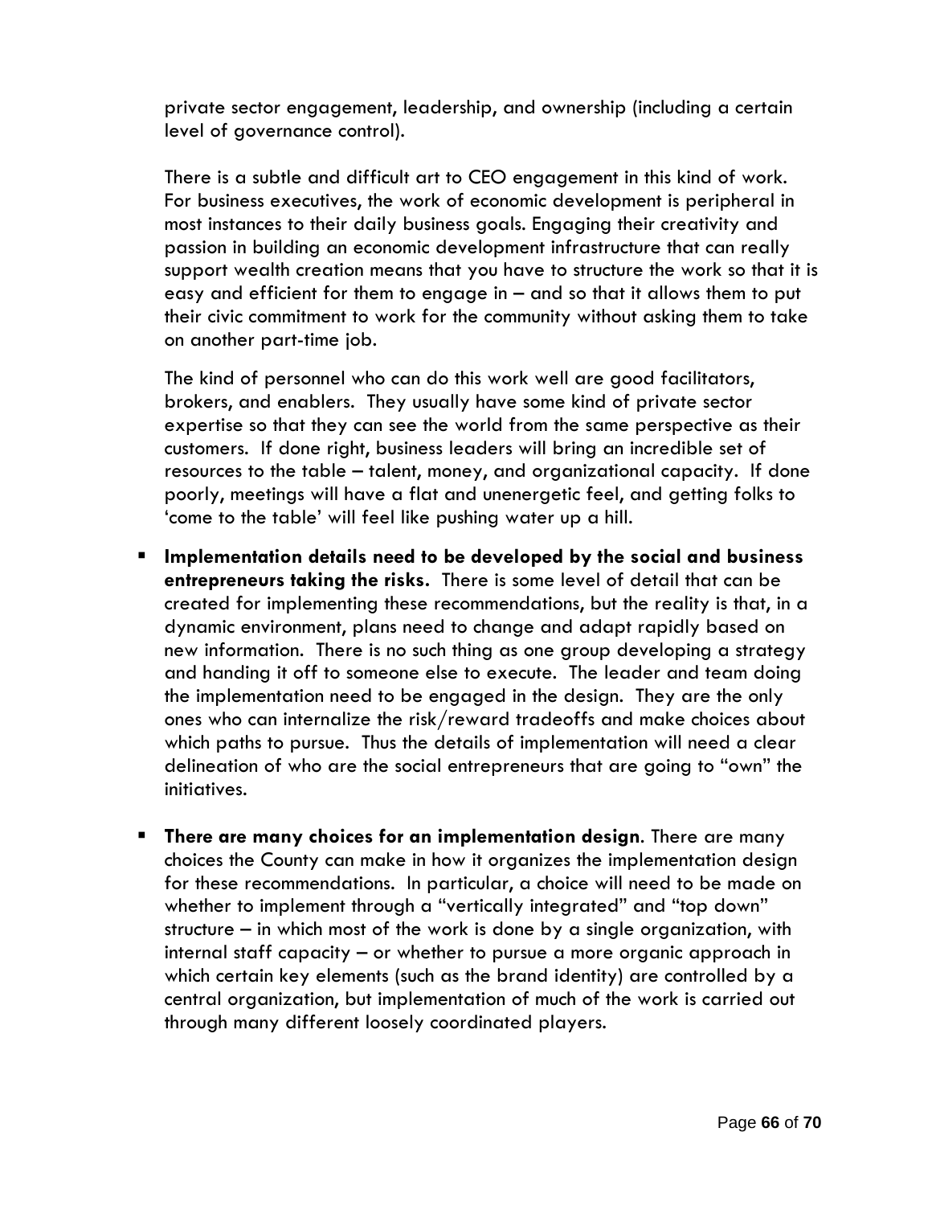private sector engagement, leadership, and ownership (including a certain level of governance control).

There is a subtle and difficult art to CEO engagement in this kind of work. For business executives, the work of economic development is peripheral in most instances to their daily business goals. Engaging their creativity and passion in building an economic development infrastructure that can really support wealth creation means that you have to structure the work so that it is easy and efficient for them to engage in – and so that it allows them to put their civic commitment to work for the community without asking them to take on another part-time job.

The kind of personnel who can do this work well are good facilitators, brokers, and enablers. They usually have some kind of private sector expertise so that they can see the world from the same perspective as their customers. If done right, business leaders will bring an incredible set of resources to the table – talent, money, and organizational capacity. If done poorly, meetings will have a flat and unenergetic feel, and getting folks to 'come to the table' will feel like pushing water up a hill.

- **Implementation details need to be developed by the social and business entrepreneurs taking the risks.** There is some level of detail that can be created for implementing these recommendations, but the reality is that, in a dynamic environment, plans need to change and adapt rapidly based on new information. There is no such thing as one group developing a strategy and handing it off to someone else to execute. The leader and team doing the implementation need to be engaged in the design. They are the only ones who can internalize the risk/reward tradeoffs and make choices about which paths to pursue. Thus the details of implementation will need a clear delineation of who are the social entrepreneurs that are going to "own" the initiatives.

- **There are many choices for an implementation design**. There are many choices the County can make in how it organizes the implementation design for these recommendations. In particular, a choice will need to be made on whether to implement through a "vertically integrated" and "top down" structure – in which most of the work is done by a single organization, with internal staff capacity – or whether to pursue a more organic approach in which certain key elements (such as the brand identity) are controlled by a central organization, but implementation of much of the work is carried out through many different loosely coordinated players.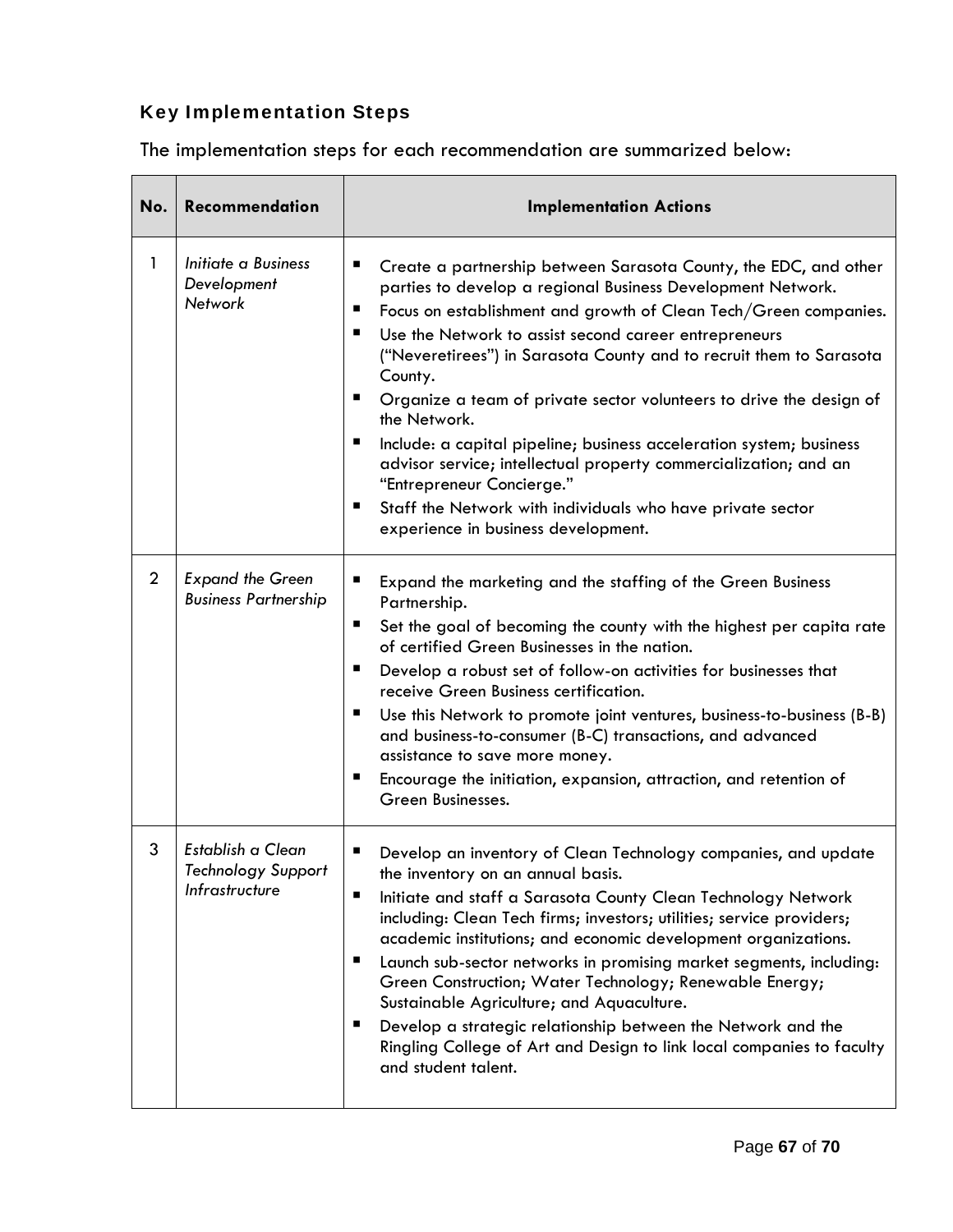### Key Implementation Steps

The implementation steps for each recommendation are summarized below:

| No. | Recommendation | Implementation Actions |
|---|---|---|
| 1 | *Initiate a Business Development Network* | ▪ Create a partnership between Sarasota County, the EDC, and other parties to develop a regional Business Development Network.<br>▪ Focus on establishment and growth of Clean Tech/Green companies.<br>▪ Use the Network to assist second career entrepreneurs ("Neveretirees") in Sarasota County and to recruit them to Sarasota County.<br>▪ Organize a team of private sector volunteers to drive the design of the Network.<br>▪ Include: a capital pipeline; business acceleration system; business advisor service; intellectual property commercialization; and an "Entrepreneur Concierge."<br>▪ Staff the Network with individuals who have private sector experience in business development. |
| 2 | *Expand the Green Business Partnership* | ▪ Expand the marketing and the staffing of the Green Business Partnership.<br>▪ Set the goal of becoming the county with the highest per capita rate of certified Green Businesses in the nation.<br>▪ Develop a robust set of follow-on activities for businesses that receive Green Business certification.<br>▪ Use this Network to promote joint ventures, business-to-business (B-B) and business-to-consumer (B-C) transactions, and advanced assistance to save more money.<br>▪ Encourage the initiation, expansion, attraction, and retention of Green Businesses. |
| 3 | *Establish a Clean Technology Support Infrastructure* | ▪ Develop an inventory of Clean Technology companies, and update the inventory on an annual basis.<br>▪ Initiate and staff a Sarasota County Clean Technology Network including: Clean Tech firms; investors; utilities; service providers; academic institutions; and economic development organizations.<br>▪ Launch sub-sector networks in promising market segments, including: Green Construction; Water Technology; Renewable Energy; Sustainable Agriculture; and Aquaculture.<br>▪ Develop a strategic relationship between the Network and the Ringling College of Art and Design to link local companies to faculty and student talent. |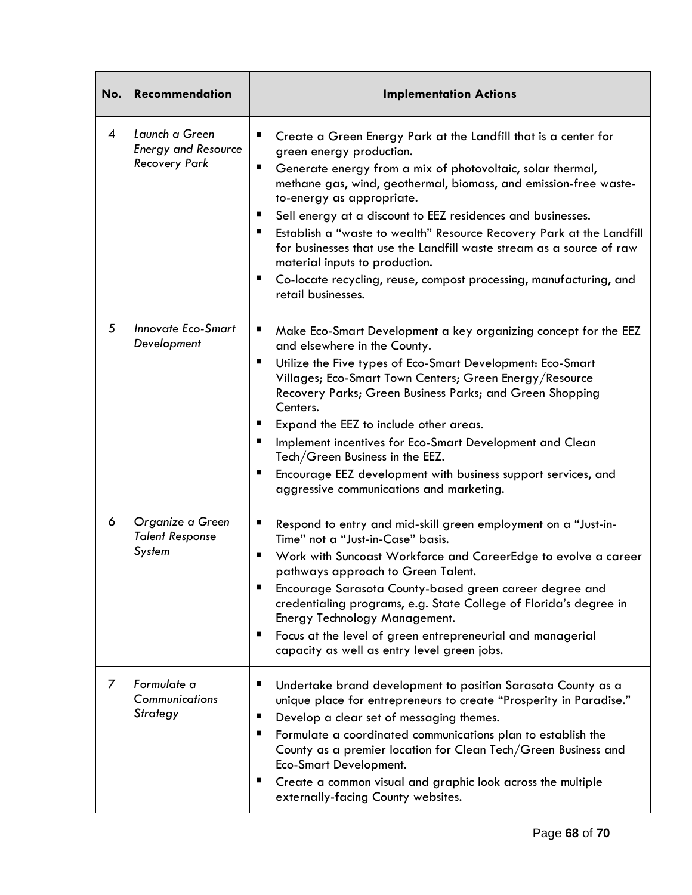| No. | Recommendation | Implementation Actions |
|---|---|---|
| 4 | *Launch a Green Energy and Resource Recovery Park* | ▪ Create a Green Energy Park at the Landfill that is a center for green energy production.<br>▪ Generate energy from a mix of photovoltaic, solar thermal, methane gas, wind, geothermal, biomass, and emission-free waste-to-energy as appropriate.<br>▪ Sell energy at a discount to EEZ residences and businesses.<br>▪ Establish a "waste to wealth" Resource Recovery Park at the Landfill for businesses that use the Landfill waste stream as a source of raw material inputs to production.<br>▪ Co-locate recycling, reuse, compost processing, manufacturing, and retail businesses. |
| 5 | *Innovate Eco-Smart Development* | ▪ Make Eco-Smart Development a key organizing concept for the EEZ and elsewhere in the County.<br>▪ Utilize the Five types of Eco-Smart Development: Eco-Smart Villages; Eco-Smart Town Centers; Green Energy/Resource Recovery Parks; Green Business Parks; and Green Shopping Centers.<br>▪ Expand the EEZ to include other areas.<br>▪ Implement incentives for Eco-Smart Development and Clean Tech/Green Business in the EEZ.<br>▪ Encourage EEZ development with business support services, and aggressive communications and marketing. |
| 6 | *Organize a Green Talent Response System* | ▪ Respond to entry and mid-skill green employment on a "Just-in-Time" not a "Just-in-Case" basis.<br>▪ Work with Suncoast Workforce and CareerEdge to evolve a career pathways approach to Green Talent.<br>▪ Encourage Sarasota County-based green career degree and credentialing programs, e.g. State College of Florida's degree in Energy Technology Management.<br>▪ Focus at the level of green entrepreneurial and managerial capacity as well as entry level green jobs. |
| 7 | *Formulate a Communications Strategy* | ▪ Undertake brand development to position Sarasota County as a unique place for entrepreneurs to create "Prosperity in Paradise."<br>▪ Develop a clear set of messaging themes.<br>▪ Formulate a coordinated communications plan to establish the County as a premier location for Clean Tech/Green Business and Eco-Smart Development.<br>▪ Create a common visual and graphic look across the multiple externally-facing County websites. |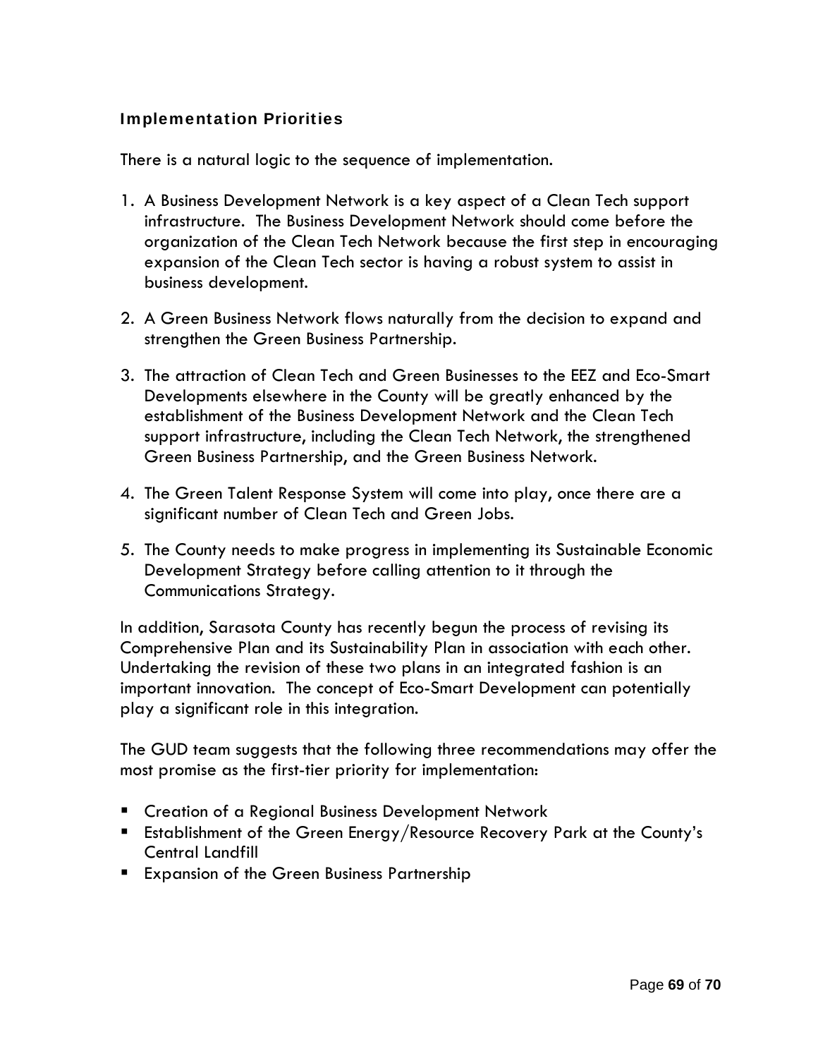### Implementation Priorities

There is a natural logic to the sequence of implementation.

1. A Business Development Network is a key aspect of a Clean Tech support infrastructure. The Business Development Network should come before the organization of the Clean Tech Network because the first step in encouraging expansion of the Clean Tech sector is having a robust system to assist in business development.
2. A Green Business Network flows naturally from the decision to expand and strengthen the Green Business Partnership.
3. The attraction of Clean Tech and Green Businesses to the EEZ and Eco-Smart Developments elsewhere in the County will be greatly enhanced by the establishment of the Business Development Network and the Clean Tech support infrastructure, including the Clean Tech Network, the strengthened Green Business Partnership, and the Green Business Network.
4. The Green Talent Response System will come into play, once there are a significant number of Clean Tech and Green Jobs.
5. The County needs to make progress in implementing its Sustainable Economic Development Strategy before calling attention to it through the Communications Strategy.

In addition, Sarasota County has recently begun the process of revising its Comprehensive Plan and its Sustainability Plan in association with each other. Undertaking the revision of these two plans in an integrated fashion is an important innovation. The concept of Eco-Smart Development can potentially play a significant role in this integration.

The GUD team suggests that the following three recommendations may offer the most promise as the first-tier priority for implementation:

- Creation of a Regional Business Development Network
- Establishment of the Green Energy/Resource Recovery Park at the County's Central Landfill
- Expansion of the Green Business Partnership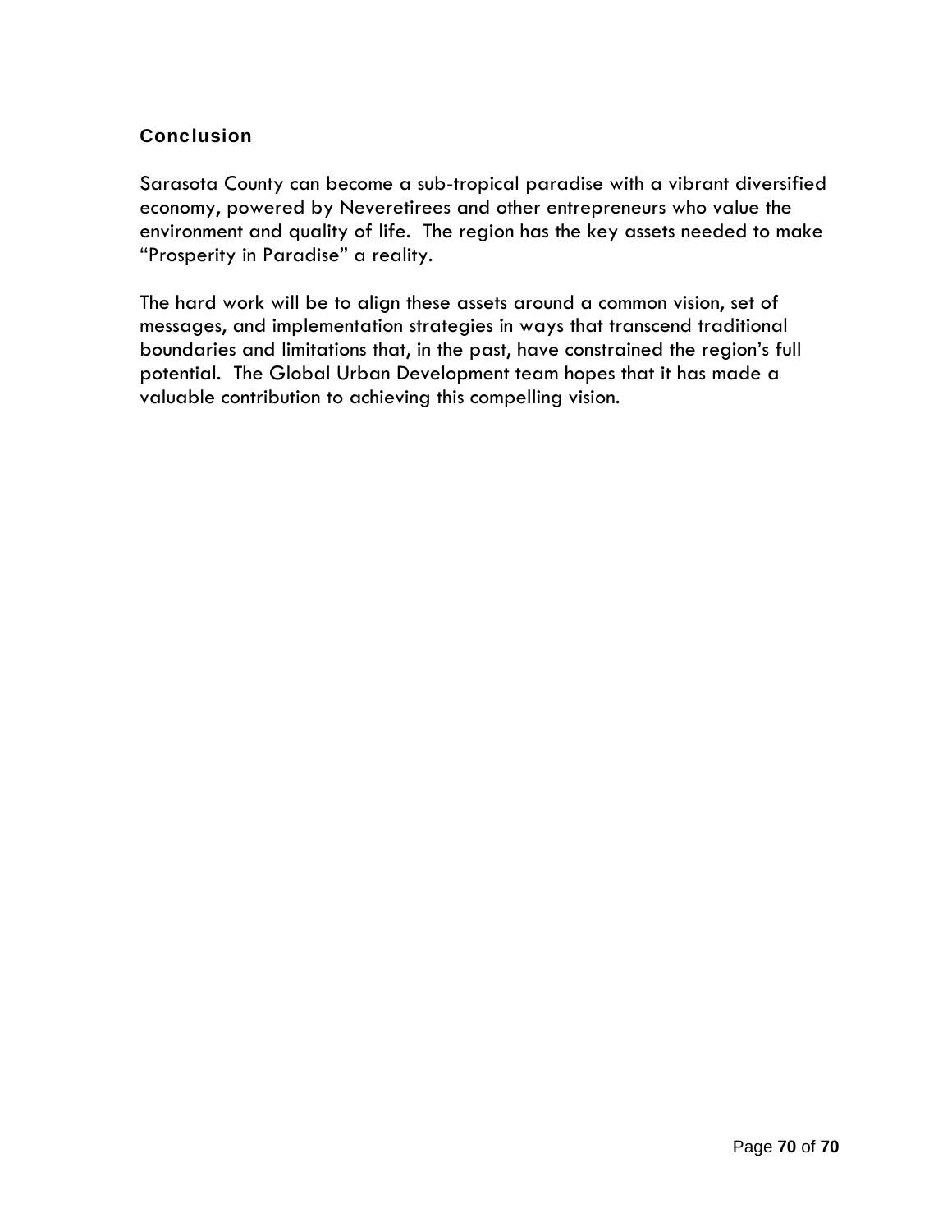## Conclusion

Sarasota County can become a sub-tropical paradise with a vibrant diversified economy, powered by Neveretirees and other entrepreneurs who value the environment and quality of life.  The region has the key assets needed to make "Prosperity in Paradise" a reality.

The hard work will be to align these assets around a common vision, set of messages, and implementation strategies in ways that transcend traditional boundaries and limitations that, in the past, have constrained the region's full potential.  The Global Urban Development team hopes that it has made a valuable contribution to achieving this compelling vision.